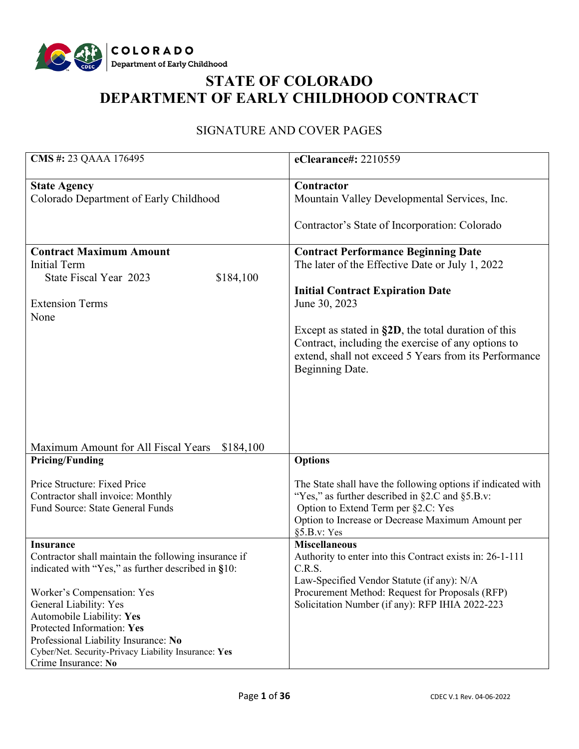# STATE OF COLORADO
# DEPARTMENT OF EARLY CHILDHOOD CONTRACT

## SIGNATURE AND COVER PAGES

| | |
|---|---|
| **CMS #:** 23 QAAA 176495 | **eClearance#:** 2210559 |
| **State Agency**<br>Colorado Department of Early Childhood | **Contractor**<br>Mountain Valley Developmental Services, Inc.<br><br>Contractor's State of Incorporation: Colorado |
| **Contract Maximum Amount**<br>Initial Term<br>State Fiscal Year 2023 $184,100<br><br>Extension Terms<br>None<br><br>Maximum Amount for All Fiscal Years $184,100 | **Contract Performance Beginning Date**<br>The later of the Effective Date or July 1, 2022<br><br>**Initial Contract Expiration Date**<br>June 30, 2023<br><br>Except as stated in **§2D**, the total duration of this Contract, including the exercise of any options to extend, shall not exceed 5 Years from its Performance Beginning Date. |
| **Pricing/Funding**<br><br>Price Structure: Fixed Price<br>Contractor shall invoice: Monthly<br>Fund Source: State General Funds | **Options**<br><br>The State shall have the following options if indicated with "Yes," as further described in §2.C and §5.B.v:<br>Option to Extend Term per §2.C: Yes<br>Option to Increase or Decrease Maximum Amount per §5.B.v: Yes |
| **Insurance**<br>Contractor shall maintain the following insurance if indicated with "Yes," as further described in **§**10:<br><br>Worker's Compensation: Yes<br>General Liability: Yes<br>Automobile Liability: **Yes**<br>Protected Information: **Yes**<br>Professional Liability Insurance: **No**<br>Cyber/Net. Security-Privacy Liability Insurance: **Yes**<br>Crime Insurance: **No** | **Miscellaneous**<br>Authority to enter into this Contract exists in: 26-1-111 C.R.S.<br>Law-Specified Vendor Statute (if any): N/A<br>Procurement Method: Request for Proposals (RFP)<br>Solicitation Number (if any): RFP IHIA 2022-223 |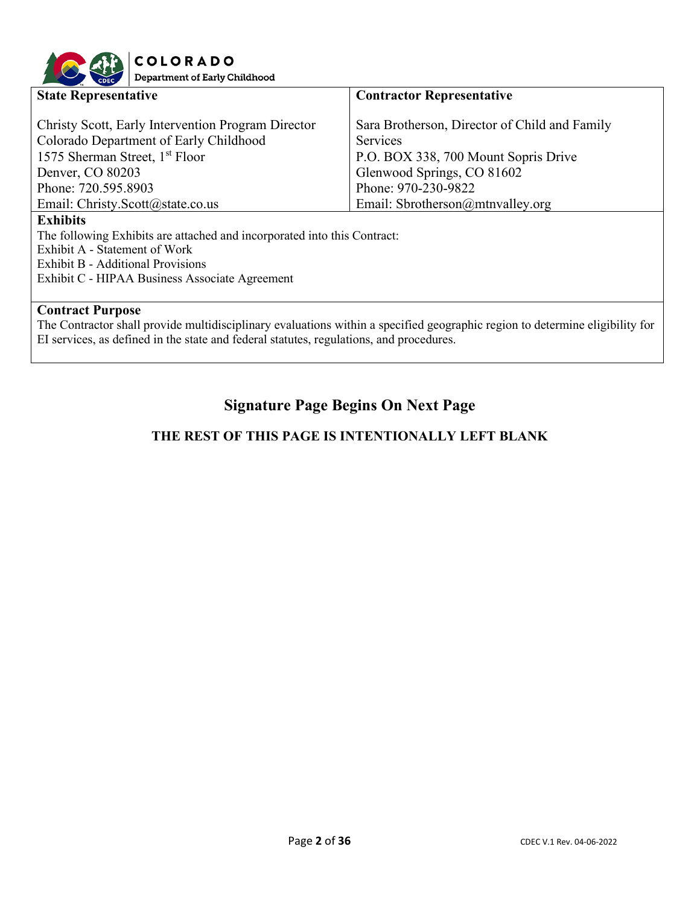| State Representative | Contractor Representative |
|---|---|
| Christy Scott, Early Intervention Program Director<br>Colorado Department of Early Childhood<br>1575 Sherman Street, 1st Floor<br>Denver, CO 80203<br>Phone: 720.595.8903<br>Email: Christy.Scott@state.co.us | Sara Brotherson, Director of Child and Family Services<br>P.O. BOX 338, 700 Mount Sopris Drive<br>Glenwood Springs, CO 81602<br>Phone: 970-230-9822<br>Email: Sbrotherson@mtnvalley.org |

**Exhibits**

The following Exhibits are attached and incorporated into this Contract:
Exhibit A - Statement of Work
Exhibit B - Additional Provisions
Exhibit C - HIPAA Business Associate Agreement

**Contract Purpose**

The Contractor shall provide multidisciplinary evaluations within a specified geographic region to determine eligibility for EI services, as defined in the state and federal statutes, regulations, and procedures.

## Signature Page Begins On Next Page

**THE REST OF THIS PAGE IS INTENTIONALLY LEFT BLANK**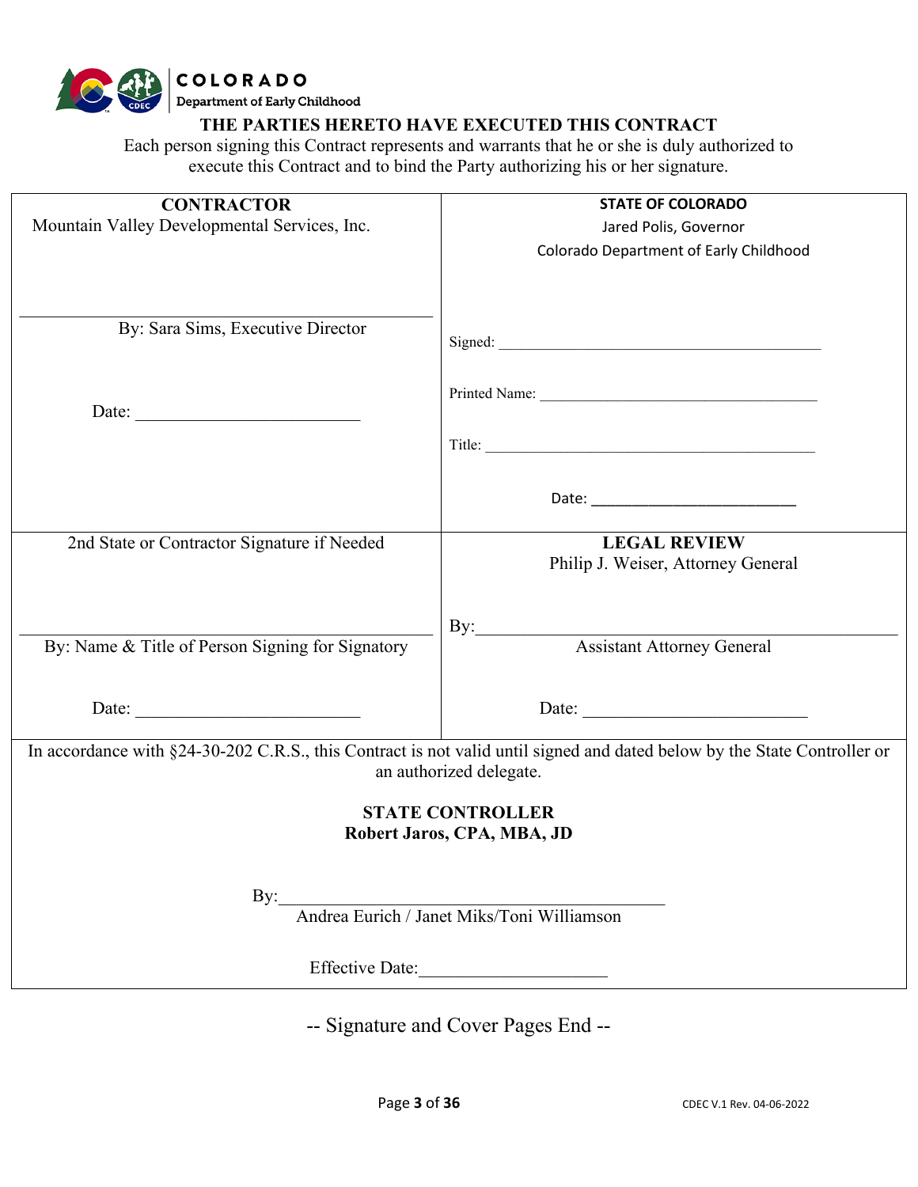## THE PARTIES HERETO HAVE EXECUTED THIS CONTRACT

Each person signing this Contract represents and warrants that he or she is duly authorized to execute this Contract and to bind the Party authorizing his or her signature.

| **CONTRACTOR**<br>Mountain Valley Developmental Services, Inc.<br><br>\_\_\_\_\_\_\_\_\_\_\_\_\_\_\_\_\_\_\_\_\_\_\_\_\_\_\_\_\_\_\_\_\_\_<br>By: Sara Sims, Executive Director<br><br>Date: \_\_\_\_\_\_\_\_\_\_\_\_\_\_\_\_\_\_\_\_\_\_\_\_ | **STATE OF COLORADO**<br>Jared Polis, Governor<br>Colorado Department of Early Childhood<br><br>Signed: \_\_\_\_\_\_\_\_\_\_\_\_\_\_\_\_\_\_\_\_\_\_\_\_\_\_\_\_\_\_\_\_\_\_<br><br>Printed Name: \_\_\_\_\_\_\_\_\_\_\_\_\_\_\_\_\_\_\_\_\_\_\_\_\_\_\_\_\_\_<br><br>Title: \_\_\_\_\_\_\_\_\_\_\_\_\_\_\_\_\_\_\_\_\_\_\_\_\_\_\_\_\_\_\_\_\_\_\_\_<br><br>Date: \_\_\_\_\_\_\_\_\_\_\_\_\_\_\_\_\_\_\_\_\_\_\_\_ |
|---|---|
| 2nd State or Contractor Signature if Needed<br><br>\_\_\_\_\_\_\_\_\_\_\_\_\_\_\_\_\_\_\_\_\_\_\_\_\_\_\_\_\_\_\_\_\_\_<br>By: Name & Title of Person Signing for Signatory<br><br>Date: \_\_\_\_\_\_\_\_\_\_\_\_\_\_\_\_\_\_\_\_\_\_\_\_ | **LEGAL REVIEW**<br>Philip J. Weiser, Attorney General<br><br>By:\_\_\_\_\_\_\_\_\_\_\_\_\_\_\_\_\_\_\_\_\_\_\_\_\_\_\_\_\_\_\_\_\_\_<br>Assistant Attorney General<br><br>Date: \_\_\_\_\_\_\_\_\_\_\_\_\_\_\_\_\_\_\_\_\_\_\_\_ |

In accordance with §24-30-202 C.R.S., this Contract is not valid until signed and dated below by the State Controller or an authorized delegate.

**STATE CONTROLLER**
**Robert Jaros, CPA, MBA, JD**

By:\_\_\_\_\_\_\_\_\_\_\_\_\_\_\_\_\_\_\_\_\_\_\_\_\_\_\_\_\_\_\_\_\_\_\_\_\_\_\_\_
Andrea Eurich / Janet Miks/Toni Williamson

Effective Date:\_\_\_\_\_\_\_\_\_\_\_\_\_\_\_\_\_\_\_\_

-- Signature and Cover Pages End --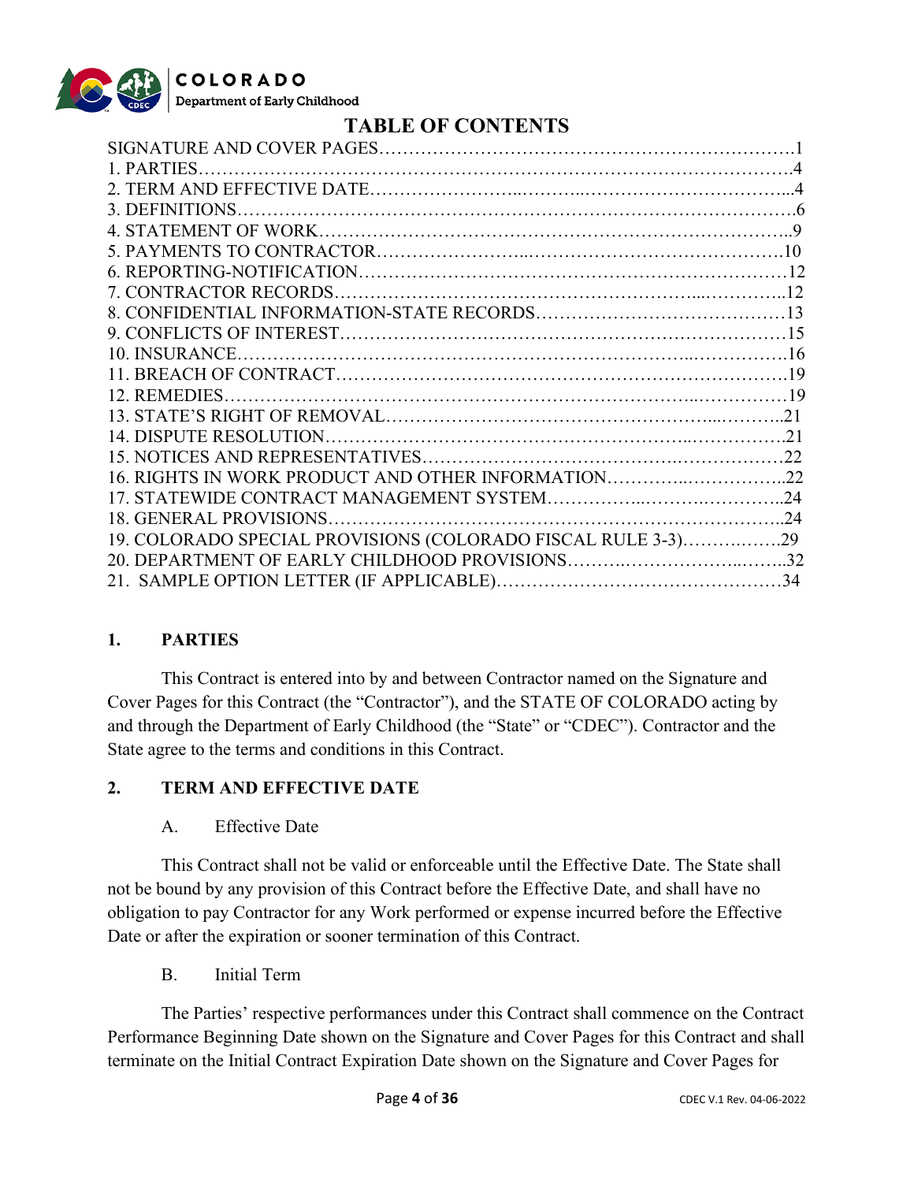# TABLE OF CONTENTS

SIGNATURE AND COVER PAGES…………………………………………………………….1
1. PARTIES……………………………………………………………………………………….4
2. TERM AND EFFECTIVE DATE……………………..………..……………………………...4
3. DEFINITIONS………………………………………………………….……………………….6
4. STATEMENT OF WORK………………………………………………………………………..9
5. PAYMENTS TO CONTRACTOR……………………..………………………………………10
6. REPORTING-NOTIFICATION…………………………………….……………….…………12
7. CONTRACTOR RECORDS……………………………………………………...…………..12
8. CONFIDENTIAL INFORMATION-STATE RECORDS……………………………………13
9. CONFLICTS OF INTEREST……………………….……………………….……………….…15
10. INSURANCE………………………………………………………………..…………….16
11. BREACH OF CONTRACT…………………………………………………………………19
12. REMEDIES……………………………………………………………………..……………19
13. STATE'S RIGHT OF REMOVAL……………………………………….…………....………..21
14. DISPUTE RESOLUTION……………………………………………………...……………….21
15. NOTICES AND REPRESENTATIVES………………………………….………………22
16. RIGHTS IN WORK PRODUCT AND OTHER INFORMATION…………..……………..22
17. STATEWIDE CONTRACT MANAGEMENT SYSTEM……………..……….…………..24
18. GENERAL PROVISIONS……………………………………………………………………..24
19. COLORADO SPECIAL PROVISIONS (COLORADO FISCAL RULE 3-3)……….…….29
20. DEPARTMENT OF EARLY CHILDHOOD PROVISIONS……….………………..……..32
21. SAMPLE OPTION LETTER (IF APPLICABLE)…………………………….…………34

## 1. PARTIES

This Contract is entered into by and between Contractor named on the Signature and Cover Pages for this Contract (the "Contractor"), and the STATE OF COLORADO acting by and through the Department of Early Childhood (the "State" or "CDEC"). Contractor and the State agree to the terms and conditions in this Contract.

## 2. TERM AND EFFECTIVE DATE

### A. Effective Date

This Contract shall not be valid or enforceable until the Effective Date. The State shall not be bound by any provision of this Contract before the Effective Date, and shall have no obligation to pay Contractor for any Work performed or expense incurred before the Effective Date or after the expiration or sooner termination of this Contract.

### B. Initial Term

The Parties' respective performances under this Contract shall commence on the Contract Performance Beginning Date shown on the Signature and Cover Pages for this Contract and shall terminate on the Initial Contract Expiration Date shown on the Signature and Cover Pages for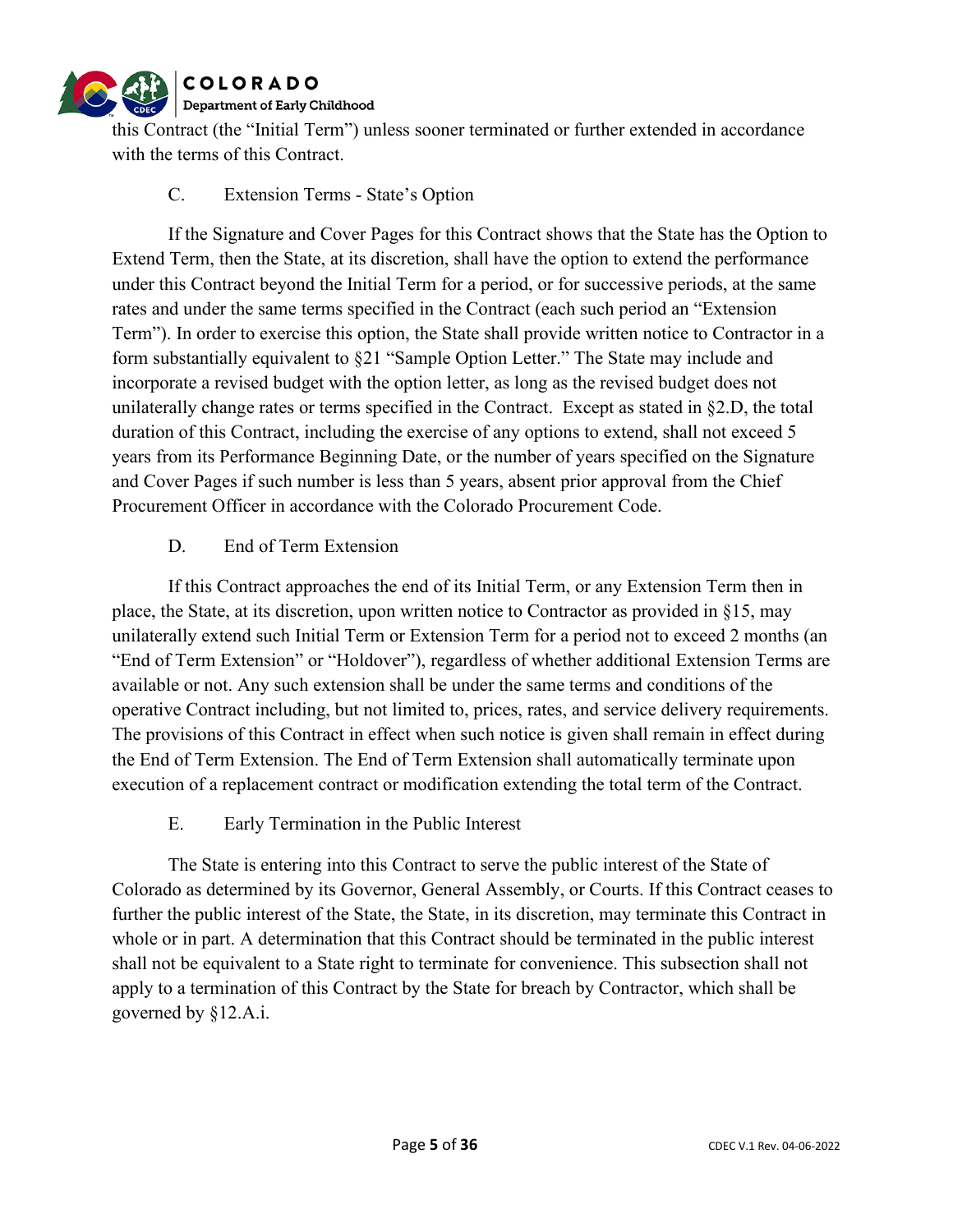this Contract (the “Initial Term”) unless sooner terminated or further extended in accordance with the terms of this Contract.

### C. Extension Terms - State’s Option

If the Signature and Cover Pages for this Contract shows that the State has the Option to Extend Term, then the State, at its discretion, shall have the option to extend the performance under this Contract beyond the Initial Term for a period, or for successive periods, at the same rates and under the same terms specified in the Contract (each such period an “Extension Term”). In order to exercise this option, the State shall provide written notice to Contractor in a form substantially equivalent to §21 “Sample Option Letter.” The State may include and incorporate a revised budget with the option letter, as long as the revised budget does not unilaterally change rates or terms specified in the Contract. Except as stated in §2.D, the total duration of this Contract, including the exercise of any options to extend, shall not exceed 5 years from its Performance Beginning Date, or the number of years specified on the Signature and Cover Pages if such number is less than 5 years, absent prior approval from the Chief Procurement Officer in accordance with the Colorado Procurement Code.

### D. End of Term Extension

If this Contract approaches the end of its Initial Term, or any Extension Term then in place, the State, at its discretion, upon written notice to Contractor as provided in §15, may unilaterally extend such Initial Term or Extension Term for a period not to exceed 2 months (an “End of Term Extension” or “Holdover”), regardless of whether additional Extension Terms are available or not. Any such extension shall be under the same terms and conditions of the operative Contract including, but not limited to, prices, rates, and service delivery requirements. The provisions of this Contract in effect when such notice is given shall remain in effect during the End of Term Extension. The End of Term Extension shall automatically terminate upon execution of a replacement contract or modification extending the total term of the Contract.

### E. Early Termination in the Public Interest

The State is entering into this Contract to serve the public interest of the State of Colorado as determined by its Governor, General Assembly, or Courts. If this Contract ceases to further the public interest of the State, the State, in its discretion, may terminate this Contract in whole or in part. A determination that this Contract should be terminated in the public interest shall not be equivalent to a State right to terminate for convenience. This subsection shall not apply to a termination of this Contract by the State for breach by Contractor, which shall be governed by §12.A.i.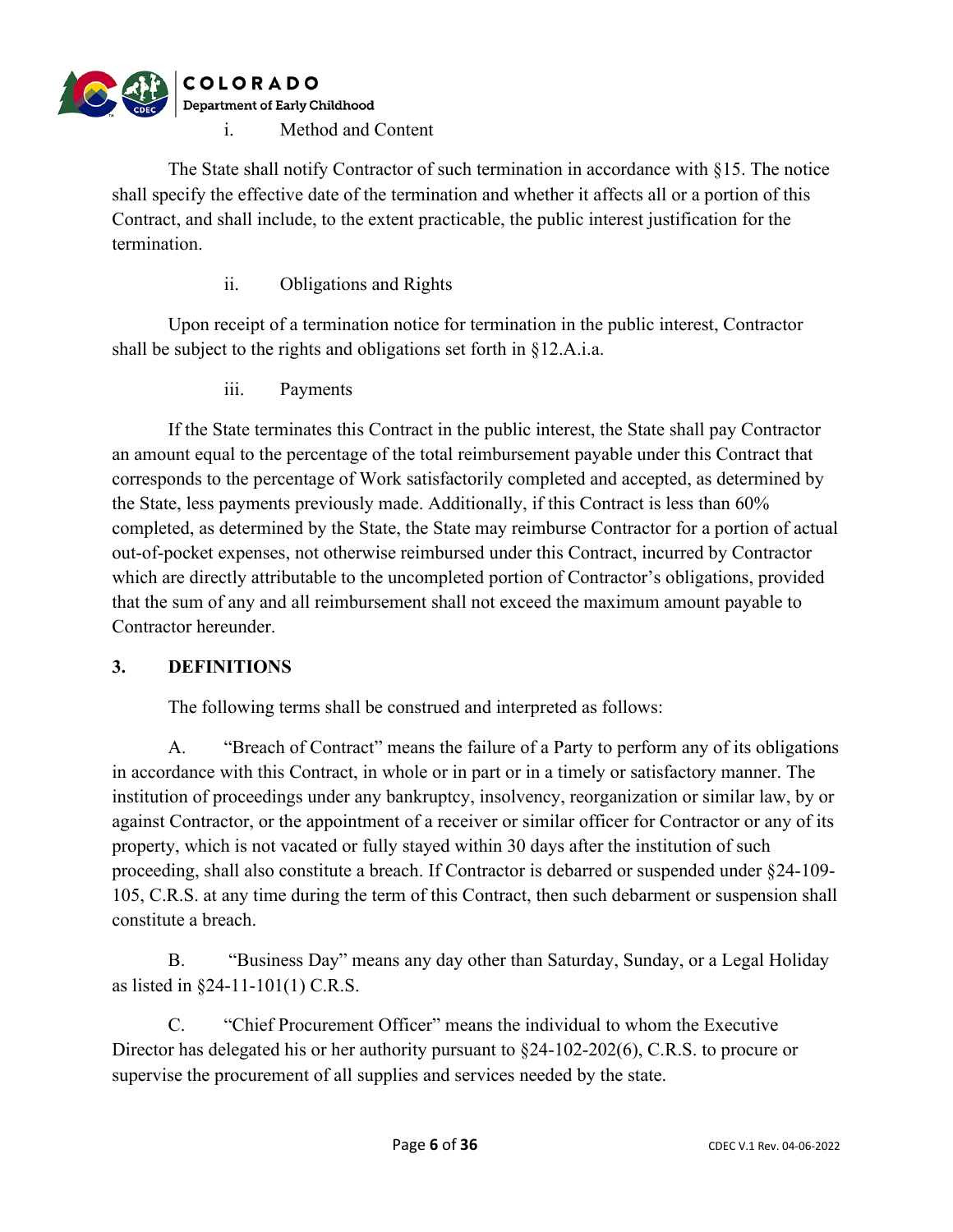i. Method and Content

The State shall notify Contractor of such termination in accordance with §15. The notice shall specify the effective date of the termination and whether it affects all or a portion of this Contract, and shall include, to the extent practicable, the public interest justification for the termination.

ii. Obligations and Rights

Upon receipt of a termination notice for termination in the public interest, Contractor shall be subject to the rights and obligations set forth in §12.A.i.a.

iii. Payments

If the State terminates this Contract in the public interest, the State shall pay Contractor an amount equal to the percentage of the total reimbursement payable under this Contract that corresponds to the percentage of Work satisfactorily completed and accepted, as determined by the State, less payments previously made. Additionally, if this Contract is less than 60% completed, as determined by the State, the State may reimburse Contractor for a portion of actual out-of-pocket expenses, not otherwise reimbursed under this Contract, incurred by Contractor which are directly attributable to the uncompleted portion of Contractor's obligations, provided that the sum of any and all reimbursement shall not exceed the maximum amount payable to Contractor hereunder.

## 3. DEFINITIONS

The following terms shall be construed and interpreted as follows:

A. "Breach of Contract" means the failure of a Party to perform any of its obligations in accordance with this Contract, in whole or in part or in a timely or satisfactory manner. The institution of proceedings under any bankruptcy, insolvency, reorganization or similar law, by or against Contractor, or the appointment of a receiver or similar officer for Contractor or any of its property, which is not vacated or fully stayed within 30 days after the institution of such proceeding, shall also constitute a breach. If Contractor is debarred or suspended under §24-109-105, C.R.S. at any time during the term of this Contract, then such debarment or suspension shall constitute a breach.

B. "Business Day" means any day other than Saturday, Sunday, or a Legal Holiday as listed in §24-11-101(1) C.R.S.

C. "Chief Procurement Officer" means the individual to whom the Executive Director has delegated his or her authority pursuant to §24-102-202(6), C.R.S. to procure or supervise the procurement of all supplies and services needed by the state.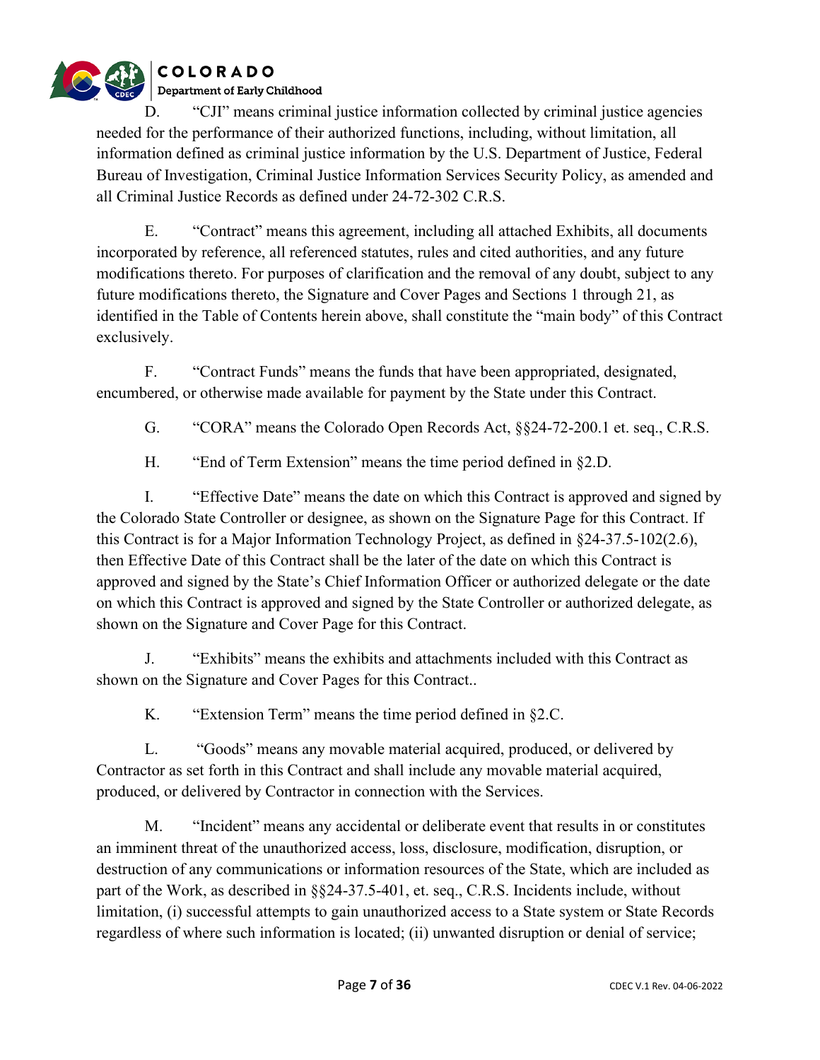D. "CJI" means criminal justice information collected by criminal justice agencies needed for the performance of their authorized functions, including, without limitation, all information defined as criminal justice information by the U.S. Department of Justice, Federal Bureau of Investigation, Criminal Justice Information Services Security Policy, as amended and all Criminal Justice Records as defined under 24-72-302 C.R.S.

E. "Contract" means this agreement, including all attached Exhibits, all documents incorporated by reference, all referenced statutes, rules and cited authorities, and any future modifications thereto. For purposes of clarification and the removal of any doubt, subject to any future modifications thereto, the Signature and Cover Pages and Sections 1 through 21, as identified in the Table of Contents herein above, shall constitute the "main body" of this Contract exclusively.

F. "Contract Funds" means the funds that have been appropriated, designated, encumbered, or otherwise made available for payment by the State under this Contract.

G. "CORA" means the Colorado Open Records Act, §§24-72-200.1 et. seq., C.R.S.

H. "End of Term Extension" means the time period defined in §2.D.

I. "Effective Date" means the date on which this Contract is approved and signed by the Colorado State Controller or designee, as shown on the Signature Page for this Contract. If this Contract is for a Major Information Technology Project, as defined in §24-37.5-102(2.6), then Effective Date of this Contract shall be the later of the date on which this Contract is approved and signed by the State's Chief Information Officer or authorized delegate or the date on which this Contract is approved and signed by the State Controller or authorized delegate, as shown on the Signature and Cover Page for this Contract.

J. "Exhibits" means the exhibits and attachments included with this Contract as shown on the Signature and Cover Pages for this Contract..

K. "Extension Term" means the time period defined in §2.C.

L. "Goods" means any movable material acquired, produced, or delivered by Contractor as set forth in this Contract and shall include any movable material acquired, produced, or delivered by Contractor in connection with the Services.

M. "Incident" means any accidental or deliberate event that results in or constitutes an imminent threat of the unauthorized access, loss, disclosure, modification, disruption, or destruction of any communications or information resources of the State, which are included as part of the Work, as described in §§24-37.5-401, et. seq., C.R.S. Incidents include, without limitation, (i) successful attempts to gain unauthorized access to a State system or State Records regardless of where such information is located; (ii) unwanted disruption or denial of service;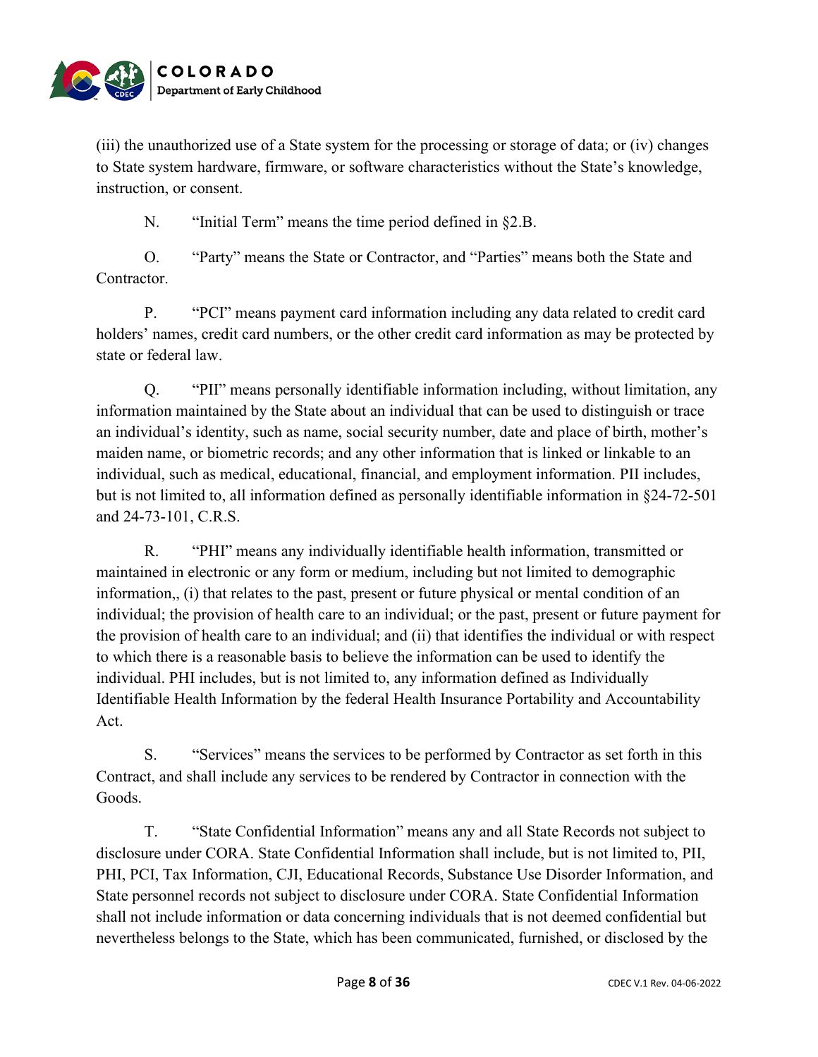(iii) the unauthorized use of a State system for the processing or storage of data; or (iv) changes to State system hardware, firmware, or software characteristics without the State's knowledge, instruction, or consent.

N. "Initial Term" means the time period defined in §2.B.

O. "Party" means the State or Contractor, and "Parties" means both the State and Contractor.

P. "PCI" means payment card information including any data related to credit card holders' names, credit card numbers, or the other credit card information as may be protected by state or federal law.

Q. "PII" means personally identifiable information including, without limitation, any information maintained by the State about an individual that can be used to distinguish or trace an individual's identity, such as name, social security number, date and place of birth, mother's maiden name, or biometric records; and any other information that is linked or linkable to an individual, such as medical, educational, financial, and employment information. PII includes, but is not limited to, all information defined as personally identifiable information in §24-72-501 and 24-73-101, C.R.S.

R. "PHI" means any individually identifiable health information, transmitted or maintained in electronic or any form or medium, including but not limited to demographic information,, (i) that relates to the past, present or future physical or mental condition of an individual; the provision of health care to an individual; or the past, present or future payment for the provision of health care to an individual; and (ii) that identifies the individual or with respect to which there is a reasonable basis to believe the information can be used to identify the individual. PHI includes, but is not limited to, any information defined as Individually Identifiable Health Information by the federal Health Insurance Portability and Accountability Act.

S. "Services" means the services to be performed by Contractor as set forth in this Contract, and shall include any services to be rendered by Contractor in connection with the Goods.

T. "State Confidential Information" means any and all State Records not subject to disclosure under CORA. State Confidential Information shall include, but is not limited to, PII, PHI, PCI, Tax Information, CJI, Educational Records, Substance Use Disorder Information, and State personnel records not subject to disclosure under CORA. State Confidential Information shall not include information or data concerning individuals that is not deemed confidential but nevertheless belongs to the State, which has been communicated, furnished, or disclosed by the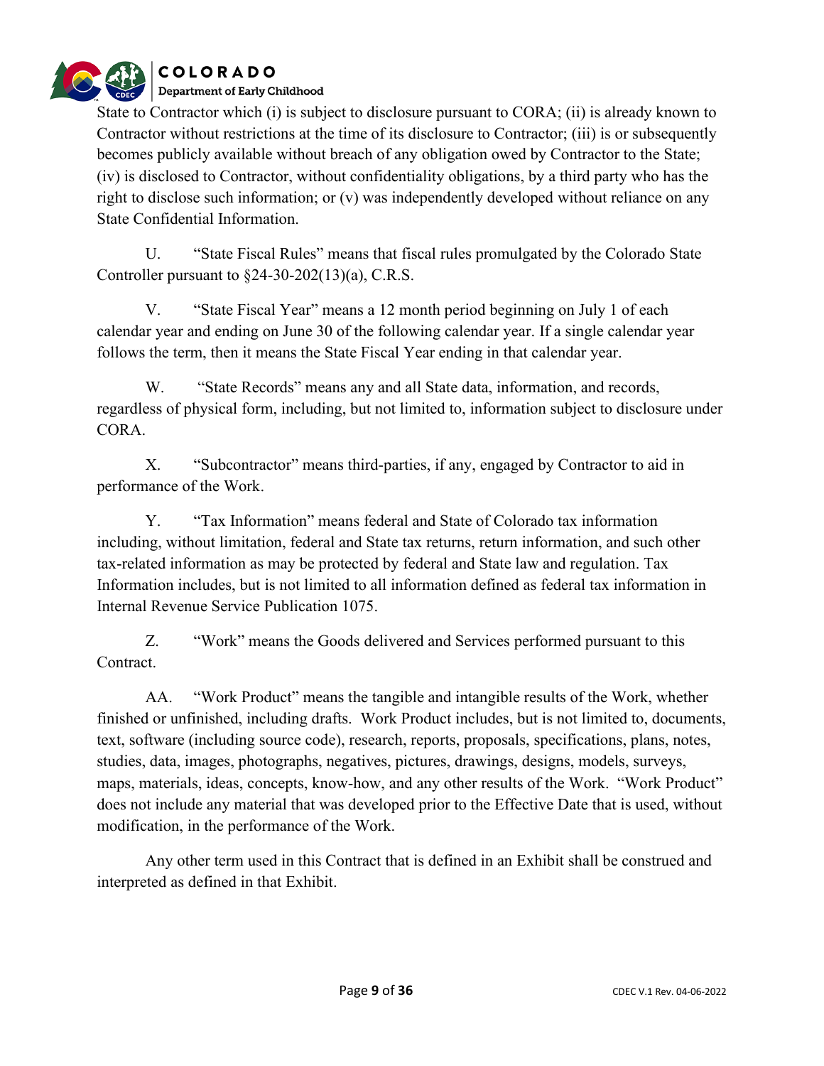State to Contractor which (i) is subject to disclosure pursuant to CORA; (ii) is already known to Contractor without restrictions at the time of its disclosure to Contractor; (iii) is or subsequently becomes publicly available without breach of any obligation owed by Contractor to the State; (iv) is disclosed to Contractor, without confidentiality obligations, by a third party who has the right to disclose such information; or (v) was independently developed without reliance on any State Confidential Information.

U. "State Fiscal Rules" means that fiscal rules promulgated by the Colorado State Controller pursuant to §24-30-202(13)(a), C.R.S.

V. "State Fiscal Year" means a 12 month period beginning on July 1 of each calendar year and ending on June 30 of the following calendar year. If a single calendar year follows the term, then it means the State Fiscal Year ending in that calendar year.

W. "State Records" means any and all State data, information, and records, regardless of physical form, including, but not limited to, information subject to disclosure under CORA.

X. "Subcontractor" means third-parties, if any, engaged by Contractor to aid in performance of the Work.

Y. "Tax Information" means federal and State of Colorado tax information including, without limitation, federal and State tax returns, return information, and such other tax-related information as may be protected by federal and State law and regulation. Tax Information includes, but is not limited to all information defined as federal tax information in Internal Revenue Service Publication 1075.

Z. "Work" means the Goods delivered and Services performed pursuant to this Contract.

AA. "Work Product" means the tangible and intangible results of the Work, whether finished or unfinished, including drafts. Work Product includes, but is not limited to, documents, text, software (including source code), research, reports, proposals, specifications, plans, notes, studies, data, images, photographs, negatives, pictures, drawings, designs, models, surveys, maps, materials, ideas, concepts, know-how, and any other results of the Work. "Work Product" does not include any material that was developed prior to the Effective Date that is used, without modification, in the performance of the Work.

Any other term used in this Contract that is defined in an Exhibit shall be construed and interpreted as defined in that Exhibit.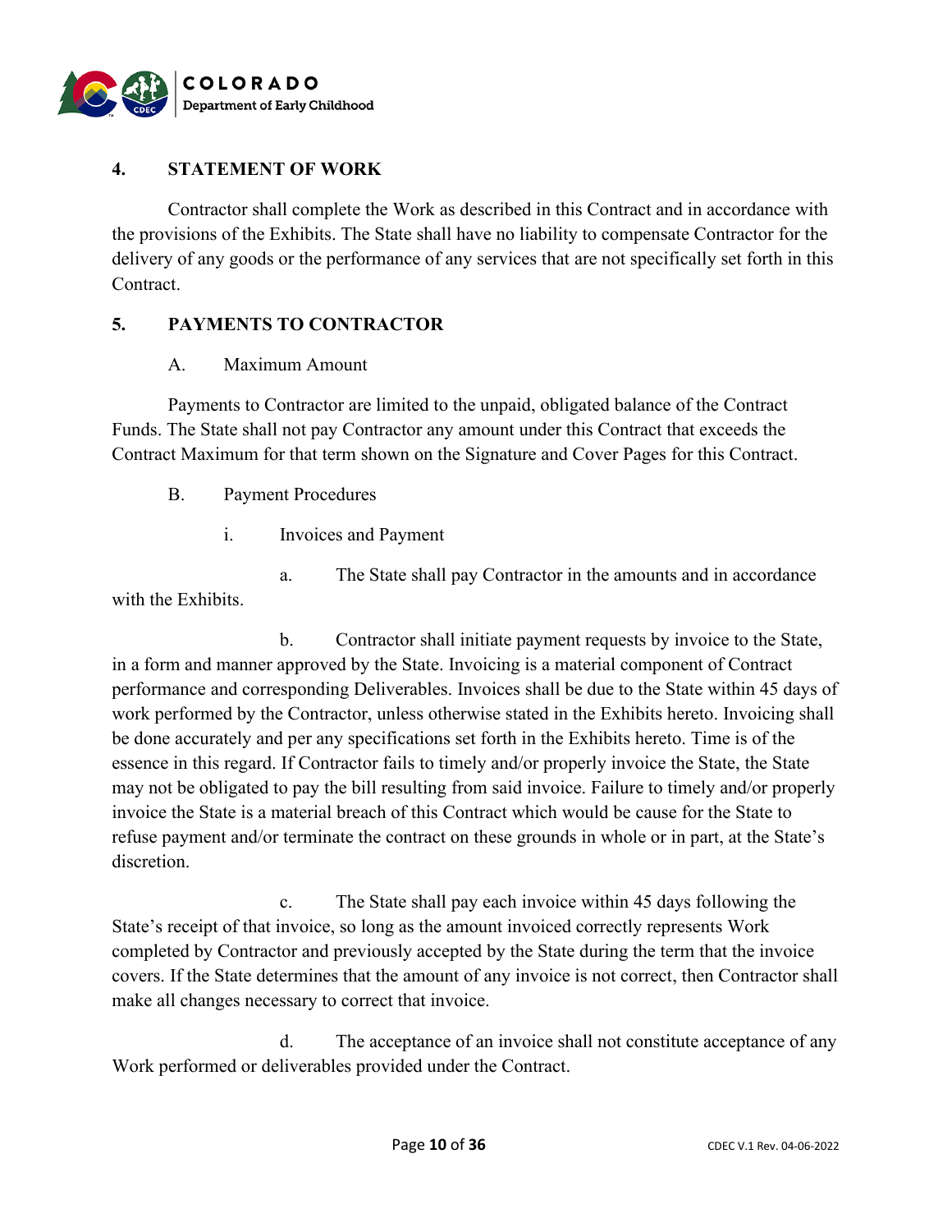## 4. STATEMENT OF WORK

Contractor shall complete the Work as described in this Contract and in accordance with the provisions of the Exhibits. The State shall have no liability to compensate Contractor for the delivery of any goods or the performance of any services that are not specifically set forth in this Contract.

## 5. PAYMENTS TO CONTRACTOR

### A. Maximum Amount

Payments to Contractor are limited to the unpaid, obligated balance of the Contract Funds. The State shall not pay Contractor any amount under this Contract that exceeds the Contract Maximum for that term shown on the Signature and Cover Pages for this Contract.

### B. Payment Procedures

#### i. Invoices and Payment

a. The State shall pay Contractor in the amounts and in accordance with the Exhibits.

b. Contractor shall initiate payment requests by invoice to the State, in a form and manner approved by the State. Invoicing is a material component of Contract performance and corresponding Deliverables. Invoices shall be due to the State within 45 days of work performed by the Contractor, unless otherwise stated in the Exhibits hereto. Invoicing shall be done accurately and per any specifications set forth in the Exhibits hereto. Time is of the essence in this regard. If Contractor fails to timely and/or properly invoice the State, the State may not be obligated to pay the bill resulting from said invoice. Failure to timely and/or properly invoice the State is a material breach of this Contract which would be cause for the State to refuse payment and/or terminate the contract on these grounds in whole or in part, at the State's discretion.

c. The State shall pay each invoice within 45 days following the State's receipt of that invoice, so long as the amount invoiced correctly represents Work completed by Contractor and previously accepted by the State during the term that the invoice covers. If the State determines that the amount of any invoice is not correct, then Contractor shall make all changes necessary to correct that invoice.

d. The acceptance of an invoice shall not constitute acceptance of any Work performed or deliverables provided under the Contract.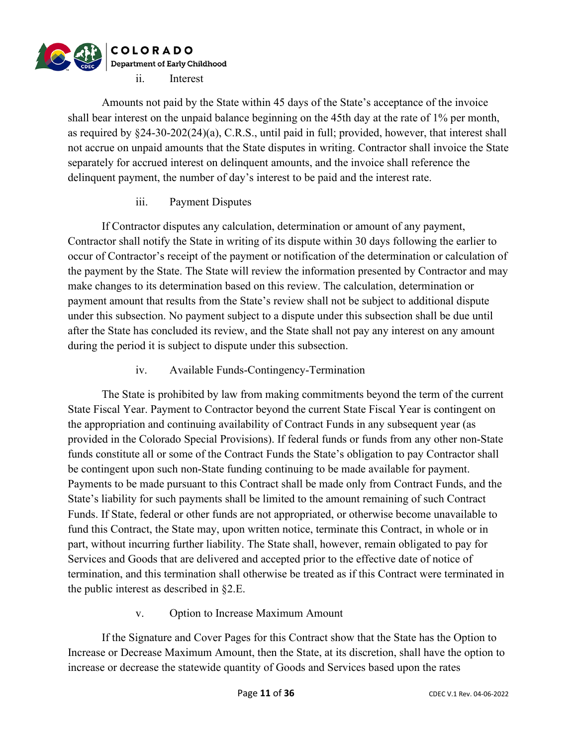ii. Interest

Amounts not paid by the State within 45 days of the State's acceptance of the invoice shall bear interest on the unpaid balance beginning on the 45th day at the rate of 1% per month, as required by §24-30-202(24)(a), C.R.S., until paid in full; provided, however, that interest shall not accrue on unpaid amounts that the State disputes in writing. Contractor shall invoice the State separately for accrued interest on delinquent amounts, and the invoice shall reference the delinquent payment, the number of day's interest to be paid and the interest rate.

iii. Payment Disputes

If Contractor disputes any calculation, determination or amount of any payment, Contractor shall notify the State in writing of its dispute within 30 days following the earlier to occur of Contractor's receipt of the payment or notification of the determination or calculation of the payment by the State. The State will review the information presented by Contractor and may make changes to its determination based on this review. The calculation, determination or payment amount that results from the State's review shall not be subject to additional dispute under this subsection. No payment subject to a dispute under this subsection shall be due until after the State has concluded its review, and the State shall not pay any interest on any amount during the period it is subject to dispute under this subsection.

iv. Available Funds-Contingency-Termination

The State is prohibited by law from making commitments beyond the term of the current State Fiscal Year. Payment to Contractor beyond the current State Fiscal Year is contingent on the appropriation and continuing availability of Contract Funds in any subsequent year (as provided in the Colorado Special Provisions). If federal funds or funds from any other non-State funds constitute all or some of the Contract Funds the State's obligation to pay Contractor shall be contingent upon such non-State funding continuing to be made available for payment. Payments to be made pursuant to this Contract shall be made only from Contract Funds, and the State's liability for such payments shall be limited to the amount remaining of such Contract Funds. If State, federal or other funds are not appropriated, or otherwise become unavailable to fund this Contract, the State may, upon written notice, terminate this Contract, in whole or in part, without incurring further liability. The State shall, however, remain obligated to pay for Services and Goods that are delivered and accepted prior to the effective date of notice of termination, and this termination shall otherwise be treated as if this Contract were terminated in the public interest as described in §2.E.

v. Option to Increase Maximum Amount

If the Signature and Cover Pages for this Contract show that the State has the Option to Increase or Decrease Maximum Amount, then the State, at its discretion, shall have the option to increase or decrease the statewide quantity of Goods and Services based upon the rates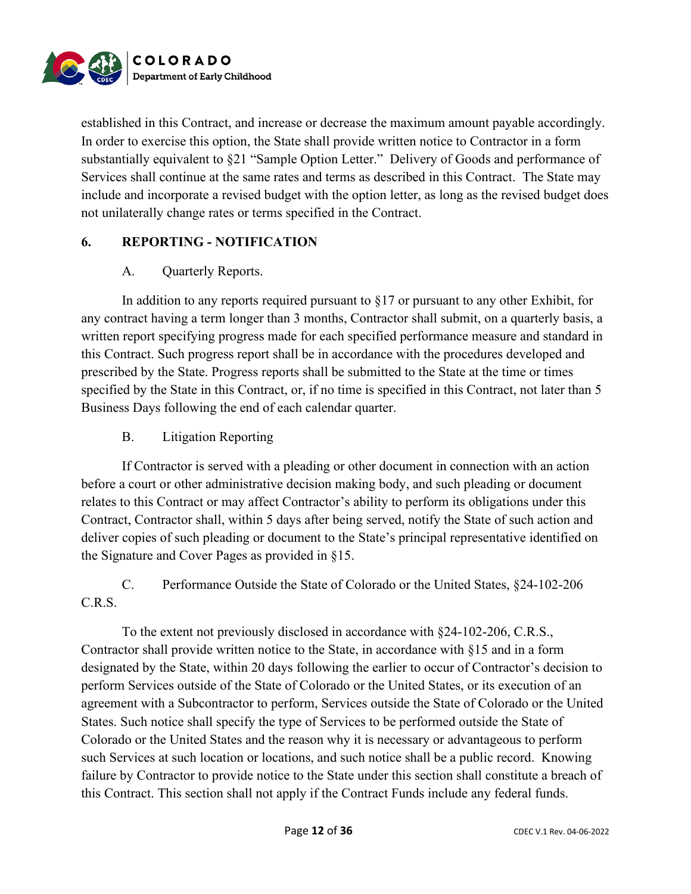established in this Contract, and increase or decrease the maximum amount payable accordingly. In order to exercise this option, the State shall provide written notice to Contractor in a form substantially equivalent to §21 "Sample Option Letter." Delivery of Goods and performance of Services shall continue at the same rates and terms as described in this Contract. The State may include and incorporate a revised budget with the option letter, as long as the revised budget does not unilaterally change rates or terms specified in the Contract.

## 6. REPORTING - NOTIFICATION

### A. Quarterly Reports.

In addition to any reports required pursuant to §17 or pursuant to any other Exhibit, for any contract having a term longer than 3 months, Contractor shall submit, on a quarterly basis, a written report specifying progress made for each specified performance measure and standard in this Contract. Such progress report shall be in accordance with the procedures developed and prescribed by the State. Progress reports shall be submitted to the State at the time or times specified by the State in this Contract, or, if no time is specified in this Contract, not later than 5 Business Days following the end of each calendar quarter.

### B. Litigation Reporting

If Contractor is served with a pleading or other document in connection with an action before a court or other administrative decision making body, and such pleading or document relates to this Contract or may affect Contractor's ability to perform its obligations under this Contract, Contractor shall, within 5 days after being served, notify the State of such action and deliver copies of such pleading or document to the State's principal representative identified on the Signature and Cover Pages as provided in §15.

### C. Performance Outside the State of Colorado or the United States, §24-102-206 C.R.S.

To the extent not previously disclosed in accordance with §24-102-206, C.R.S., Contractor shall provide written notice to the State, in accordance with §15 and in a form designated by the State, within 20 days following the earlier to occur of Contractor's decision to perform Services outside of the State of Colorado or the United States, or its execution of an agreement with a Subcontractor to perform, Services outside the State of Colorado or the United States. Such notice shall specify the type of Services to be performed outside the State of Colorado or the United States and the reason why it is necessary or advantageous to perform such Services at such location or locations, and such notice shall be a public record. Knowing failure by Contractor to provide notice to the State under this section shall constitute a breach of this Contract. This section shall not apply if the Contract Funds include any federal funds.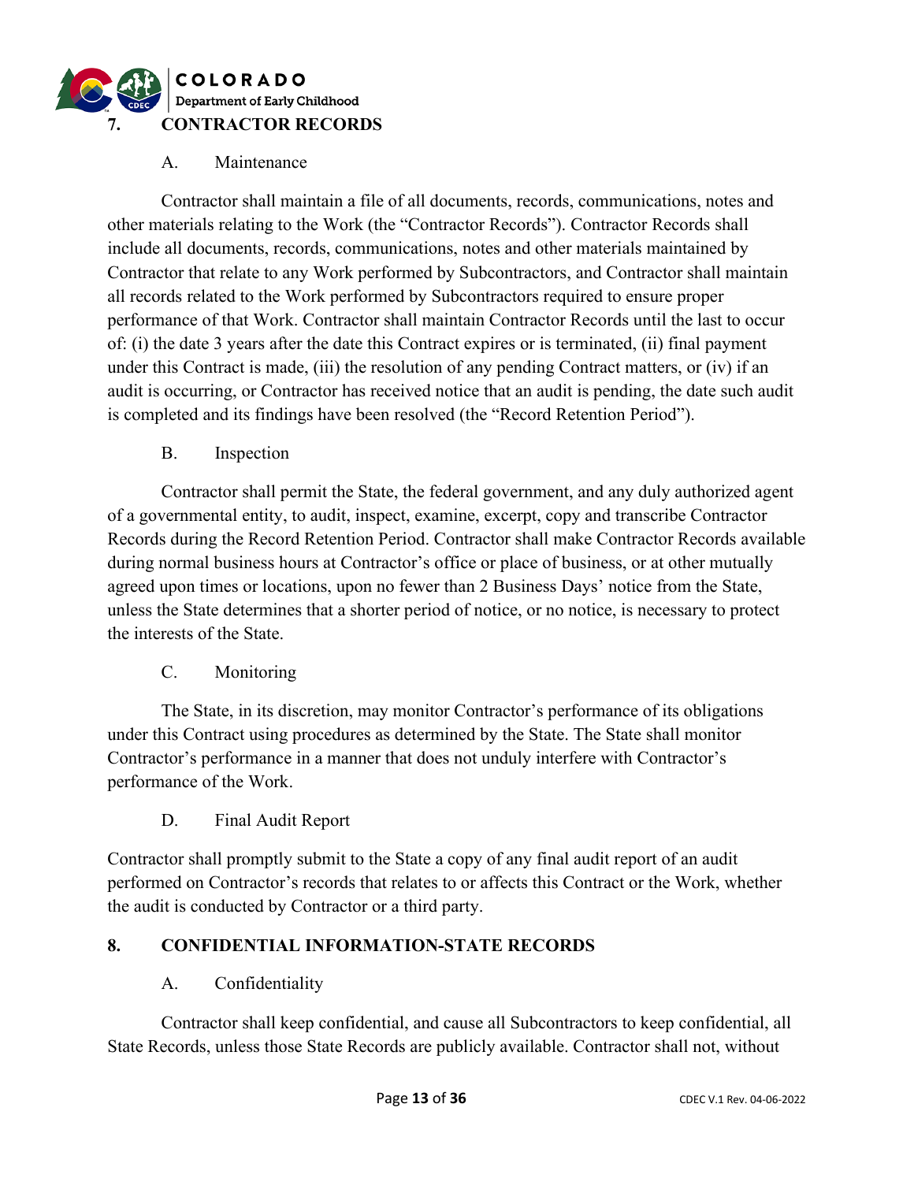## 7. CONTRACTOR RECORDS

### A. Maintenance

Contractor shall maintain a file of all documents, records, communications, notes and other materials relating to the Work (the "Contractor Records"). Contractor Records shall include all documents, records, communications, notes and other materials maintained by Contractor that relate to any Work performed by Subcontractors, and Contractor shall maintain all records related to the Work performed by Subcontractors required to ensure proper performance of that Work. Contractor shall maintain Contractor Records until the last to occur of: (i) the date 3 years after the date this Contract expires or is terminated, (ii) final payment under this Contract is made, (iii) the resolution of any pending Contract matters, or (iv) if an audit is occurring, or Contractor has received notice that an audit is pending, the date such audit is completed and its findings have been resolved (the "Record Retention Period").

### B. Inspection

Contractor shall permit the State, the federal government, and any duly authorized agent of a governmental entity, to audit, inspect, examine, excerpt, copy and transcribe Contractor Records during the Record Retention Period. Contractor shall make Contractor Records available during normal business hours at Contractor's office or place of business, or at other mutually agreed upon times or locations, upon no fewer than 2 Business Days' notice from the State, unless the State determines that a shorter period of notice, or no notice, is necessary to protect the interests of the State.

### C. Monitoring

The State, in its discretion, may monitor Contractor's performance of its obligations under this Contract using procedures as determined by the State. The State shall monitor Contractor's performance in a manner that does not unduly interfere with Contractor's performance of the Work.

### D. Final Audit Report

Contractor shall promptly submit to the State a copy of any final audit report of an audit performed on Contractor's records that relates to or affects this Contract or the Work, whether the audit is conducted by Contractor or a third party.

## 8. CONFIDENTIAL INFORMATION-STATE RECORDS

### A. Confidentiality

Contractor shall keep confidential, and cause all Subcontractors to keep confidential, all State Records, unless those State Records are publicly available. Contractor shall not, without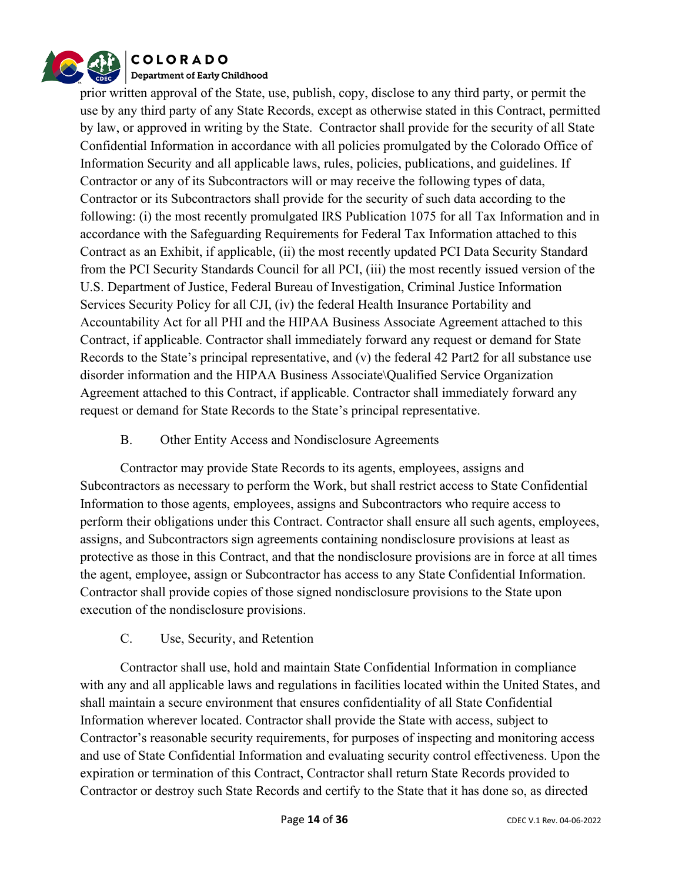prior written approval of the State, use, publish, copy, disclose to any third party, or permit the use by any third party of any State Records, except as otherwise stated in this Contract, permitted by law, or approved in writing by the State. Contractor shall provide for the security of all State Confidential Information in accordance with all policies promulgated by the Colorado Office of Information Security and all applicable laws, rules, policies, publications, and guidelines. If Contractor or any of its Subcontractors will or may receive the following types of data, Contractor or its Subcontractors shall provide for the security of such data according to the following: (i) the most recently promulgated IRS Publication 1075 for all Tax Information and in accordance with the Safeguarding Requirements for Federal Tax Information attached to this Contract as an Exhibit, if applicable, (ii) the most recently updated PCI Data Security Standard from the PCI Security Standards Council for all PCI, (iii) the most recently issued version of the U.S. Department of Justice, Federal Bureau of Investigation, Criminal Justice Information Services Security Policy for all CJI, (iv) the federal Health Insurance Portability and Accountability Act for all PHI and the HIPAA Business Associate Agreement attached to this Contract, if applicable. Contractor shall immediately forward any request or demand for State Records to the State's principal representative, and (v) the federal 42 Part2 for all substance use disorder information and the HIPAA Business Associate\Qualified Service Organization Agreement attached to this Contract, if applicable. Contractor shall immediately forward any request or demand for State Records to the State's principal representative.

B. Other Entity Access and Nondisclosure Agreements

Contractor may provide State Records to its agents, employees, assigns and Subcontractors as necessary to perform the Work, but shall restrict access to State Confidential Information to those agents, employees, assigns and Subcontractors who require access to perform their obligations under this Contract. Contractor shall ensure all such agents, employees, assigns, and Subcontractors sign agreements containing nondisclosure provisions at least as protective as those in this Contract, and that the nondisclosure provisions are in force at all times the agent, employee, assign or Subcontractor has access to any State Confidential Information. Contractor shall provide copies of those signed nondisclosure provisions to the State upon execution of the nondisclosure provisions.

C. Use, Security, and Retention

Contractor shall use, hold and maintain State Confidential Information in compliance with any and all applicable laws and regulations in facilities located within the United States, and shall maintain a secure environment that ensures confidentiality of all State Confidential Information wherever located. Contractor shall provide the State with access, subject to Contractor's reasonable security requirements, for purposes of inspecting and monitoring access and use of State Confidential Information and evaluating security control effectiveness. Upon the expiration or termination of this Contract, Contractor shall return State Records provided to Contractor or destroy such State Records and certify to the State that it has done so, as directed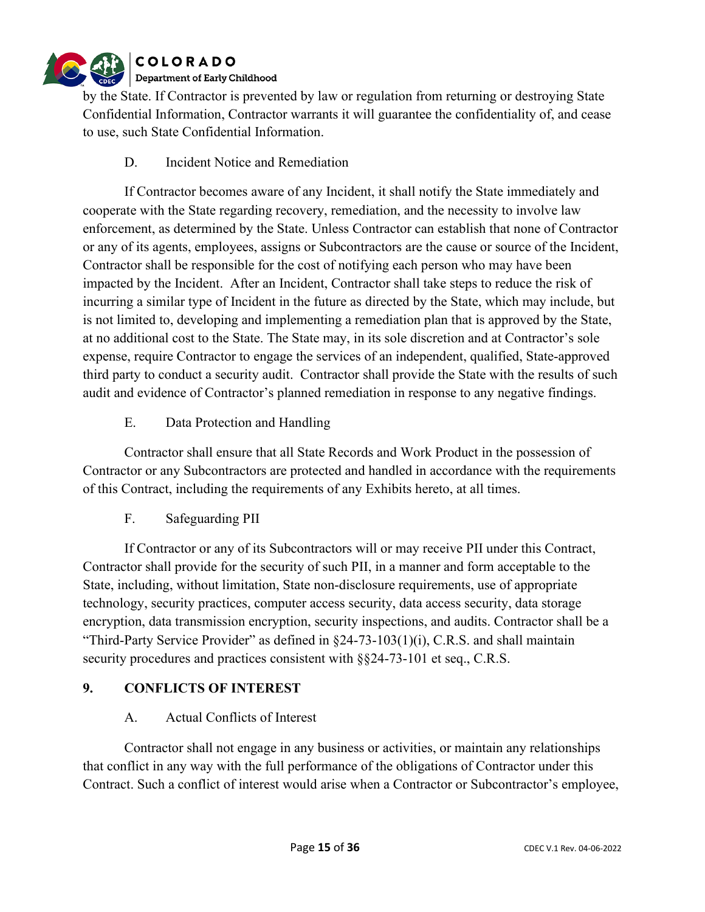by the State. If Contractor is prevented by law or regulation from returning or destroying State Confidential Information, Contractor warrants it will guarantee the confidentiality of, and cease to use, such State Confidential Information.

D. Incident Notice and Remediation

If Contractor becomes aware of any Incident, it shall notify the State immediately and cooperate with the State regarding recovery, remediation, and the necessity to involve law enforcement, as determined by the State. Unless Contractor can establish that none of Contractor or any of its agents, employees, assigns or Subcontractors are the cause or source of the Incident, Contractor shall be responsible for the cost of notifying each person who may have been impacted by the Incident. After an Incident, Contractor shall take steps to reduce the risk of incurring a similar type of Incident in the future as directed by the State, which may include, but is not limited to, developing and implementing a remediation plan that is approved by the State, at no additional cost to the State. The State may, in its sole discretion and at Contractor's sole expense, require Contractor to engage the services of an independent, qualified, State-approved third party to conduct a security audit. Contractor shall provide the State with the results of such audit and evidence of Contractor's planned remediation in response to any negative findings.

E. Data Protection and Handling

Contractor shall ensure that all State Records and Work Product in the possession of Contractor or any Subcontractors are protected and handled in accordance with the requirements of this Contract, including the requirements of any Exhibits hereto, at all times.

F. Safeguarding PII

If Contractor or any of its Subcontractors will or may receive PII under this Contract, Contractor shall provide for the security of such PII, in a manner and form acceptable to the State, including, without limitation, State non-disclosure requirements, use of appropriate technology, security practices, computer access security, data access security, data storage encryption, data transmission encryption, security inspections, and audits. Contractor shall be a "Third-Party Service Provider" as defined in §24-73-103(1)(i), C.R.S. and shall maintain security procedures and practices consistent with §§24-73-101 et seq., C.R.S.

## 9. CONFLICTS OF INTEREST

A. Actual Conflicts of Interest

Contractor shall not engage in any business or activities, or maintain any relationships that conflict in any way with the full performance of the obligations of Contractor under this Contract. Such a conflict of interest would arise when a Contractor or Subcontractor's employee,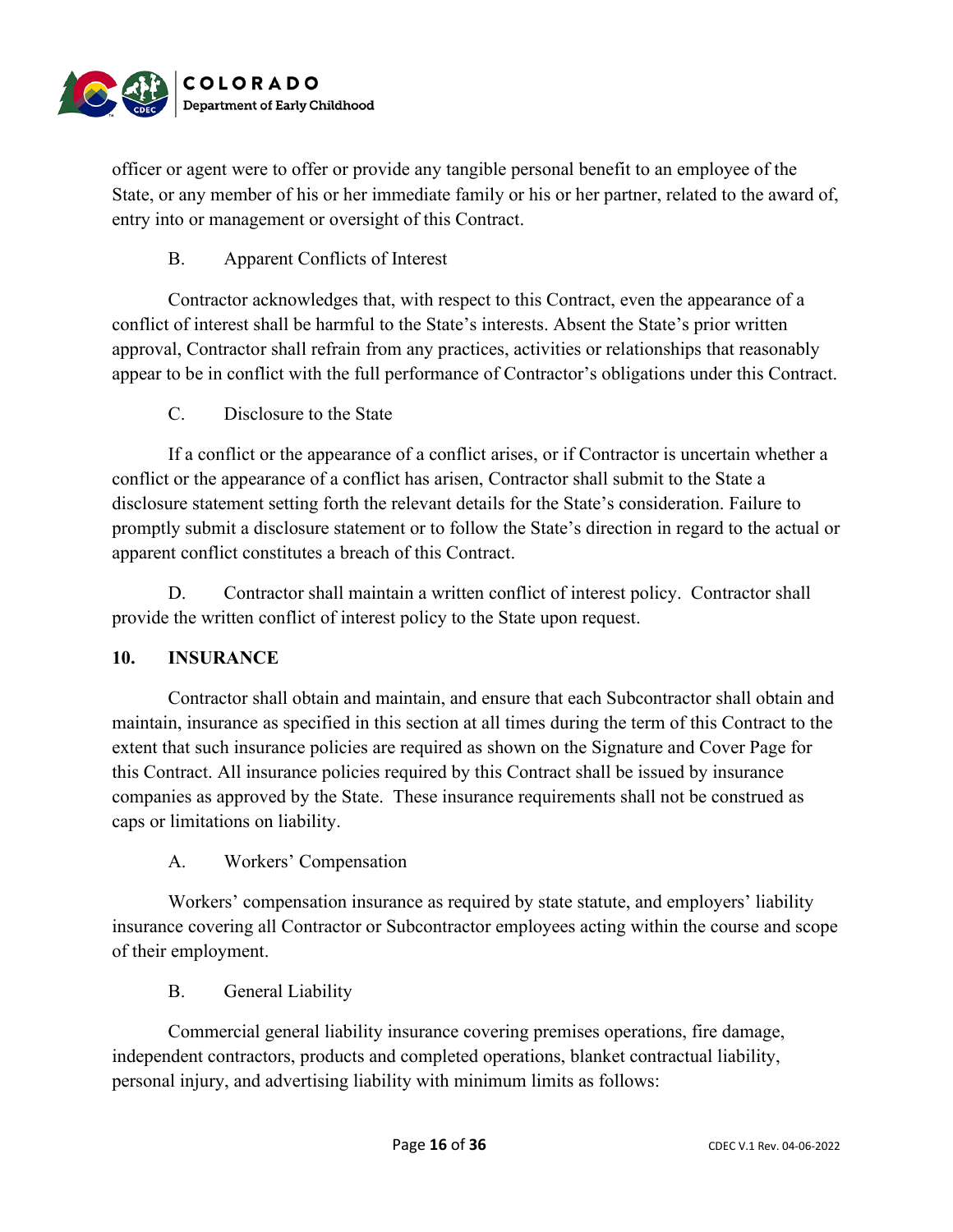officer or agent were to offer or provide any tangible personal benefit to an employee of the State, or any member of his or her immediate family or his or her partner, related to the award of, entry into or management or oversight of this Contract.

B. Apparent Conflicts of Interest

Contractor acknowledges that, with respect to this Contract, even the appearance of a conflict of interest shall be harmful to the State's interests. Absent the State's prior written approval, Contractor shall refrain from any practices, activities or relationships that reasonably appear to be in conflict with the full performance of Contractor's obligations under this Contract.

C. Disclosure to the State

If a conflict or the appearance of a conflict arises, or if Contractor is uncertain whether a conflict or the appearance of a conflict has arisen, Contractor shall submit to the State a disclosure statement setting forth the relevant details for the State's consideration. Failure to promptly submit a disclosure statement or to follow the State's direction in regard to the actual or apparent conflict constitutes a breach of this Contract.

D. Contractor shall maintain a written conflict of interest policy. Contractor shall provide the written conflict of interest policy to the State upon request.

## 10. INSURANCE

Contractor shall obtain and maintain, and ensure that each Subcontractor shall obtain and maintain, insurance as specified in this section at all times during the term of this Contract to the extent that such insurance policies are required as shown on the Signature and Cover Page for this Contract. All insurance policies required by this Contract shall be issued by insurance companies as approved by the State. These insurance requirements shall not be construed as caps or limitations on liability.

A. Workers' Compensation

Workers' compensation insurance as required by state statute, and employers' liability insurance covering all Contractor or Subcontractor employees acting within the course and scope of their employment.

B. General Liability

Commercial general liability insurance covering premises operations, fire damage, independent contractors, products and completed operations, blanket contractual liability, personal injury, and advertising liability with minimum limits as follows: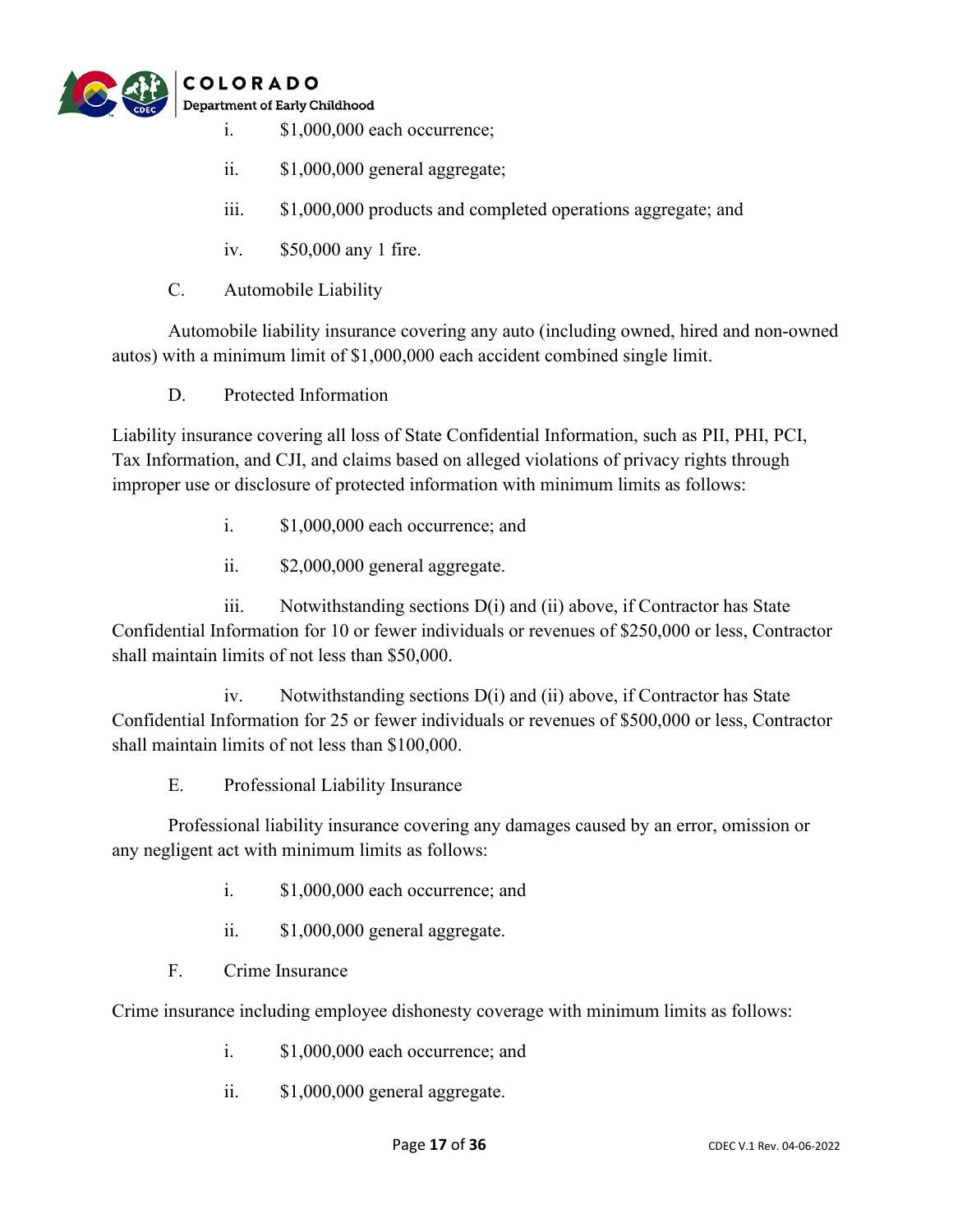i. $1,000,000 each occurrence;

ii. $1,000,000 general aggregate;

iii. $1,000,000 products and completed operations aggregate; and

iv. $50,000 any 1 fire.

C. Automobile Liability

Automobile liability insurance covering any auto (including owned, hired and non-owned autos) with a minimum limit of $1,000,000 each accident combined single limit.

D. Protected Information

Liability insurance covering all loss of State Confidential Information, such as PII, PHI, PCI, Tax Information, and CJI, and claims based on alleged violations of privacy rights through improper use or disclosure of protected information with minimum limits as follows:

i. $1,000,000 each occurrence; and

ii. $2,000,000 general aggregate.

iii. Notwithstanding sections D(i) and (ii) above, if Contractor has State Confidential Information for 10 or fewer individuals or revenues of $250,000 or less, Contractor shall maintain limits of not less than $50,000.

iv. Notwithstanding sections D(i) and (ii) above, if Contractor has State Confidential Information for 25 or fewer individuals or revenues of $500,000 or less, Contractor shall maintain limits of not less than $100,000.

E. Professional Liability Insurance

Professional liability insurance covering any damages caused by an error, omission or any negligent act with minimum limits as follows:

i. $1,000,000 each occurrence; and

ii. $1,000,000 general aggregate.

F. Crime Insurance

Crime insurance including employee dishonesty coverage with minimum limits as follows:

i. $1,000,000 each occurrence; and

ii. $1,000,000 general aggregate.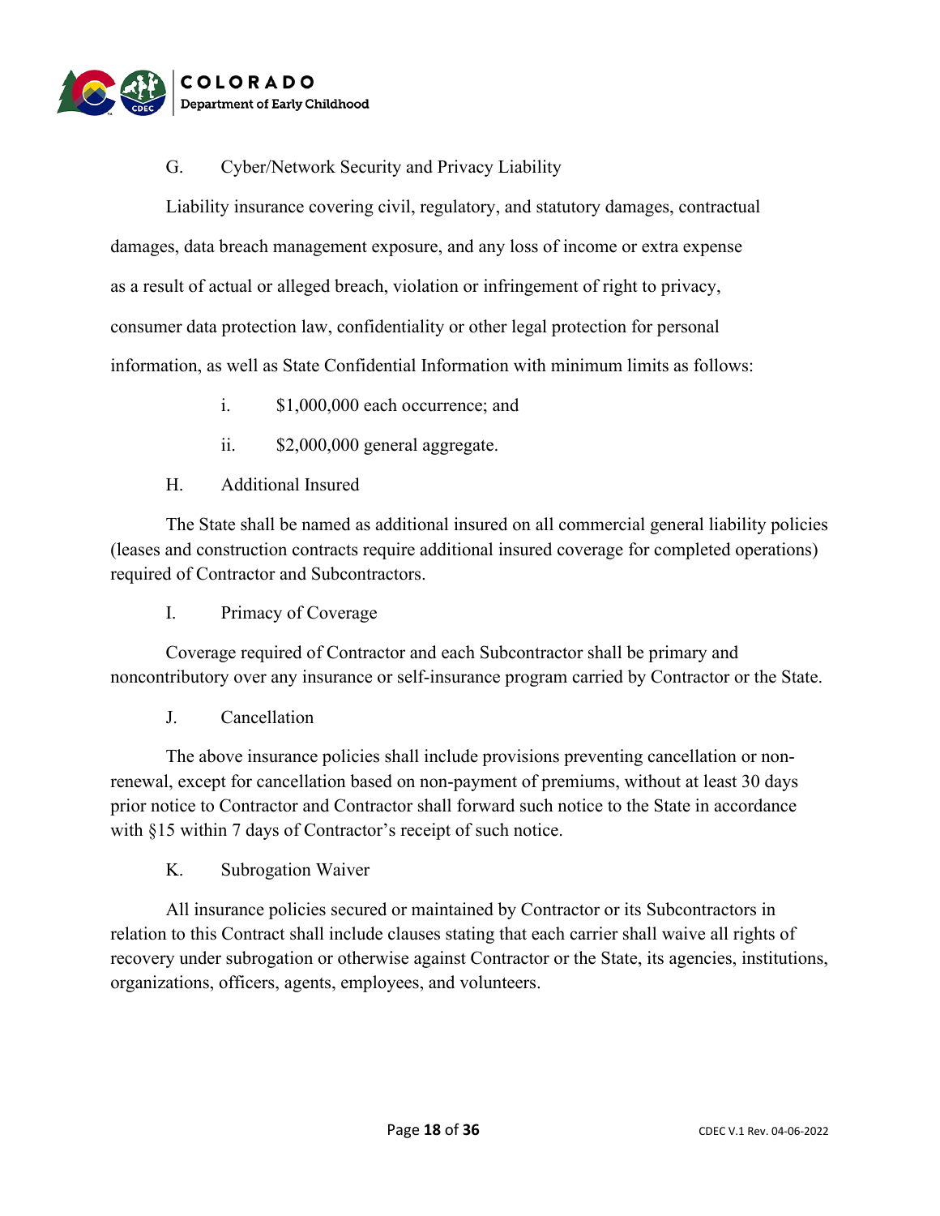G. Cyber/Network Security and Privacy Liability

Liability insurance covering civil, regulatory, and statutory damages, contractual damages, data breach management exposure, and any loss of income or extra expense as a result of actual or alleged breach, violation or infringement of right to privacy, consumer data protection law, confidentiality or other legal protection for personal information, as well as State Confidential Information with minimum limits as follows:

i. $1,000,000 each occurrence; and

ii. $2,000,000 general aggregate.

H. Additional Insured

The State shall be named as additional insured on all commercial general liability policies (leases and construction contracts require additional insured coverage for completed operations) required of Contractor and Subcontractors.

I. Primacy of Coverage

Coverage required of Contractor and each Subcontractor shall be primary and noncontributory over any insurance or self-insurance program carried by Contractor or the State.

J. Cancellation

The above insurance policies shall include provisions preventing cancellation or non-renewal, except for cancellation based on non-payment of premiums, without at least 30 days prior notice to Contractor and Contractor shall forward such notice to the State in accordance with §15 within 7 days of Contractor's receipt of such notice.

K. Subrogation Waiver

All insurance policies secured or maintained by Contractor or its Subcontractors in relation to this Contract shall include clauses stating that each carrier shall waive all rights of recovery under subrogation or otherwise against Contractor or the State, its agencies, institutions, organizations, officers, agents, employees, and volunteers.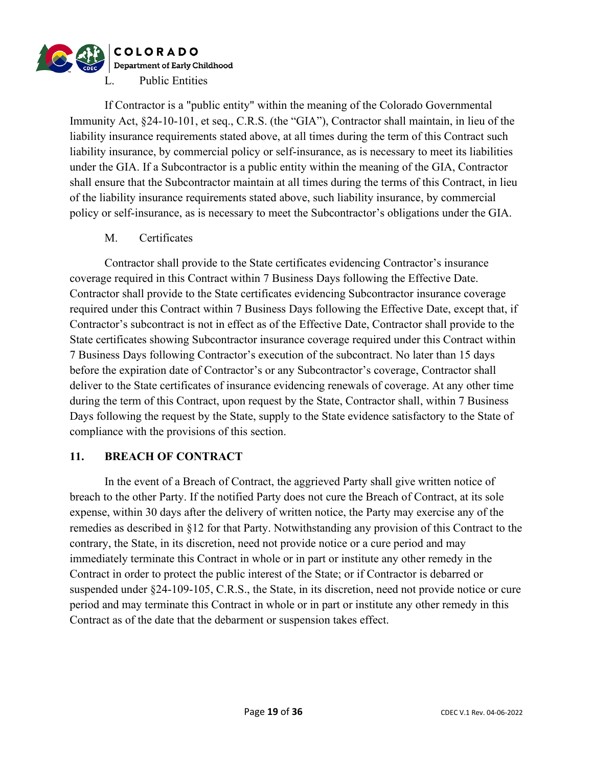L. Public Entities

If Contractor is a "public entity" within the meaning of the Colorado Governmental Immunity Act, §24-10-101, et seq., C.R.S. (the "GIA"), Contractor shall maintain, in lieu of the liability insurance requirements stated above, at all times during the term of this Contract such liability insurance, by commercial policy or self-insurance, as is necessary to meet its liabilities under the GIA. If a Subcontractor is a public entity within the meaning of the GIA, Contractor shall ensure that the Subcontractor maintain at all times during the terms of this Contract, in lieu of the liability insurance requirements stated above, such liability insurance, by commercial policy or self-insurance, as is necessary to meet the Subcontractor's obligations under the GIA.

M. Certificates

Contractor shall provide to the State certificates evidencing Contractor's insurance coverage required in this Contract within 7 Business Days following the Effective Date. Contractor shall provide to the State certificates evidencing Subcontractor insurance coverage required under this Contract within 7 Business Days following the Effective Date, except that, if Contractor's subcontract is not in effect as of the Effective Date, Contractor shall provide to the State certificates showing Subcontractor insurance coverage required under this Contract within 7 Business Days following Contractor's execution of the subcontract. No later than 15 days before the expiration date of Contractor's or any Subcontractor's coverage, Contractor shall deliver to the State certificates of insurance evidencing renewals of coverage. At any other time during the term of this Contract, upon request by the State, Contractor shall, within 7 Business Days following the request by the State, supply to the State evidence satisfactory to the State of compliance with the provisions of this section.

## 11. BREACH OF CONTRACT

In the event of a Breach of Contract, the aggrieved Party shall give written notice of breach to the other Party. If the notified Party does not cure the Breach of Contract, at its sole expense, within 30 days after the delivery of written notice, the Party may exercise any of the remedies as described in §12 for that Party. Notwithstanding any provision of this Contract to the contrary, the State, in its discretion, need not provide notice or a cure period and may immediately terminate this Contract in whole or in part or institute any other remedy in the Contract in order to protect the public interest of the State; or if Contractor is debarred or suspended under §24-109-105, C.R.S., the State, in its discretion, need not provide notice or cure period and may terminate this Contract in whole or in part or institute any other remedy in this Contract as of the date that the debarment or suspension takes effect.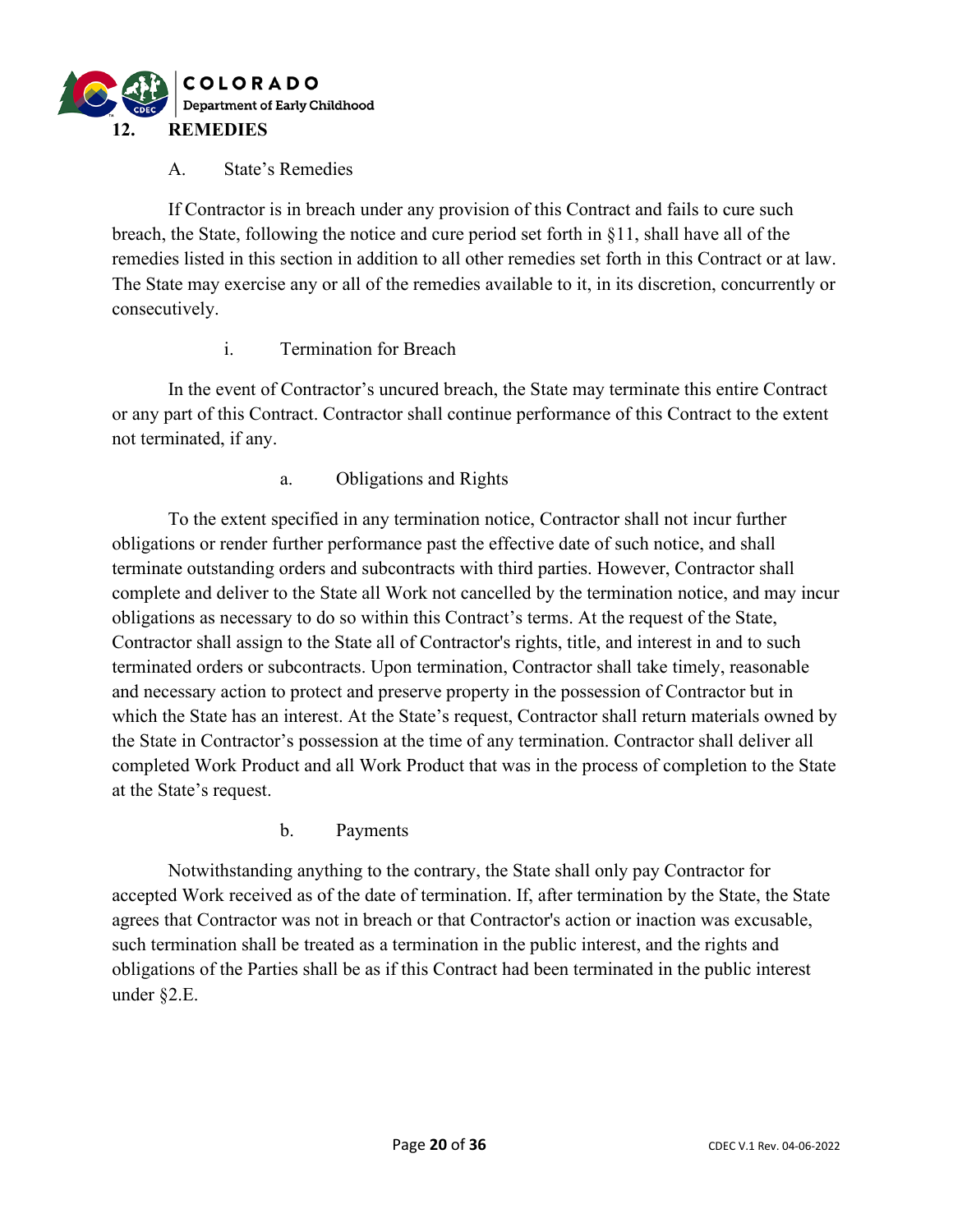## 12. REMEDIES

### A. State's Remedies

If Contractor is in breach under any provision of this Contract and fails to cure such breach, the State, following the notice and cure period set forth in §11, shall have all of the remedies listed in this section in addition to all other remedies set forth in this Contract or at law. The State may exercise any or all of the remedies available to it, in its discretion, concurrently or consecutively.

#### i. Termination for Breach

In the event of Contractor's uncured breach, the State may terminate this entire Contract or any part of this Contract. Contractor shall continue performance of this Contract to the extent not terminated, if any.

##### a. Obligations and Rights

To the extent specified in any termination notice, Contractor shall not incur further obligations or render further performance past the effective date of such notice, and shall terminate outstanding orders and subcontracts with third parties. However, Contractor shall complete and deliver to the State all Work not cancelled by the termination notice, and may incur obligations as necessary to do so within this Contract's terms. At the request of the State, Contractor shall assign to the State all of Contractor's rights, title, and interest in and to such terminated orders or subcontracts. Upon termination, Contractor shall take timely, reasonable and necessary action to protect and preserve property in the possession of Contractor but in which the State has an interest. At the State's request, Contractor shall return materials owned by the State in Contractor's possession at the time of any termination. Contractor shall deliver all completed Work Product and all Work Product that was in the process of completion to the State at the State's request.

##### b. Payments

Notwithstanding anything to the contrary, the State shall only pay Contractor for accepted Work received as of the date of termination. If, after termination by the State, the State agrees that Contractor was not in breach or that Contractor's action or inaction was excusable, such termination shall be treated as a termination in the public interest, and the rights and obligations of the Parties shall be as if this Contract had been terminated in the public interest under §2.E.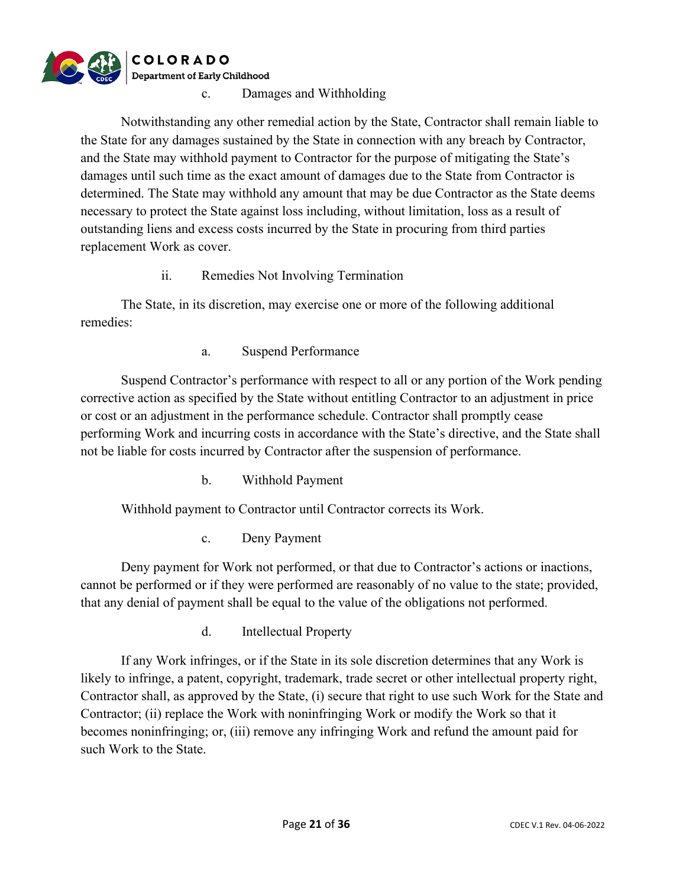c. Damages and Withholding

Notwithstanding any other remedial action by the State, Contractor shall remain liable to the State for any damages sustained by the State in connection with any breach by Contractor, and the State may withhold payment to Contractor for the purpose of mitigating the State's damages until such time as the exact amount of damages due to the State from Contractor is determined. The State may withhold any amount that may be due Contractor as the State deems necessary to protect the State against loss including, without limitation, loss as a result of outstanding liens and excess costs incurred by the State in procuring from third parties replacement Work as cover.

ii. Remedies Not Involving Termination

The State, in its discretion, may exercise one or more of the following additional remedies:

a. Suspend Performance

Suspend Contractor's performance with respect to all or any portion of the Work pending corrective action as specified by the State without entitling Contractor to an adjustment in price or cost or an adjustment in the performance schedule. Contractor shall promptly cease performing Work and incurring costs in accordance with the State's directive, and the State shall not be liable for costs incurred by Contractor after the suspension of performance.

b. Withhold Payment

Withhold payment to Contractor until Contractor corrects its Work.

c. Deny Payment

Deny payment for Work not performed, or that due to Contractor's actions or inactions, cannot be performed or if they were performed are reasonably of no value to the state; provided, that any denial of payment shall be equal to the value of the obligations not performed.

d. Intellectual Property

If any Work infringes, or if the State in its sole discretion determines that any Work is likely to infringe, a patent, copyright, trademark, trade secret or other intellectual property right, Contractor shall, as approved by the State, (i) secure that right to use such Work for the State and Contractor; (ii) replace the Work with noninfringing Work or modify the Work so that it becomes noninfringing; or, (iii) remove any infringing Work and refund the amount paid for such Work to the State.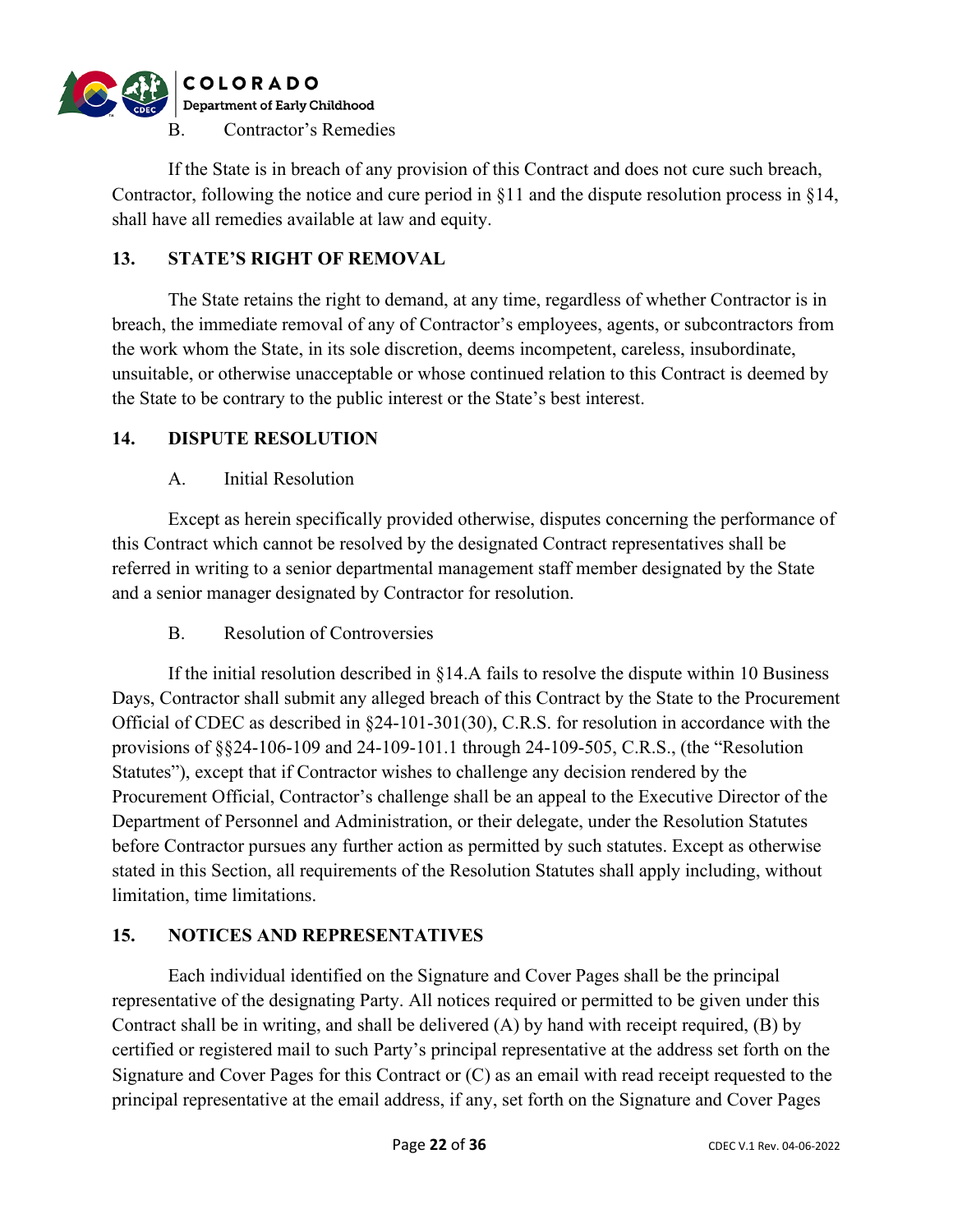B. Contractor's Remedies

If the State is in breach of any provision of this Contract and does not cure such breach, Contractor, following the notice and cure period in §11 and the dispute resolution process in §14, shall have all remedies available at law and equity.

## 13. STATE'S RIGHT OF REMOVAL

The State retains the right to demand, at any time, regardless of whether Contractor is in breach, the immediate removal of any of Contractor's employees, agents, or subcontractors from the work whom the State, in its sole discretion, deems incompetent, careless, insubordinate, unsuitable, or otherwise unacceptable or whose continued relation to this Contract is deemed by the State to be contrary to the public interest or the State's best interest.

## 14. DISPUTE RESOLUTION

A. Initial Resolution

Except as herein specifically provided otherwise, disputes concerning the performance of this Contract which cannot be resolved by the designated Contract representatives shall be referred in writing to a senior departmental management staff member designated by the State and a senior manager designated by Contractor for resolution.

B. Resolution of Controversies

If the initial resolution described in §14.A fails to resolve the dispute within 10 Business Days, Contractor shall submit any alleged breach of this Contract by the State to the Procurement Official of CDEC as described in §24-101-301(30), C.R.S. for resolution in accordance with the provisions of §§24-106-109 and 24-109-101.1 through 24-109-505, C.R.S., (the "Resolution Statutes"), except that if Contractor wishes to challenge any decision rendered by the Procurement Official, Contractor's challenge shall be an appeal to the Executive Director of the Department of Personnel and Administration, or their delegate, under the Resolution Statutes before Contractor pursues any further action as permitted by such statutes. Except as otherwise stated in this Section, all requirements of the Resolution Statutes shall apply including, without limitation, time limitations.

## 15. NOTICES AND REPRESENTATIVES

Each individual identified on the Signature and Cover Pages shall be the principal representative of the designating Party. All notices required or permitted to be given under this Contract shall be in writing, and shall be delivered (A) by hand with receipt required, (B) by certified or registered mail to such Party's principal representative at the address set forth on the Signature and Cover Pages for this Contract or (C) as an email with read receipt requested to the principal representative at the email address, if any, set forth on the Signature and Cover Pages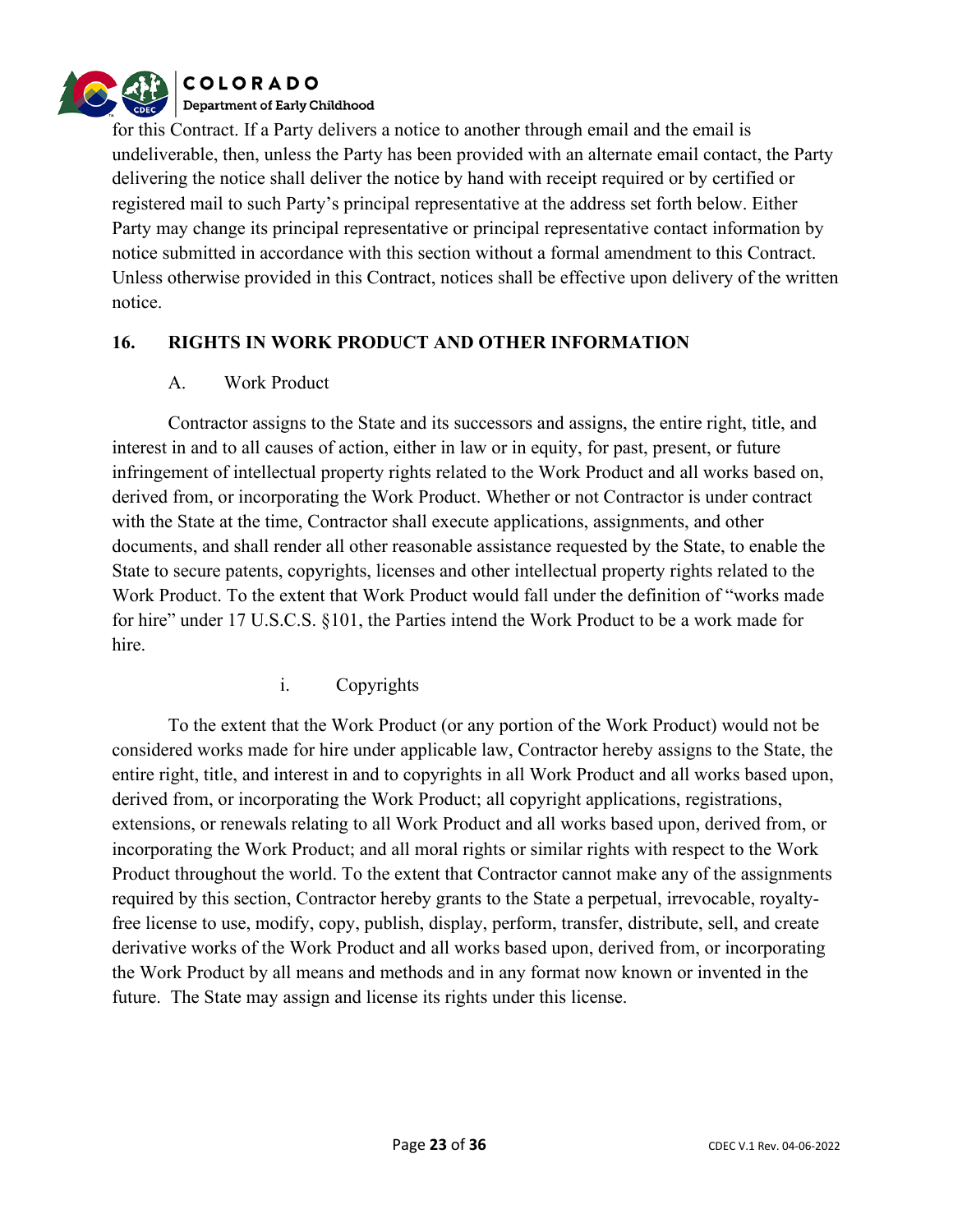for this Contract. If a Party delivers a notice to another through email and the email is undeliverable, then, unless the Party has been provided with an alternate email contact, the Party delivering the notice shall deliver the notice by hand with receipt required or by certified or registered mail to such Party's principal representative at the address set forth below. Either Party may change its principal representative or principal representative contact information by notice submitted in accordance with this section without a formal amendment to this Contract. Unless otherwise provided in this Contract, notices shall be effective upon delivery of the written notice.

## 16. RIGHTS IN WORK PRODUCT AND OTHER INFORMATION

### A. Work Product

Contractor assigns to the State and its successors and assigns, the entire right, title, and interest in and to all causes of action, either in law or in equity, for past, present, or future infringement of intellectual property rights related to the Work Product and all works based on, derived from, or incorporating the Work Product. Whether or not Contractor is under contract with the State at the time, Contractor shall execute applications, assignments, and other documents, and shall render all other reasonable assistance requested by the State, to enable the State to secure patents, copyrights, licenses and other intellectual property rights related to the Work Product. To the extent that Work Product would fall under the definition of "works made for hire" under 17 U.S.C.S. §101, the Parties intend the Work Product to be a work made for hire.

#### i. Copyrights

To the extent that the Work Product (or any portion of the Work Product) would not be considered works made for hire under applicable law, Contractor hereby assigns to the State, the entire right, title, and interest in and to copyrights in all Work Product and all works based upon, derived from, or incorporating the Work Product; all copyright applications, registrations, extensions, or renewals relating to all Work Product and all works based upon, derived from, or incorporating the Work Product; and all moral rights or similar rights with respect to the Work Product throughout the world. To the extent that Contractor cannot make any of the assignments required by this section, Contractor hereby grants to the State a perpetual, irrevocable, royalty-free license to use, modify, copy, publish, display, perform, transfer, distribute, sell, and create derivative works of the Work Product and all works based upon, derived from, or incorporating the Work Product by all means and methods and in any format now known or invented in the future. The State may assign and license its rights under this license.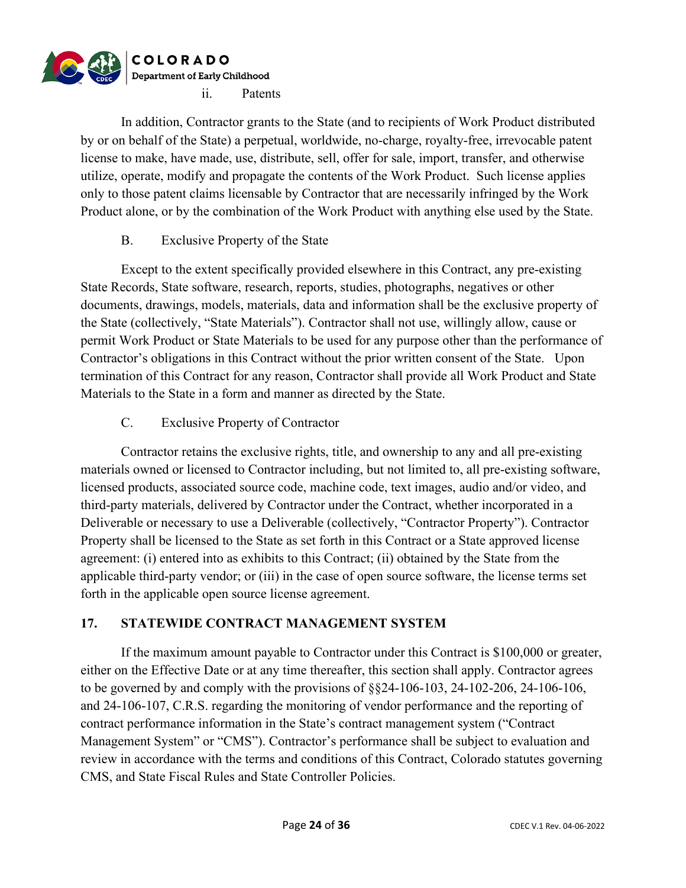ii. Patents

In addition, Contractor grants to the State (and to recipients of Work Product distributed by or on behalf of the State) a perpetual, worldwide, no-charge, royalty-free, irrevocable patent license to make, have made, use, distribute, sell, offer for sale, import, transfer, and otherwise utilize, operate, modify and propagate the contents of the Work Product. Such license applies only to those patent claims licensable by Contractor that are necessarily infringed by the Work Product alone, or by the combination of the Work Product with anything else used by the State.

B. Exclusive Property of the State

Except to the extent specifically provided elsewhere in this Contract, any pre-existing State Records, State software, research, reports, studies, photographs, negatives or other documents, drawings, models, materials, data and information shall be the exclusive property of the State (collectively, "State Materials"). Contractor shall not use, willingly allow, cause or permit Work Product or State Materials to be used for any purpose other than the performance of Contractor's obligations in this Contract without the prior written consent of the State. Upon termination of this Contract for any reason, Contractor shall provide all Work Product and State Materials to the State in a form and manner as directed by the State.

C. Exclusive Property of Contractor

Contractor retains the exclusive rights, title, and ownership to any and all pre-existing materials owned or licensed to Contractor including, but not limited to, all pre-existing software, licensed products, associated source code, machine code, text images, audio and/or video, and third-party materials, delivered by Contractor under the Contract, whether incorporated in a Deliverable or necessary to use a Deliverable (collectively, "Contractor Property"). Contractor Property shall be licensed to the State as set forth in this Contract or a State approved license agreement: (i) entered into as exhibits to this Contract; (ii) obtained by the State from the applicable third-party vendor; or (iii) in the case of open source software, the license terms set forth in the applicable open source license agreement.

## 17. STATEWIDE CONTRACT MANAGEMENT SYSTEM

If the maximum amount payable to Contractor under this Contract is $100,000 or greater, either on the Effective Date or at any time thereafter, this section shall apply. Contractor agrees to be governed by and comply with the provisions of §§24-106-103, 24-102-206, 24-106-106, and 24-106-107, C.R.S. regarding the monitoring of vendor performance and the reporting of contract performance information in the State's contract management system ("Contract Management System" or "CMS"). Contractor's performance shall be subject to evaluation and review in accordance with the terms and conditions of this Contract, Colorado statutes governing CMS, and State Fiscal Rules and State Controller Policies.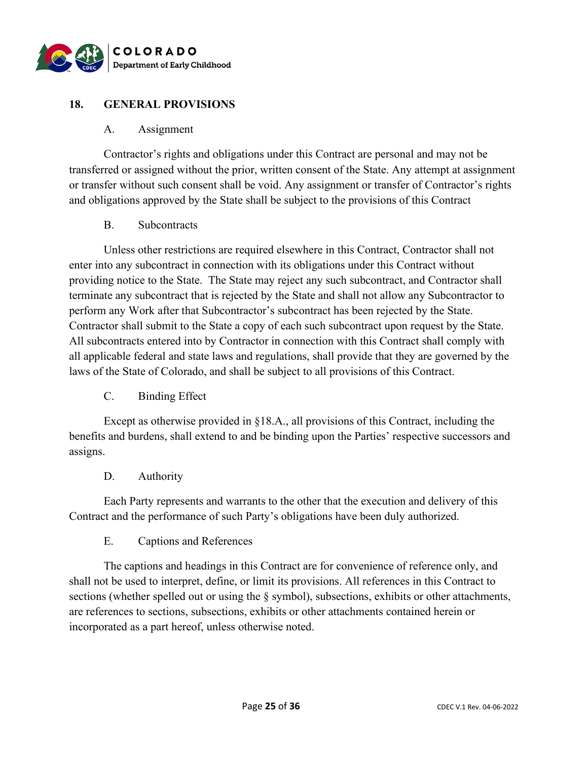## 18. GENERAL PROVISIONS

### A. Assignment

Contractor's rights and obligations under this Contract are personal and may not be transferred or assigned without the prior, written consent of the State. Any attempt at assignment or transfer without such consent shall be void. Any assignment or transfer of Contractor's rights and obligations approved by the State shall be subject to the provisions of this Contract

### B. Subcontracts

Unless other restrictions are required elsewhere in this Contract, Contractor shall not enter into any subcontract in connection with its obligations under this Contract without providing notice to the State. The State may reject any such subcontract, and Contractor shall terminate any subcontract that is rejected by the State and shall not allow any Subcontractor to perform any Work after that Subcontractor's subcontract has been rejected by the State. Contractor shall submit to the State a copy of each such subcontract upon request by the State. All subcontracts entered into by Contractor in connection with this Contract shall comply with all applicable federal and state laws and regulations, shall provide that they are governed by the laws of the State of Colorado, and shall be subject to all provisions of this Contract.

### C. Binding Effect

Except as otherwise provided in §18.A., all provisions of this Contract, including the benefits and burdens, shall extend to and be binding upon the Parties' respective successors and assigns.

### D. Authority

Each Party represents and warrants to the other that the execution and delivery of this Contract and the performance of such Party's obligations have been duly authorized.

### E. Captions and References

The captions and headings in this Contract are for convenience of reference only, and shall not be used to interpret, define, or limit its provisions. All references in this Contract to sections (whether spelled out or using the § symbol), subsections, exhibits or other attachments, are references to sections, subsections, exhibits or other attachments contained herein or incorporated as a part hereof, unless otherwise noted.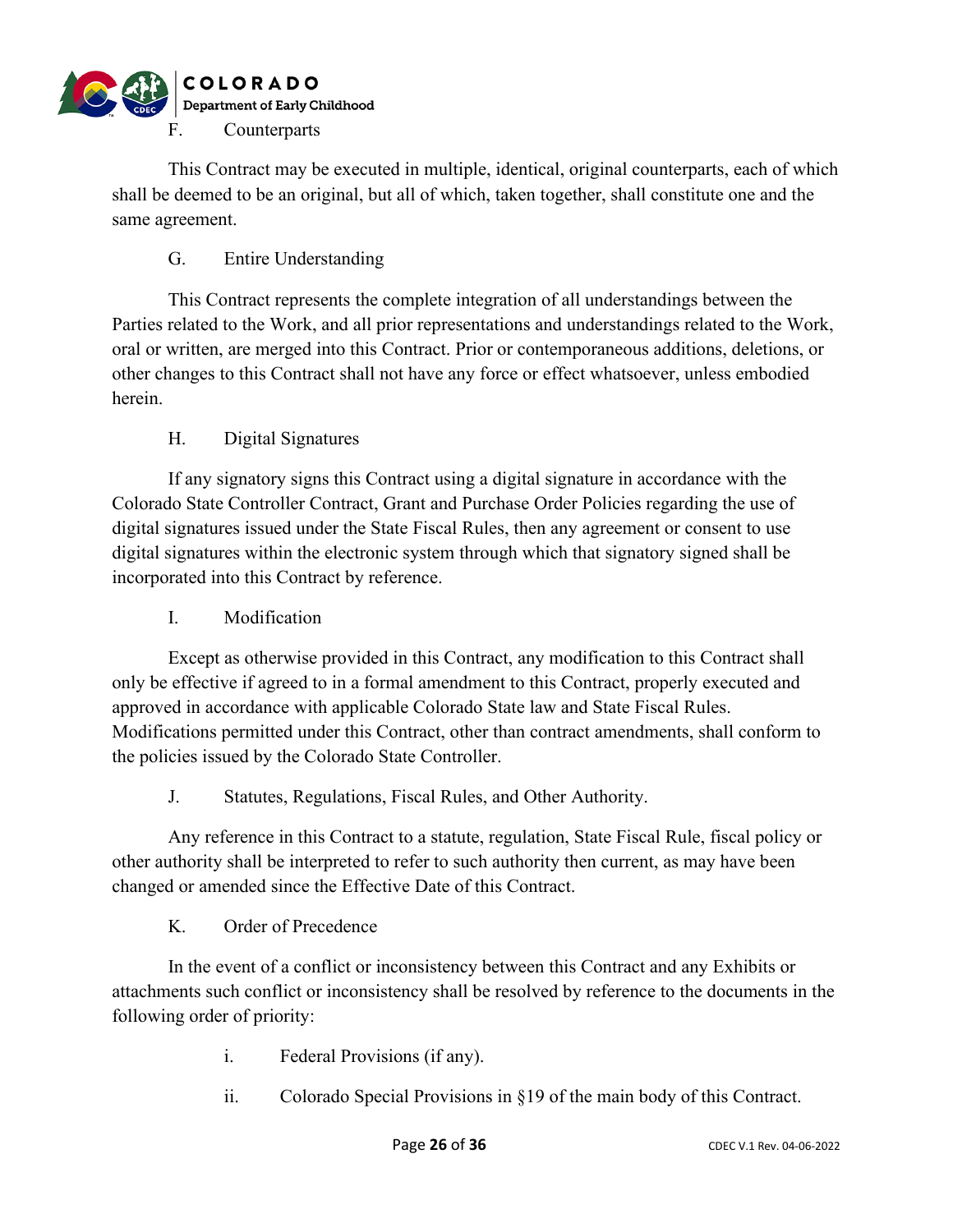F. Counterparts

This Contract may be executed in multiple, identical, original counterparts, each of which shall be deemed to be an original, but all of which, taken together, shall constitute one and the same agreement.

G. Entire Understanding

This Contract represents the complete integration of all understandings between the Parties related to the Work, and all prior representations and understandings related to the Work, oral or written, are merged into this Contract. Prior or contemporaneous additions, deletions, or other changes to this Contract shall not have any force or effect whatsoever, unless embodied herein.

H. Digital Signatures

If any signatory signs this Contract using a digital signature in accordance with the Colorado State Controller Contract, Grant and Purchase Order Policies regarding the use of digital signatures issued under the State Fiscal Rules, then any agreement or consent to use digital signatures within the electronic system through which that signatory signed shall be incorporated into this Contract by reference.

I. Modification

Except as otherwise provided in this Contract, any modification to this Contract shall only be effective if agreed to in a formal amendment to this Contract, properly executed and approved in accordance with applicable Colorado State law and State Fiscal Rules. Modifications permitted under this Contract, other than contract amendments, shall conform to the policies issued by the Colorado State Controller.

J. Statutes, Regulations, Fiscal Rules, and Other Authority.

Any reference in this Contract to a statute, regulation, State Fiscal Rule, fiscal policy or other authority shall be interpreted to refer to such authority then current, as may have been changed or amended since the Effective Date of this Contract.

K. Order of Precedence

In the event of a conflict or inconsistency between this Contract and any Exhibits or attachments such conflict or inconsistency shall be resolved by reference to the documents in the following order of priority:

i. Federal Provisions (if any).

ii. Colorado Special Provisions in §19 of the main body of this Contract.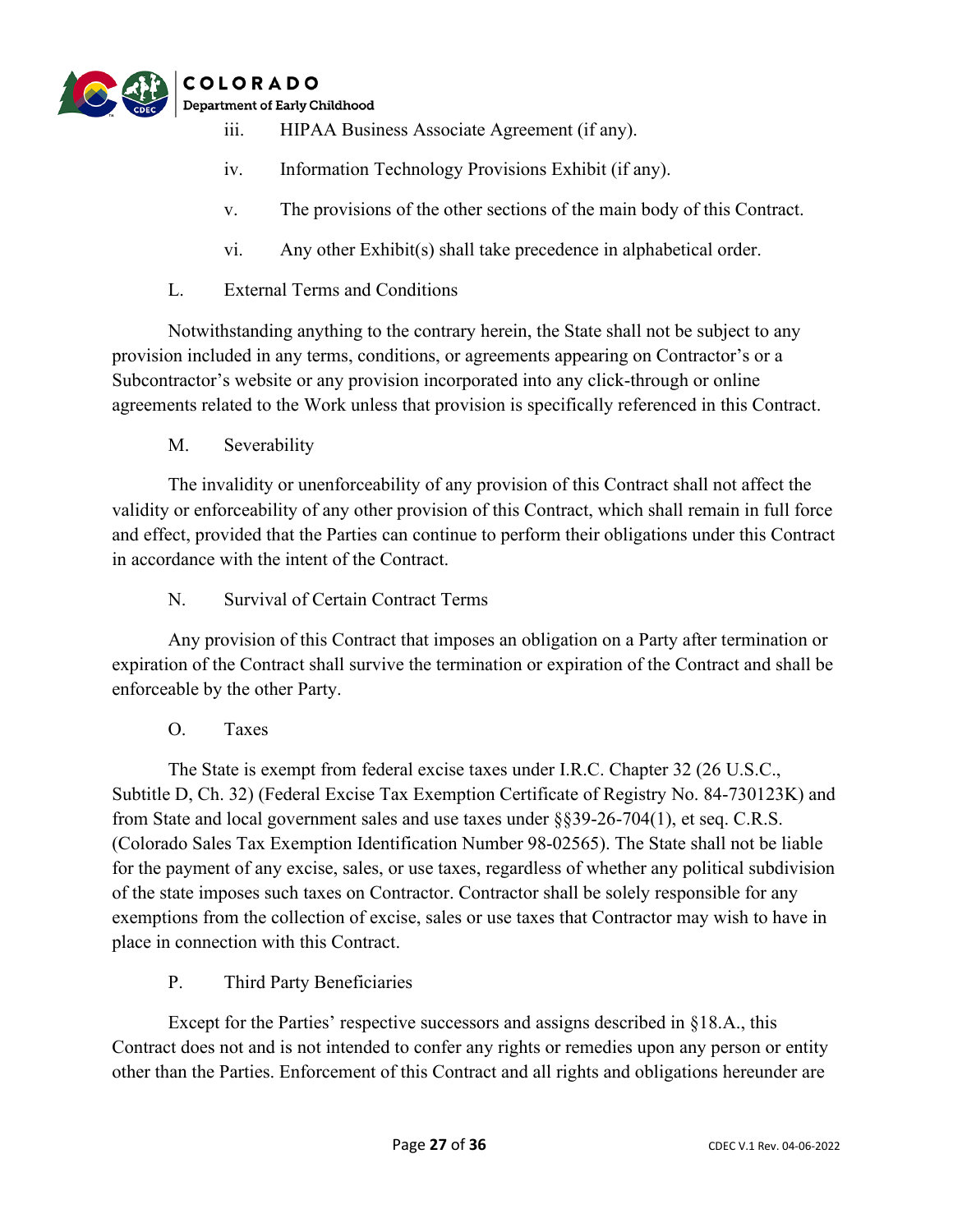iii. HIPAA Business Associate Agreement (if any).

iv. Information Technology Provisions Exhibit (if any).

v. The provisions of the other sections of the main body of this Contract.

vi. Any other Exhibit(s) shall take precedence in alphabetical order.

L. External Terms and Conditions

Notwithstanding anything to the contrary herein, the State shall not be subject to any provision included in any terms, conditions, or agreements appearing on Contractor's or a Subcontractor's website or any provision incorporated into any click-through or online agreements related to the Work unless that provision is specifically referenced in this Contract.

M. Severability

The invalidity or unenforceability of any provision of this Contract shall not affect the validity or enforceability of any other provision of this Contract, which shall remain in full force and effect, provided that the Parties can continue to perform their obligations under this Contract in accordance with the intent of the Contract.

N. Survival of Certain Contract Terms

Any provision of this Contract that imposes an obligation on a Party after termination or expiration of the Contract shall survive the termination or expiration of the Contract and shall be enforceable by the other Party.

O. Taxes

The State is exempt from federal excise taxes under I.R.C. Chapter 32 (26 U.S.C., Subtitle D, Ch. 32) (Federal Excise Tax Exemption Certificate of Registry No. 84-730123K) and from State and local government sales and use taxes under §§39-26-704(1), et seq. C.R.S. (Colorado Sales Tax Exemption Identification Number 98-02565). The State shall not be liable for the payment of any excise, sales, or use taxes, regardless of whether any political subdivision of the state imposes such taxes on Contractor. Contractor shall be solely responsible for any exemptions from the collection of excise, sales or use taxes that Contractor may wish to have in place in connection with this Contract.

P. Third Party Beneficiaries

Except for the Parties' respective successors and assigns described in §18.A., this Contract does not and is not intended to confer any rights or remedies upon any person or entity other than the Parties. Enforcement of this Contract and all rights and obligations hereunder are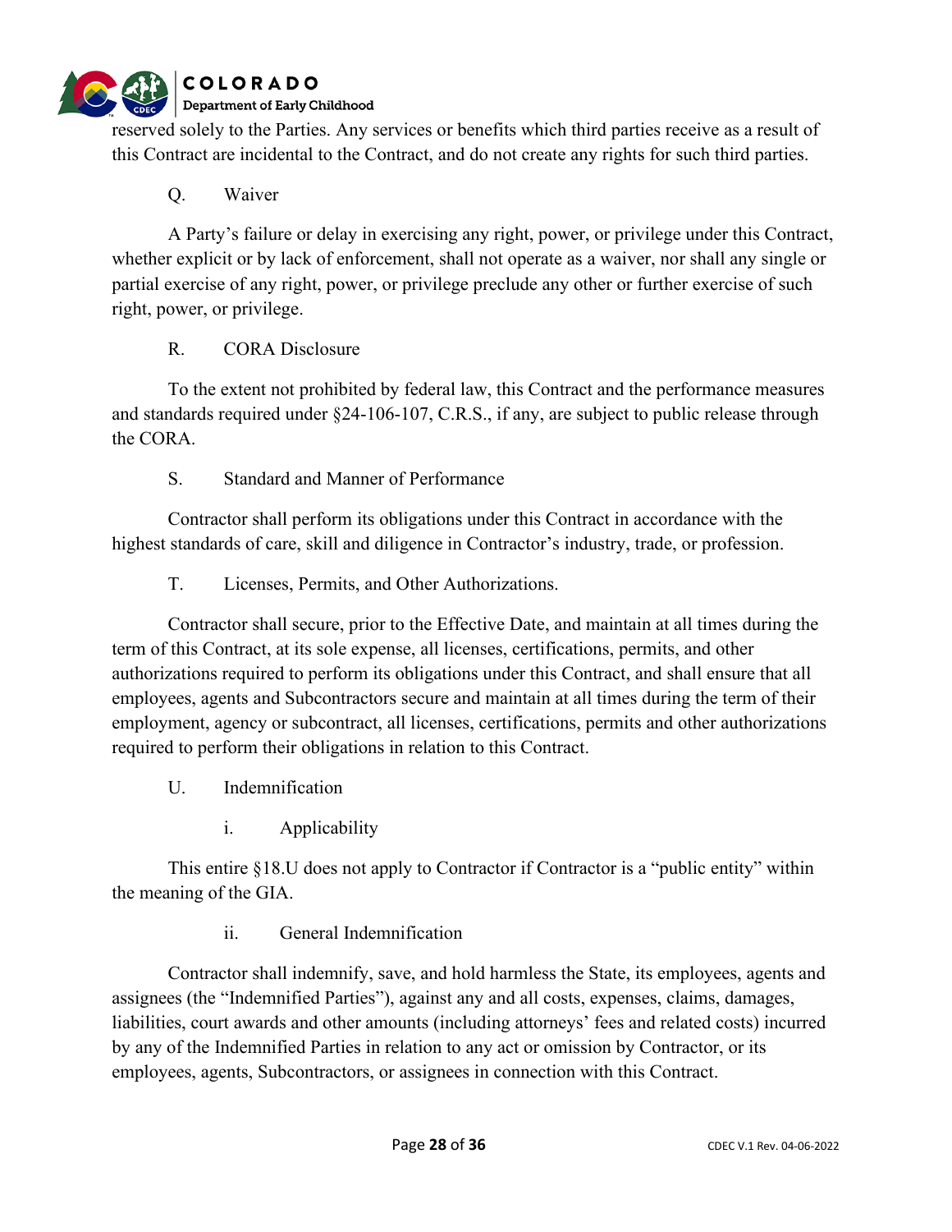reserved solely to the Parties. Any services or benefits which third parties receive as a result of this Contract are incidental to the Contract, and do not create any rights for such third parties.

Q. Waiver

A Party's failure or delay in exercising any right, power, or privilege under this Contract, whether explicit or by lack of enforcement, shall not operate as a waiver, nor shall any single or partial exercise of any right, power, or privilege preclude any other or further exercise of such right, power, or privilege.

R. CORA Disclosure

To the extent not prohibited by federal law, this Contract and the performance measures and standards required under §24-106-107, C.R.S., if any, are subject to public release through the CORA.

S. Standard and Manner of Performance

Contractor shall perform its obligations under this Contract in accordance with the highest standards of care, skill and diligence in Contractor's industry, trade, or profession.

T. Licenses, Permits, and Other Authorizations.

Contractor shall secure, prior to the Effective Date, and maintain at all times during the term of this Contract, at its sole expense, all licenses, certifications, permits, and other authorizations required to perform its obligations under this Contract, and shall ensure that all employees, agents and Subcontractors secure and maintain at all times during the term of their employment, agency or subcontract, all licenses, certifications, permits and other authorizations required to perform their obligations in relation to this Contract.

U. Indemnification

i. Applicability

This entire §18.U does not apply to Contractor if Contractor is a "public entity" within the meaning of the GIA.

ii. General Indemnification

Contractor shall indemnify, save, and hold harmless the State, its employees, agents and assignees (the "Indemnified Parties"), against any and all costs, expenses, claims, damages, liabilities, court awards and other amounts (including attorneys' fees and related costs) incurred by any of the Indemnified Parties in relation to any act or omission by Contractor, or its employees, agents, Subcontractors, or assignees in connection with this Contract.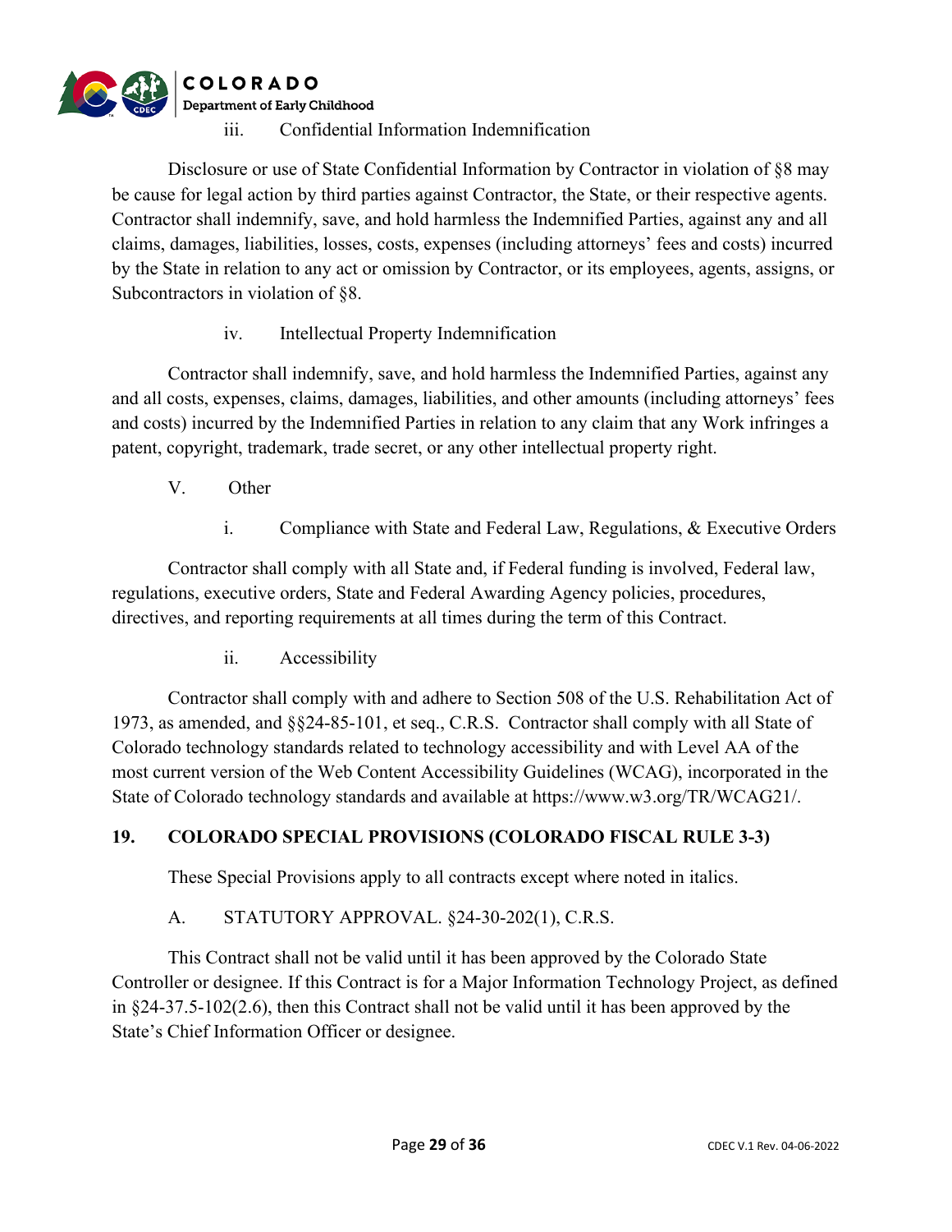iii. Confidential Information Indemnification

Disclosure or use of State Confidential Information by Contractor in violation of §8 may be cause for legal action by third parties against Contractor, the State, or their respective agents. Contractor shall indemnify, save, and hold harmless the Indemnified Parties, against any and all claims, damages, liabilities, losses, costs, expenses (including attorneys' fees and costs) incurred by the State in relation to any act or omission by Contractor, or its employees, agents, assigns, or Subcontractors in violation of §8.

iv. Intellectual Property Indemnification

Contractor shall indemnify, save, and hold harmless the Indemnified Parties, against any and all costs, expenses, claims, damages, liabilities, and other amounts (including attorneys' fees and costs) incurred by the Indemnified Parties in relation to any claim that any Work infringes a patent, copyright, trademark, trade secret, or any other intellectual property right.

V. Other

i. Compliance with State and Federal Law, Regulations, & Executive Orders

Contractor shall comply with all State and, if Federal funding is involved, Federal law, regulations, executive orders, State and Federal Awarding Agency policies, procedures, directives, and reporting requirements at all times during the term of this Contract.

ii. Accessibility

Contractor shall comply with and adhere to Section 508 of the U.S. Rehabilitation Act of 1973, as amended, and §§24-85-101, et seq., C.R.S. Contractor shall comply with all State of Colorado technology standards related to technology accessibility and with Level AA of the most current version of the Web Content Accessibility Guidelines (WCAG), incorporated in the State of Colorado technology standards and available at https://www.w3.org/TR/WCAG21/.

## 19. COLORADO SPECIAL PROVISIONS (COLORADO FISCAL RULE 3-3)

These Special Provisions apply to all contracts except where noted in italics.

A. STATUTORY APPROVAL. §24-30-202(1), C.R.S.

This Contract shall not be valid until it has been approved by the Colorado State Controller or designee. If this Contract is for a Major Information Technology Project, as defined in §24-37.5-102(2.6), then this Contract shall not be valid until it has been approved by the State's Chief Information Officer or designee.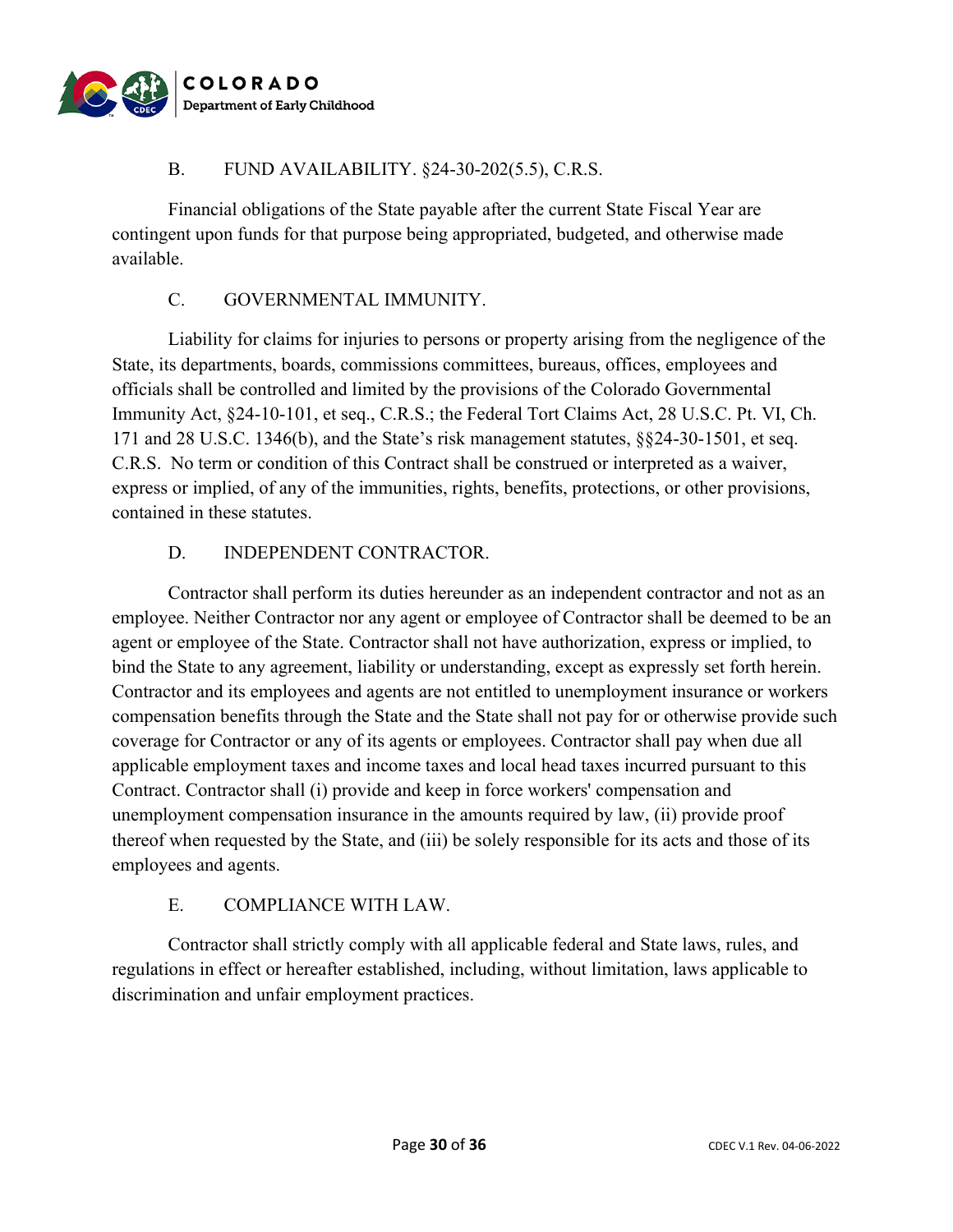### B. FUND AVAILABILITY. §24-30-202(5.5), C.R.S.

Financial obligations of the State payable after the current State Fiscal Year are contingent upon funds for that purpose being appropriated, budgeted, and otherwise made available.

### C. GOVERNMENTAL IMMUNITY.

Liability for claims for injuries to persons or property arising from the negligence of the State, its departments, boards, commissions committees, bureaus, offices, employees and officials shall be controlled and limited by the provisions of the Colorado Governmental Immunity Act, §24-10-101, et seq., C.R.S.; the Federal Tort Claims Act, 28 U.S.C. Pt. VI, Ch. 171 and 28 U.S.C. 1346(b), and the State's risk management statutes, §§24-30-1501, et seq. C.R.S. No term or condition of this Contract shall be construed or interpreted as a waiver, express or implied, of any of the immunities, rights, benefits, protections, or other provisions, contained in these statutes.

### D. INDEPENDENT CONTRACTOR.

Contractor shall perform its duties hereunder as an independent contractor and not as an employee. Neither Contractor nor any agent or employee of Contractor shall be deemed to be an agent or employee of the State. Contractor shall not have authorization, express or implied, to bind the State to any agreement, liability or understanding, except as expressly set forth herein. Contractor and its employees and agents are not entitled to unemployment insurance or workers compensation benefits through the State and the State shall not pay for or otherwise provide such coverage for Contractor or any of its agents or employees. Contractor shall pay when due all applicable employment taxes and income taxes and local head taxes incurred pursuant to this Contract. Contractor shall (i) provide and keep in force workers' compensation and unemployment compensation insurance in the amounts required by law, (ii) provide proof thereof when requested by the State, and (iii) be solely responsible for its acts and those of its employees and agents.

### E. COMPLIANCE WITH LAW.

Contractor shall strictly comply with all applicable federal and State laws, rules, and regulations in effect or hereafter established, including, without limitation, laws applicable to discrimination and unfair employment practices.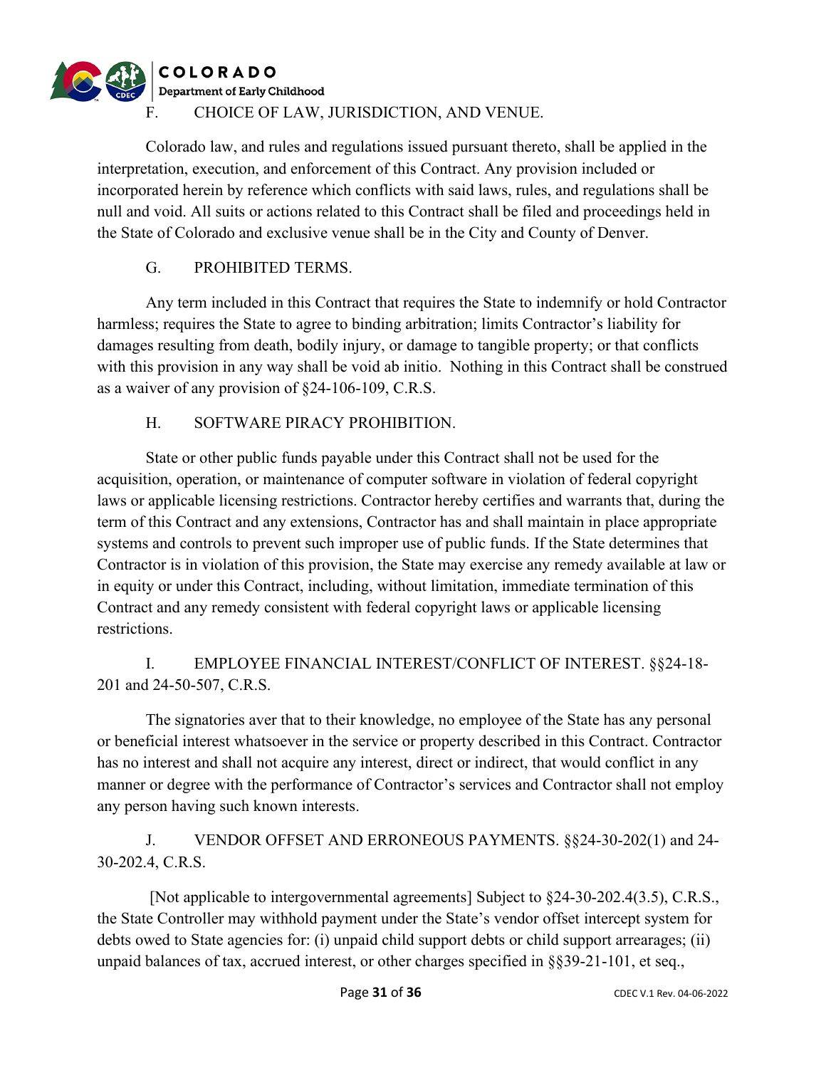### F. CHOICE OF LAW, JURISDICTION, AND VENUE.

Colorado law, and rules and regulations issued pursuant thereto, shall be applied in the interpretation, execution, and enforcement of this Contract. Any provision included or incorporated herein by reference which conflicts with said laws, rules, and regulations shall be null and void. All suits or actions related to this Contract shall be filed and proceedings held in the State of Colorado and exclusive venue shall be in the City and County of Denver.

### G. PROHIBITED TERMS.

Any term included in this Contract that requires the State to indemnify or hold Contractor harmless; requires the State to agree to binding arbitration; limits Contractor's liability for damages resulting from death, bodily injury, or damage to tangible property; or that conflicts with this provision in any way shall be void ab initio. Nothing in this Contract shall be construed as a waiver of any provision of §24-106-109, C.R.S.

### H. SOFTWARE PIRACY PROHIBITION.

State or other public funds payable under this Contract shall not be used for the acquisition, operation, or maintenance of computer software in violation of federal copyright laws or applicable licensing restrictions. Contractor hereby certifies and warrants that, during the term of this Contract and any extensions, Contractor has and shall maintain in place appropriate systems and controls to prevent such improper use of public funds. If the State determines that Contractor is in violation of this provision, the State may exercise any remedy available at law or in equity or under this Contract, including, without limitation, immediate termination of this Contract and any remedy consistent with federal copyright laws or applicable licensing restrictions.

### I. EMPLOYEE FINANCIAL INTEREST/CONFLICT OF INTEREST. §§24-18-201 and 24-50-507, C.R.S.

The signatories aver that to their knowledge, no employee of the State has any personal or beneficial interest whatsoever in the service or property described in this Contract. Contractor has no interest and shall not acquire any interest, direct or indirect, that would conflict in any manner or degree with the performance of Contractor's services and Contractor shall not employ any person having such known interests.

### J. VENDOR OFFSET AND ERRONEOUS PAYMENTS. §§24-30-202(1) and 24-30-202.4, C.R.S.

[Not applicable to intergovernmental agreements] Subject to §24-30-202.4(3.5), C.R.S., the State Controller may withhold payment under the State's vendor offset intercept system for debts owed to State agencies for: (i) unpaid child support debts or child support arrearages; (ii) unpaid balances of tax, accrued interest, or other charges specified in §§39-21-101, et seq.,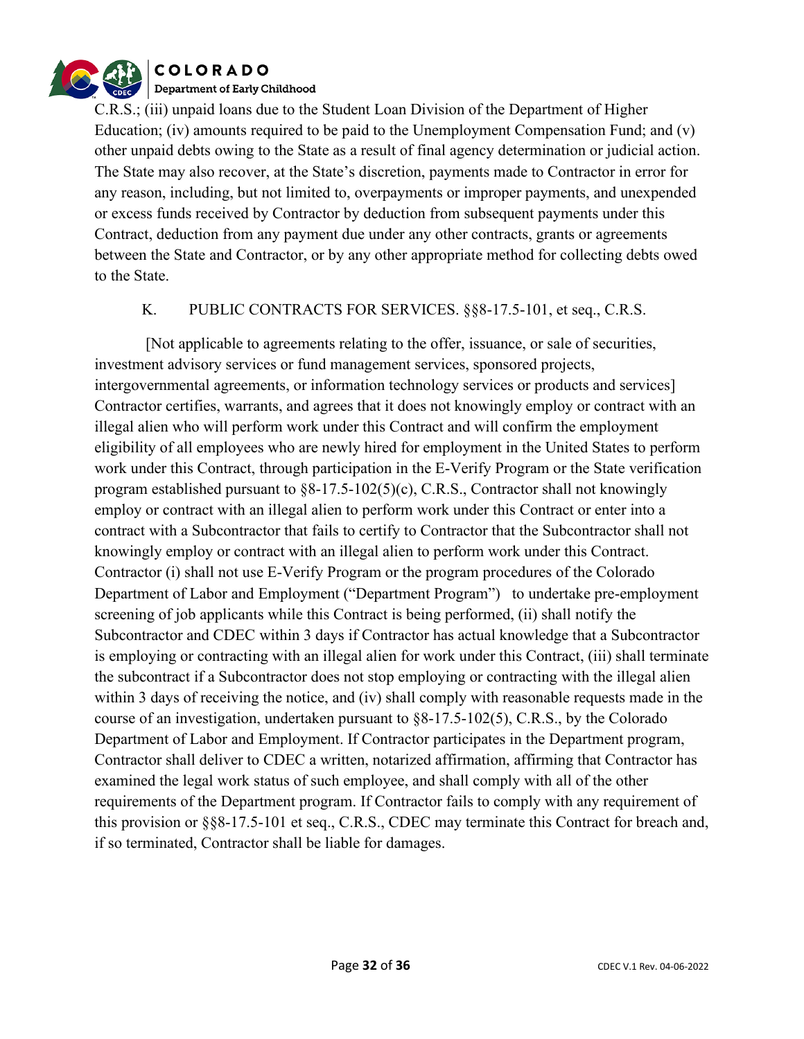C.R.S.; (iii) unpaid loans due to the Student Loan Division of the Department of Higher Education; (iv) amounts required to be paid to the Unemployment Compensation Fund; and (v) other unpaid debts owing to the State as a result of final agency determination or judicial action. The State may also recover, at the State's discretion, payments made to Contractor in error for any reason, including, but not limited to, overpayments or improper payments, and unexpended or excess funds received by Contractor by deduction from subsequent payments under this Contract, deduction from any payment due under any other contracts, grants or agreements between the State and Contractor, or by any other appropriate method for collecting debts owed to the State.

K. PUBLIC CONTRACTS FOR SERVICES. §§8-17.5-101, et seq., C.R.S.

[Not applicable to agreements relating to the offer, issuance, or sale of securities, investment advisory services or fund management services, sponsored projects, intergovernmental agreements, or information technology services or products and services] Contractor certifies, warrants, and agrees that it does not knowingly employ or contract with an illegal alien who will perform work under this Contract and will confirm the employment eligibility of all employees who are newly hired for employment in the United States to perform work under this Contract, through participation in the E-Verify Program or the State verification program established pursuant to §8-17.5-102(5)(c), C.R.S., Contractor shall not knowingly employ or contract with an illegal alien to perform work under this Contract or enter into a contract with a Subcontractor that fails to certify to Contractor that the Subcontractor shall not knowingly employ or contract with an illegal alien to perform work under this Contract. Contractor (i) shall not use E-Verify Program or the program procedures of the Colorado Department of Labor and Employment ("Department Program") to undertake pre-employment screening of job applicants while this Contract is being performed, (ii) shall notify the Subcontractor and CDEC within 3 days if Contractor has actual knowledge that a Subcontractor is employing or contracting with an illegal alien for work under this Contract, (iii) shall terminate the subcontract if a Subcontractor does not stop employing or contracting with the illegal alien within 3 days of receiving the notice, and (iv) shall comply with reasonable requests made in the course of an investigation, undertaken pursuant to §8-17.5-102(5), C.R.S., by the Colorado Department of Labor and Employment. If Contractor participates in the Department program, Contractor shall deliver to CDEC a written, notarized affirmation, affirming that Contractor has examined the legal work status of such employee, and shall comply with all of the other requirements of the Department program. If Contractor fails to comply with any requirement of this provision or §§8-17.5-101 et seq., C.R.S., CDEC may terminate this Contract for breach and, if so terminated, Contractor shall be liable for damages.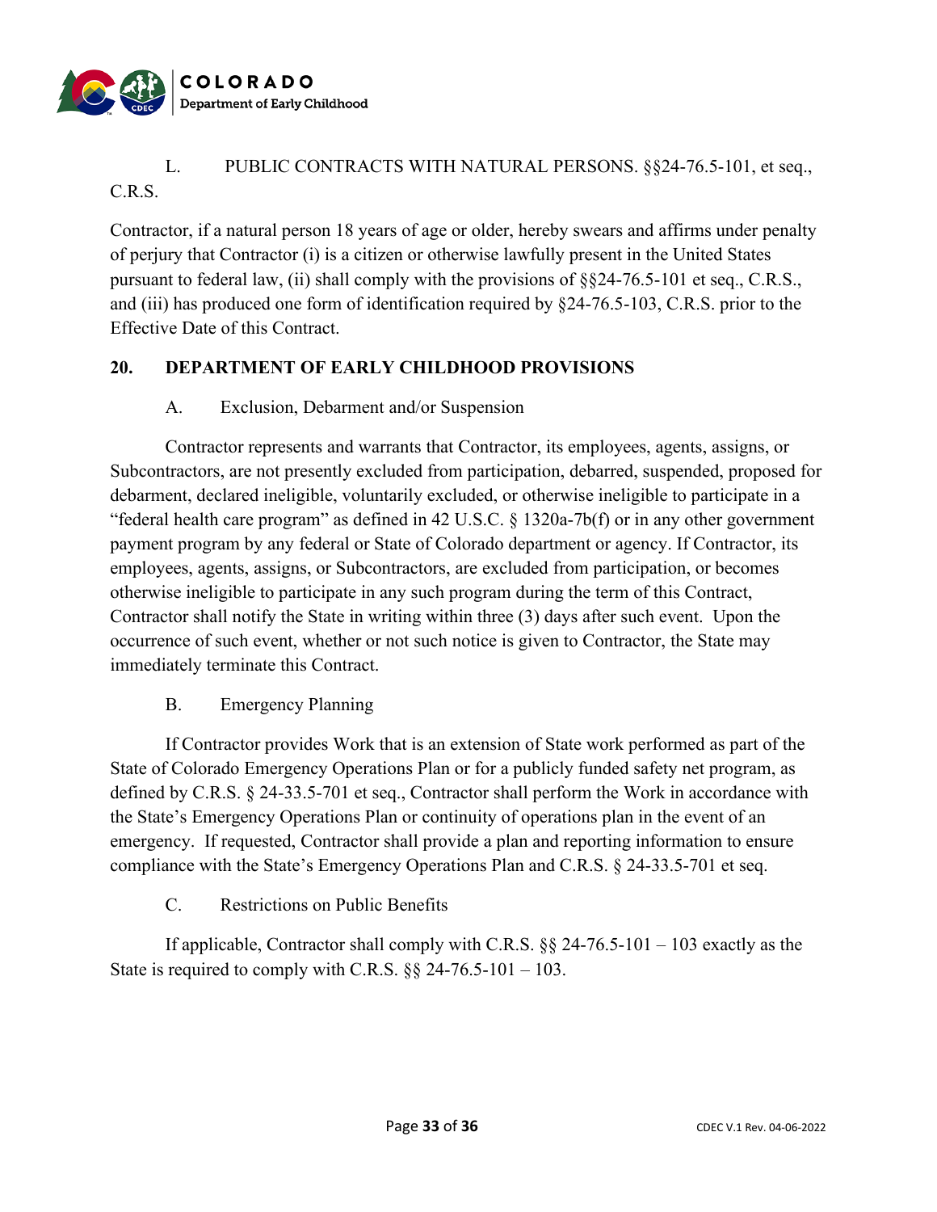L. PUBLIC CONTRACTS WITH NATURAL PERSONS. §§24-76.5-101, et seq., C.R.S.

Contractor, if a natural person 18 years of age or older, hereby swears and affirms under penalty of perjury that Contractor (i) is a citizen or otherwise lawfully present in the United States pursuant to federal law, (ii) shall comply with the provisions of §§24-76.5-101 et seq., C.R.S., and (iii) has produced one form of identification required by §24-76.5-103, C.R.S. prior to the Effective Date of this Contract.

## 20. DEPARTMENT OF EARLY CHILDHOOD PROVISIONS

A. Exclusion, Debarment and/or Suspension

Contractor represents and warrants that Contractor, its employees, agents, assigns, or Subcontractors, are not presently excluded from participation, debarred, suspended, proposed for debarment, declared ineligible, voluntarily excluded, or otherwise ineligible to participate in a "federal health care program" as defined in 42 U.S.C. § 1320a-7b(f) or in any other government payment program by any federal or State of Colorado department or agency. If Contractor, its employees, agents, assigns, or Subcontractors, are excluded from participation, or becomes otherwise ineligible to participate in any such program during the term of this Contract, Contractor shall notify the State in writing within three (3) days after such event. Upon the occurrence of such event, whether or not such notice is given to Contractor, the State may immediately terminate this Contract.

B. Emergency Planning

If Contractor provides Work that is an extension of State work performed as part of the State of Colorado Emergency Operations Plan or for a publicly funded safety net program, as defined by C.R.S. § 24-33.5-701 et seq., Contractor shall perform the Work in accordance with the State's Emergency Operations Plan or continuity of operations plan in the event of an emergency. If requested, Contractor shall provide a plan and reporting information to ensure compliance with the State's Emergency Operations Plan and C.R.S. § 24-33.5-701 et seq.

C. Restrictions on Public Benefits

If applicable, Contractor shall comply with C.R.S. §§ 24-76.5-101 – 103 exactly as the State is required to comply with C.R.S. §§ 24-76.5-101 – 103.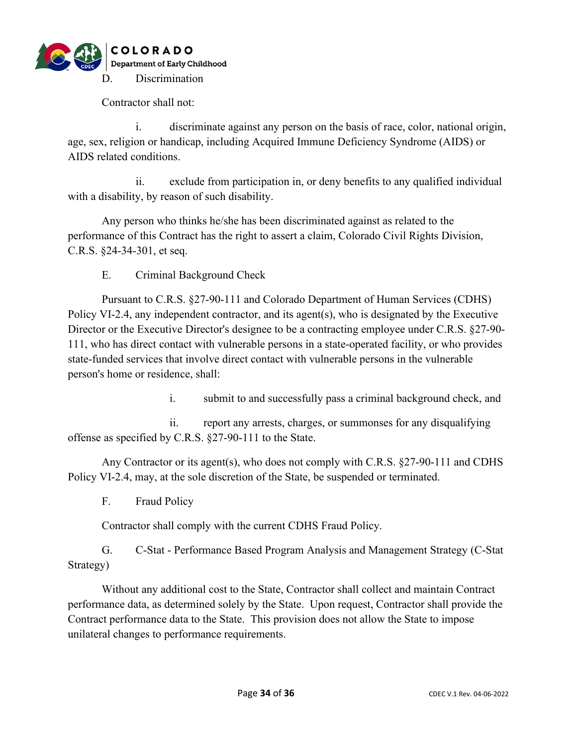D. Discrimination

Contractor shall not:

i. discriminate against any person on the basis of race, color, national origin, age, sex, religion or handicap, including Acquired Immune Deficiency Syndrome (AIDS) or AIDS related conditions.

ii. exclude from participation in, or deny benefits to any qualified individual with a disability, by reason of such disability.

Any person who thinks he/she has been discriminated against as related to the performance of this Contract has the right to assert a claim, Colorado Civil Rights Division, C.R.S. §24-34-301, et seq.

E. Criminal Background Check

Pursuant to C.R.S. §27-90-111 and Colorado Department of Human Services (CDHS) Policy VI-2.4, any independent contractor, and its agent(s), who is designated by the Executive Director or the Executive Director's designee to be a contracting employee under C.R.S. §27-90-111, who has direct contact with vulnerable persons in a state-operated facility, or who provides state-funded services that involve direct contact with vulnerable persons in the vulnerable person's home or residence, shall:

i. submit to and successfully pass a criminal background check, and

ii. report any arrests, charges, or summonses for any disqualifying offense as specified by C.R.S. §27-90-111 to the State.

Any Contractor or its agent(s), who does not comply with C.R.S. §27-90-111 and CDHS Policy VI-2.4, may, at the sole discretion of the State, be suspended or terminated.

F. Fraud Policy

Contractor shall comply with the current CDHS Fraud Policy.

G. C-Stat - Performance Based Program Analysis and Management Strategy (C-Stat Strategy)

Without any additional cost to the State, Contractor shall collect and maintain Contract performance data, as determined solely by the State. Upon request, Contractor shall provide the Contract performance data to the State. This provision does not allow the State to impose unilateral changes to performance requirements.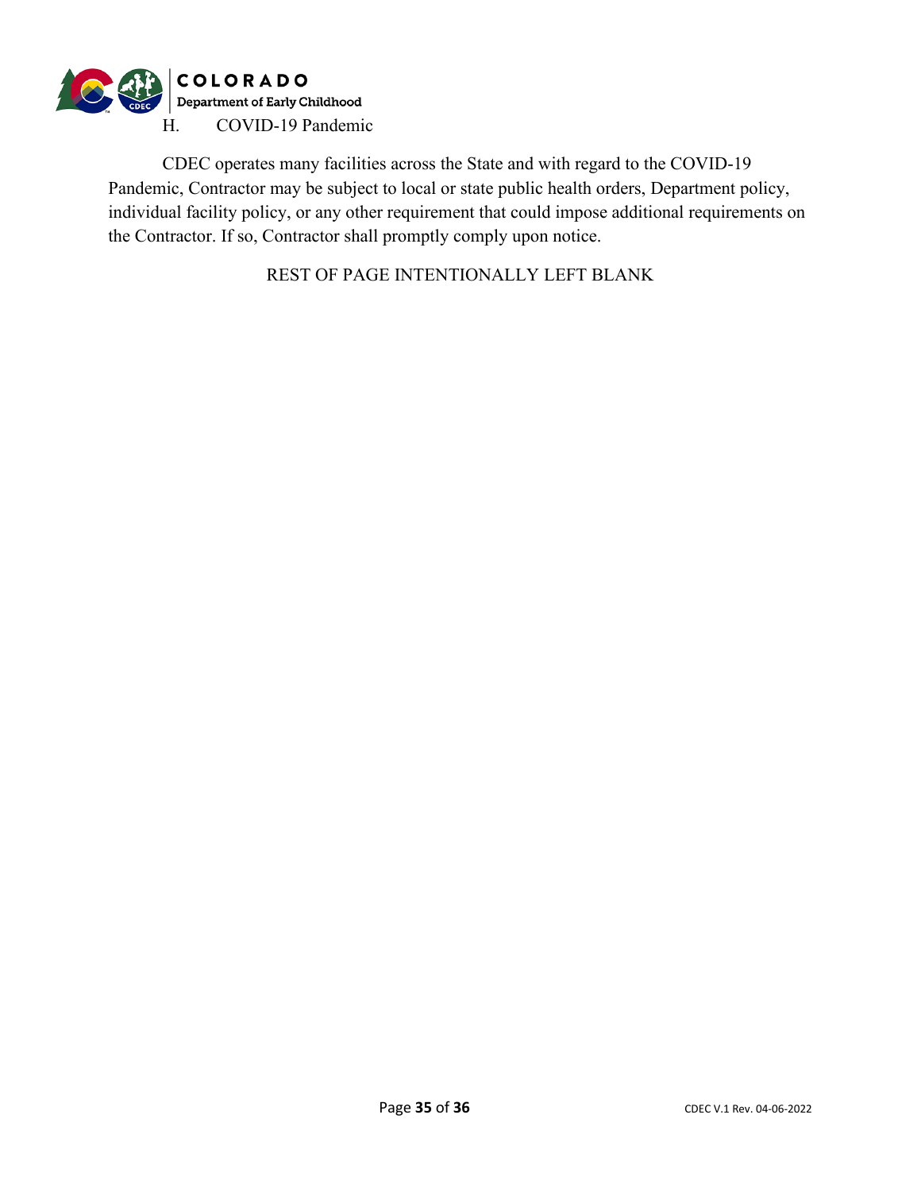H. COVID-19 Pandemic

CDEC operates many facilities across the State and with regard to the COVID-19 Pandemic, Contractor may be subject to local or state public health orders, Department policy, individual facility policy, or any other requirement that could impose additional requirements on the Contractor. If so, Contractor shall promptly comply upon notice.

REST OF PAGE INTENTIONALLY LEFT BLANK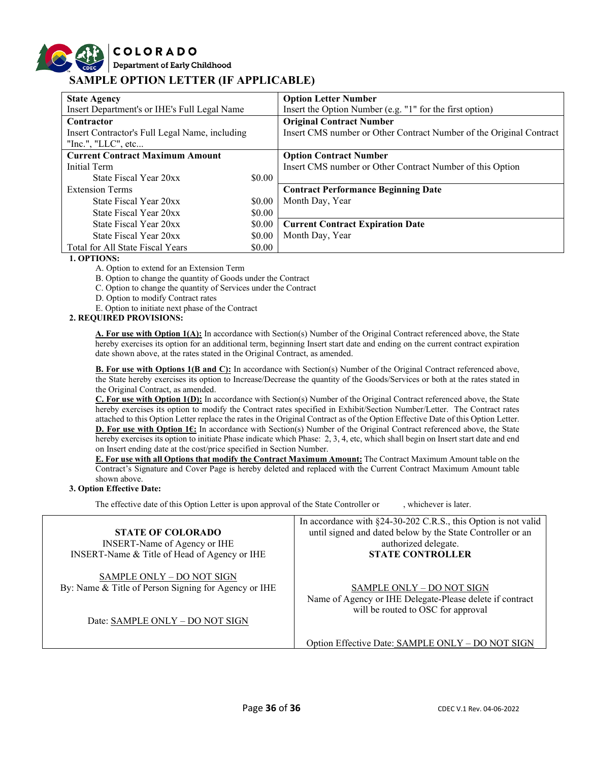COLORADO
Department of Early Childhood

# SAMPLE OPTION LETTER (IF APPLICABLE)

| State Agency | | Option Letter Number |
|---|---|---|
| Insert Department's or IHE's Full Legal Name | | Insert the Option Number (e.g. "1" for the first option) |
| **Contractor** | | **Original Contract Number** |
| Insert Contractor's Full Legal Name, including "Inc.", "LLC", etc... | | Insert CMS number or Other Contract Number of the Original Contract |
| **Current Contract Maximum Amount** | | **Option Contract Number** |
| Initial Term | | Insert CMS number or Other Contract Number of this Option |
| State Fiscal Year 20xx | $0.00 | |
| Extension Terms | | **Contract Performance Beginning Date** |
| State Fiscal Year 20xx | $0.00 | Month Day, Year |
| State Fiscal Year 20xx | $0.00 | |
| State Fiscal Year 20xx | $0.00 | **Current Contract Expiration Date** |
| State Fiscal Year 20xx | $0.00 | Month Day, Year |
| Total for All State Fiscal Years | $0.00 | |

**1. OPTIONS:**

A. Option to extend for an Extension Term
B. Option to change the quantity of Goods under the Contract
C. Option to change the quantity of Services under the Contract
D. Option to modify Contract rates
E. Option to initiate next phase of the Contract

**2. REQUIRED PROVISIONS:**

**A. For use with Option 1(A):** In accordance with Section(s) Number of the Original Contract referenced above, the State hereby exercises its option for an additional term, beginning Insert start date and ending on the current contract expiration date shown above, at the rates stated in the Original Contract, as amended.

**B. For use with Options 1(B and C):** In accordance with Section(s) Number of the Original Contract referenced above, the State hereby exercises its option to Increase/Decrease the quantity of the Goods/Services or both at the rates stated in the Original Contract, as amended.

**C. For use with Option 1(D):** In accordance with Section(s) Number of the Original Contract referenced above, the State hereby exercises its option to modify the Contract rates specified in Exhibit/Section Number/Letter. The Contract rates attached to this Option Letter replace the rates in the Original Contract as of the Option Effective Date of this Option Letter.

**D. For use with Option 1€:** In accordance with Section(s) Number of the Original Contract referenced above, the State hereby exercises its option to initiate Phase indicate which Phase: 2, 3, 4, etc, which shall begin on Insert start date and end on Insert ending date at the cost/price specified in Section Number.

**E. For use with all Options that modify the Contract Maximum Amount:** The Contract Maximum Amount table on the Contract's Signature and Cover Page is hereby deleted and replaced with the Current Contract Maximum Amount table shown above.

**3. Option Effective Date:**

The effective date of this Option Letter is upon approval of the State Controller or , whichever is later.

| STATE OF COLORADO | In accordance with §24-30-202 C.R.S., this Option is not valid until signed and dated below by the State Controller or an authorized delegate. |
|---|---|
| INSERT-Name of Agency or IHE<br>INSERT-Name & Title of Head of Agency or IHE | **STATE CONTROLLER** |
| SAMPLE ONLY – DO NOT SIGN<br>By: Name & Title of Person Signing for Agency or IHE | SAMPLE ONLY – DO NOT SIGN<br>Name of Agency or IHE Delegate-Please delete if contract will be routed to OSC for approval |
| Date: SAMPLE ONLY – DO NOT SIGN | Option Effective Date: SAMPLE ONLY – DO NOT SIGN |

CDEC V.1 Rev. 04-06-2022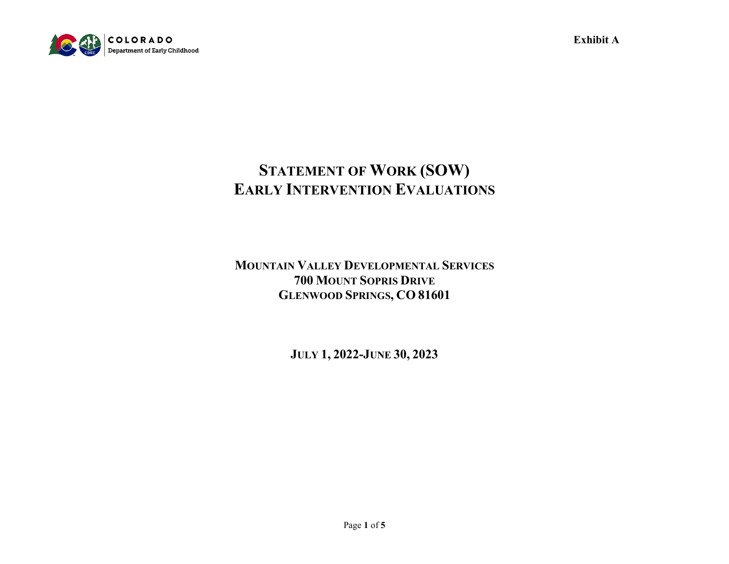COLORADO
Department of Early Childhood

Exhibit A

# STATEMENT OF WORK (SOW)
# EARLY INTERVENTION EVALUATIONS

**MOUNTAIN VALLEY DEVELOPMENTAL SERVICES**
**700 MOUNT SOPRIS DRIVE**
**GLENWOOD SPRINGS, CO 81601**

**JULY 1, 2022-JUNE 30, 2023**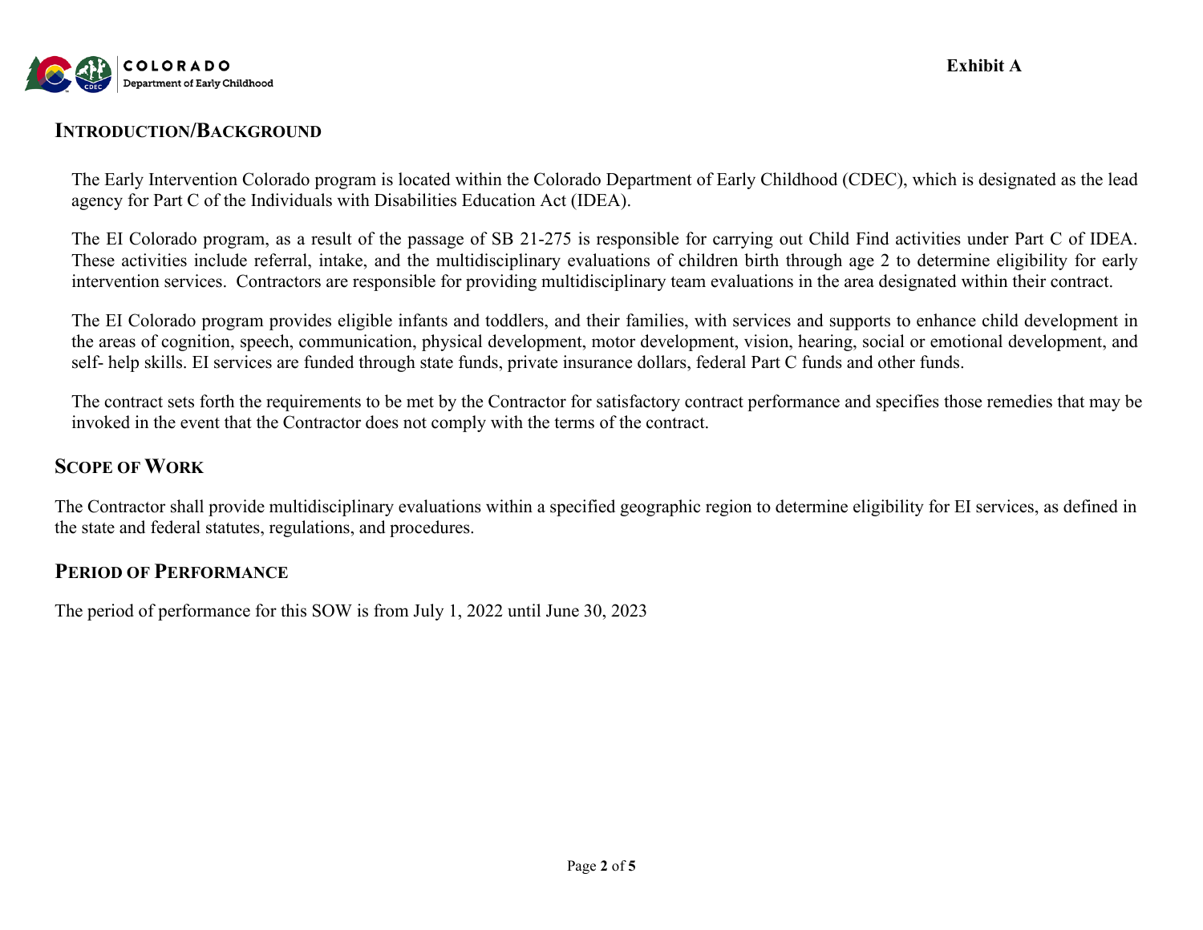Exhibit A

## Introduction/Background

The Early Intervention Colorado program is located within the Colorado Department of Early Childhood (CDEC), which is designated as the lead agency for Part C of the Individuals with Disabilities Education Act (IDEA).

The EI Colorado program, as a result of the passage of SB 21-275 is responsible for carrying out Child Find activities under Part C of IDEA. These activities include referral, intake, and the multidisciplinary evaluations of children birth through age 2 to determine eligibility for early intervention services. Contractors are responsible for providing multidisciplinary team evaluations in the area designated within their contract.

The EI Colorado program provides eligible infants and toddlers, and their families, with services and supports to enhance child development in the areas of cognition, speech, communication, physical development, motor development, vision, hearing, social or emotional development, and self- help skills. EI services are funded through state funds, private insurance dollars, federal Part C funds and other funds.

The contract sets forth the requirements to be met by the Contractor for satisfactory contract performance and specifies those remedies that may be invoked in the event that the Contractor does not comply with the terms of the contract.

## Scope of Work

The Contractor shall provide multidisciplinary evaluations within a specified geographic region to determine eligibility for EI services, as defined in the state and federal statutes, regulations, and procedures.

## Period of Performance

The period of performance for this SOW is from July 1, 2022 until June 30, 2023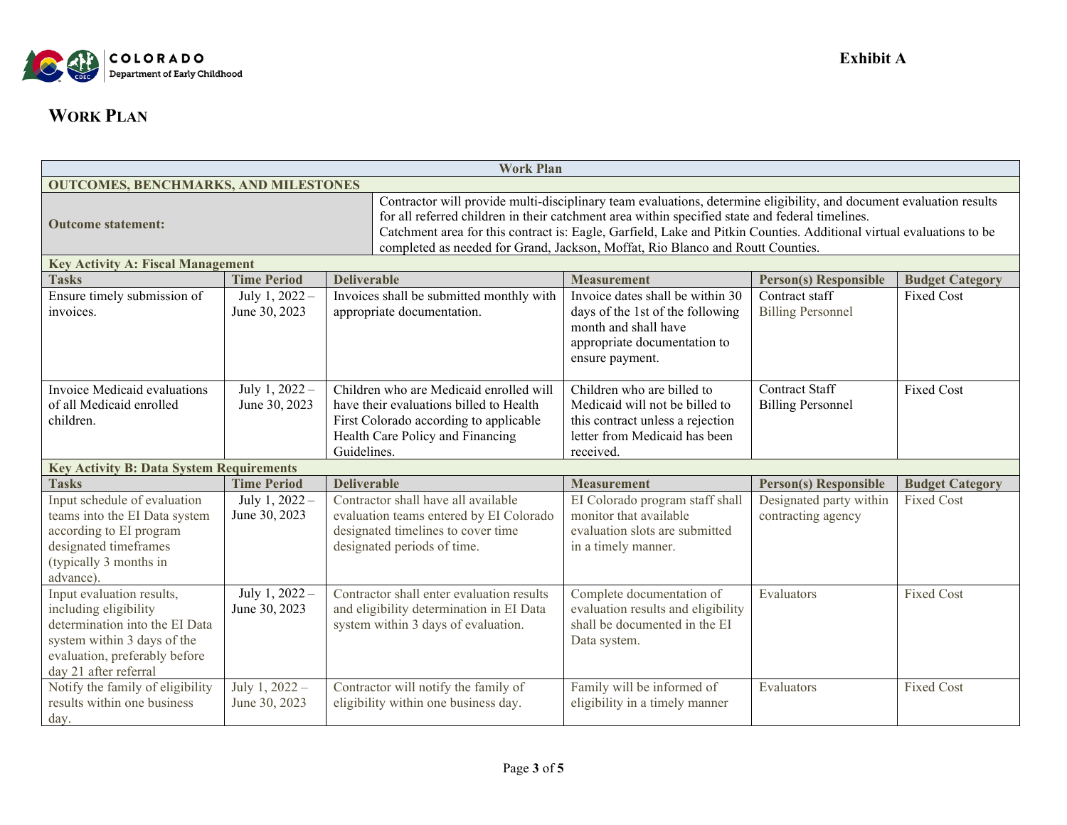Exhibit A

# WORK PLAN

| Work Plan | | | | | |
|---|---|---|---|---|---|
| **OUTCOMES, BENCHMARKS, AND MILESTONES** | | | | | |
| **Outcome statement:** | Contractor will provide multi-disciplinary team evaluations, determine eligibility, and document evaluation results for all referred children in their catchment area within specified state and federal timelines. Catchment area for this contract is: Eagle, Garfield, Lake and Pitkin Counties. Additional virtual evaluations to be completed as needed for Grand, Jackson, Moffat, Rio Blanco and Routt Counties. | | | | |
| **Key Activity A: Fiscal Management** | | | | | |
| **Tasks** | **Time Period** | **Deliverable** | **Measurement** | **Person(s) Responsible** | **Budget Category** |
| Ensure timely submission of invoices. | July 1, 2022 – June 30, 2023 | Invoices shall be submitted monthly with appropriate documentation. | Invoice dates shall be within 30 days of the 1st of the following month and shall have appropriate documentation to ensure payment. | Contract staff<br>Billing Personnel | Fixed Cost |
| Invoice Medicaid evaluations of all Medicaid enrolled children. | July 1, 2022 – June 30, 2023 | Children who are Medicaid enrolled will have their evaluations billed to Health First Colorado according to applicable Health Care Policy and Financing Guidelines. | Children who are billed to Medicaid will not be billed to this contract unless a rejection letter from Medicaid has been received. | Contract Staff<br>Billing Personnel | Fixed Cost |
| **Key Activity B: Data System Requirements** | | | | | |
| **Tasks** | **Time Period** | **Deliverable** | **Measurement** | **Person(s) Responsible** | **Budget Category** |
| Input schedule of evaluation teams into the EI Data system according to EI program designated timeframes (typically 3 months in advance). | July 1, 2022 – June 30, 2023 | Contractor shall have all available evaluation teams entered by EI Colorado designated timelines to cover time designated periods of time. | EI Colorado program staff shall monitor that available evaluation slots are submitted in a timely manner. | Designated party within contracting agency | Fixed Cost |
| Input evaluation results, including eligibility determination into the EI Data system within 3 days of the evaluation, preferably before day 21 after referral | July 1, 2022 – June 30, 2023 | Contractor shall enter evaluation results and eligibility determination in EI Data system within 3 days of evaluation. | Complete documentation of evaluation results and eligibility shall be documented in the EI Data system. | Evaluators | Fixed Cost |
| Notify the family of eligibility results within one business day. | July 1, 2022 – June 30, 2023 | Contractor will notify the family of eligibility within one business day. | Family will be informed of eligibility in a timely manner | Evaluators | Fixed Cost |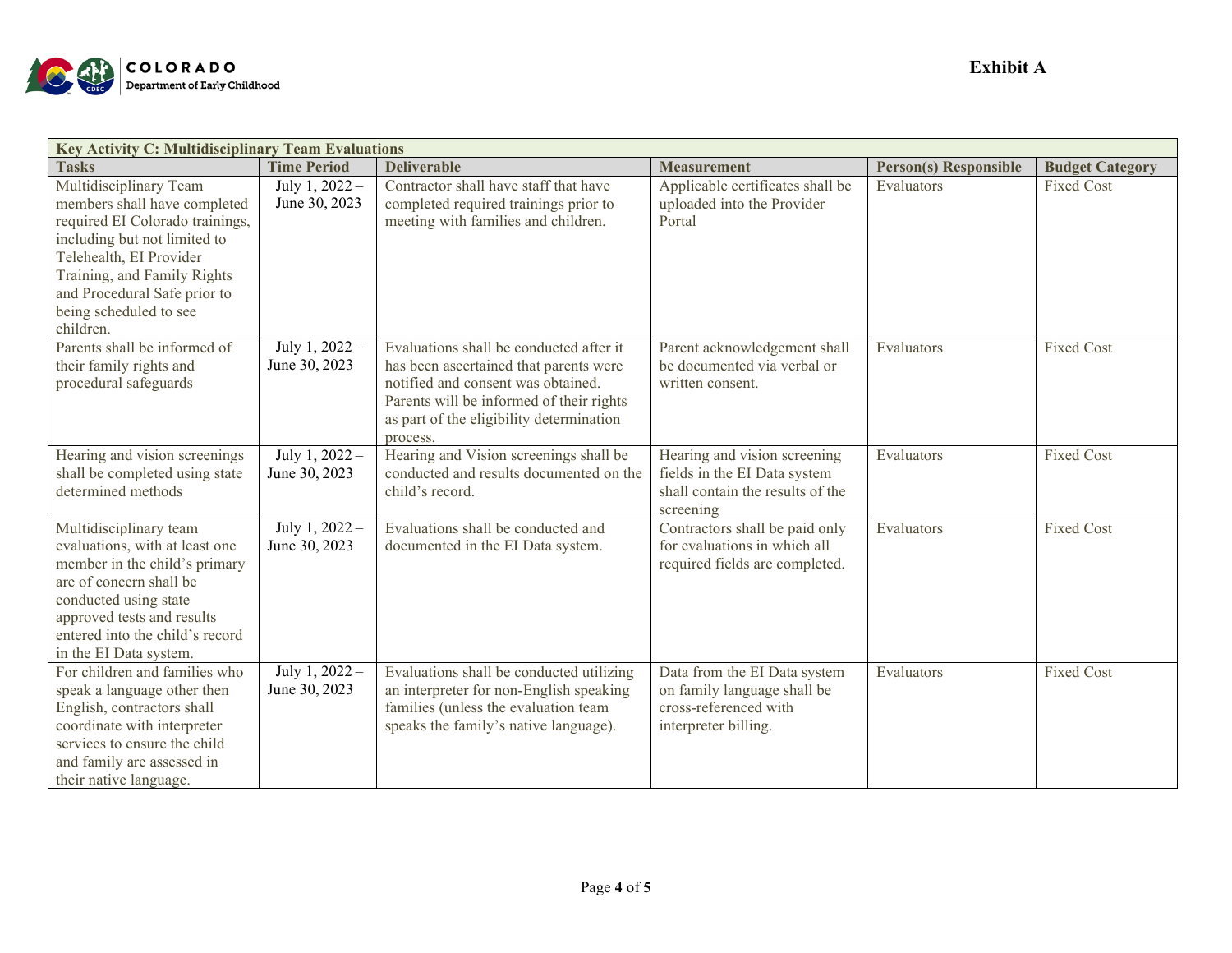Exhibit A

| Key Activity C: Multidisciplinary Team Evaluations | | | | | |
|---|---|---|---|---|---|
| **Tasks** | **Time Period** | **Deliverable** | **Measurement** | **Person(s) Responsible** | **Budget Category** |
| Multidisciplinary Team members shall have completed required EI Colorado trainings, including but not limited to Telehealth, EI Provider Training, and Family Rights and Procedural Safe prior to being scheduled to see children. | July 1, 2022 – June 30, 2023 | Contractor shall have staff that have completed required trainings prior to meeting with families and children. | Applicable certificates shall be uploaded into the Provider Portal | Evaluators | Fixed Cost |
| Parents shall be informed of their family rights and procedural safeguards | July 1, 2022 – June 30, 2023 | Evaluations shall be conducted after it has been ascertained that parents were notified and consent was obtained. Parents will be informed of their rights as part of the eligibility determination process. | Parent acknowledgement shall be documented via verbal or written consent. | Evaluators | Fixed Cost |
| Hearing and vision screenings shall be completed using state determined methods | July 1, 2022 – June 30, 2023 | Hearing and Vision screenings shall be conducted and results documented on the child's record. | Hearing and vision screening fields in the EI Data system shall contain the results of the screening | Evaluators | Fixed Cost |
| Multidisciplinary team evaluations, with at least one member in the child's primary are of concern shall be conducted using state approved tests and results entered into the child's record in the EI Data system. | July 1, 2022 – June 30, 2023 | Evaluations shall be conducted and documented in the EI Data system. | Contractors shall be paid only for evaluations in which all required fields are completed. | Evaluators | Fixed Cost |
| For children and families who speak a language other then English, contractors shall coordinate with interpreter services to ensure the child and family are assessed in their native language. | July 1, 2022 – June 30, 2023 | Evaluations shall be conducted utilizing an interpreter for non-English speaking families (unless the evaluation team speaks the family's native language). | Data from the EI Data system on family language shall be cross-referenced with interpreter billing. | Evaluators | Fixed Cost |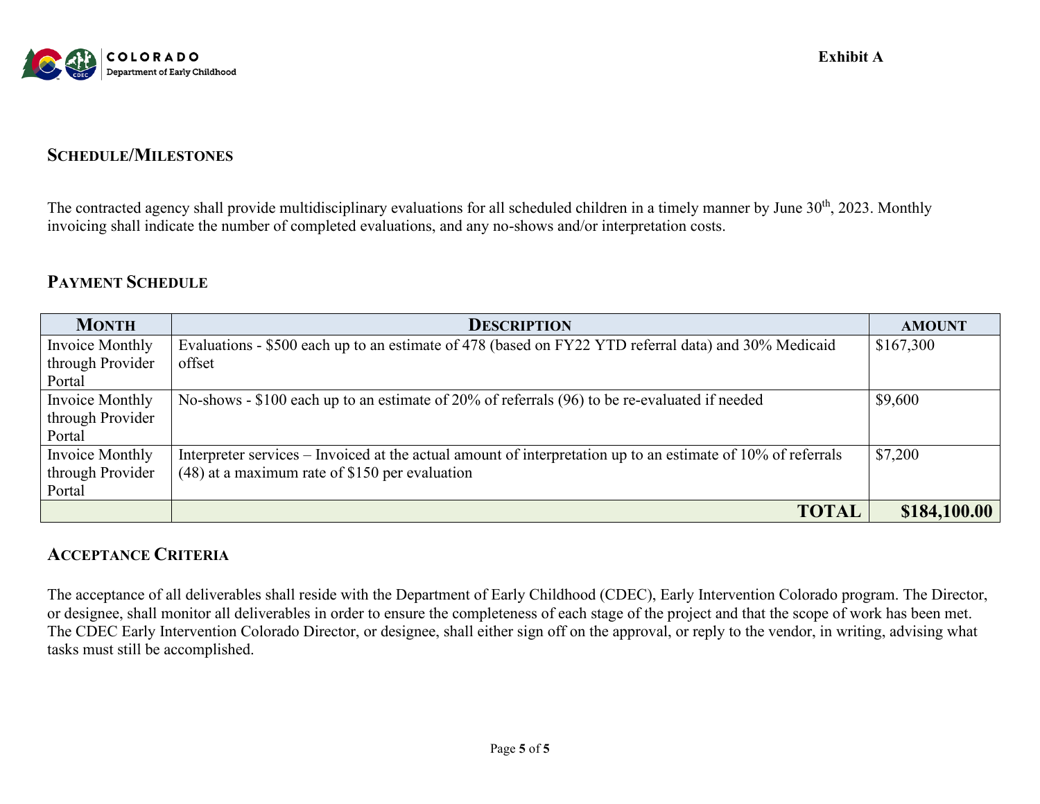Exhibit A

## Schedule/Milestones

The contracted agency shall provide multidisciplinary evaluations for all scheduled children in a timely manner by June 30th, 2023. Monthly invoicing shall indicate the number of completed evaluations, and any no-shows and/or interpretation costs.

## Payment Schedule

| Month | Description | Amount |
|---|---|---|
| Invoice Monthly through Provider Portal | Evaluations - $500 each up to an estimate of 478 (based on FY22 YTD referral data) and 30% Medicaid offset | $167,300 |
| Invoice Monthly through Provider Portal | No-shows - $100 each up to an estimate of 20% of referrals (96) to be re-evaluated if needed | $9,600 |
| Invoice Monthly through Provider Portal | Interpreter services – Invoiced at the actual amount of interpretation up to an estimate of 10% of referrals (48) at a maximum rate of $150 per evaluation | $7,200 |
| | **TOTAL** | **$184,100.00** |

## Acceptance Criteria

The acceptance of all deliverables shall reside with the Department of Early Childhood (CDEC), Early Intervention Colorado program. The Director, or designee, shall monitor all deliverables in order to ensure the completeness of each stage of the project and that the scope of work has been met. The CDEC Early Intervention Colorado Director, or designee, shall either sign off on the approval, or reply to the vendor, in writing, advising what tasks must still be accomplished.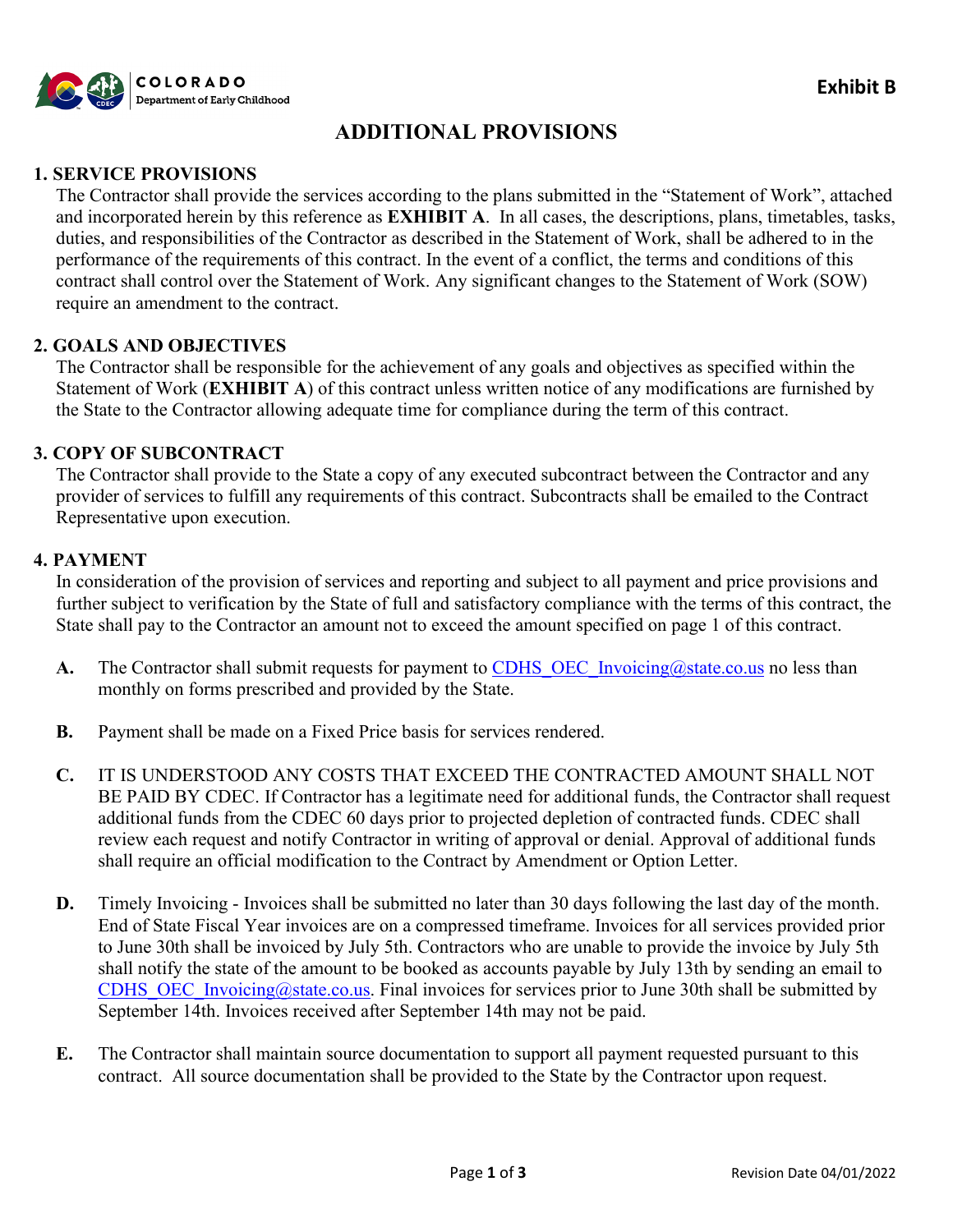Exhibit B

# ADDITIONAL PROVISIONS

## 1. SERVICE PROVISIONS

The Contractor shall provide the services according to the plans submitted in the "Statement of Work", attached and incorporated herein by this reference as **EXHIBIT A**. In all cases, the descriptions, plans, timetables, tasks, duties, and responsibilities of the Contractor as described in the Statement of Work, shall be adhered to in the performance of the requirements of this contract. In the event of a conflict, the terms and conditions of this contract shall control over the Statement of Work. Any significant changes to the Statement of Work (SOW) require an amendment to the contract.

## 2. GOALS AND OBJECTIVES

The Contractor shall be responsible for the achievement of any goals and objectives as specified within the Statement of Work (**EXHIBIT A**) of this contract unless written notice of any modifications are furnished by the State to the Contractor allowing adequate time for compliance during the term of this contract.

## 3. COPY OF SUBCONTRACT

The Contractor shall provide to the State a copy of any executed subcontract between the Contractor and any provider of services to fulfill any requirements of this contract. Subcontracts shall be emailed to the Contract Representative upon execution.

## 4. PAYMENT

In consideration of the provision of services and reporting and subject to all payment and price provisions and further subject to verification by the State of full and satisfactory compliance with the terms of this contract, the State shall pay to the Contractor an amount not to exceed the amount specified on page 1 of this contract.

**A.** The Contractor shall submit requests for payment to CDHS_OEC_Invoicing@state.co.us no less than monthly on forms prescribed and provided by the State.

**B.** Payment shall be made on a Fixed Price basis for services rendered.

**C.** IT IS UNDERSTOOD ANY COSTS THAT EXCEED THE CONTRACTED AMOUNT SHALL NOT BE PAID BY CDEC. If Contractor has a legitimate need for additional funds, the Contractor shall request additional funds from the CDEC 60 days prior to projected depletion of contracted funds. CDEC shall review each request and notify Contractor in writing of approval or denial. Approval of additional funds shall require an official modification to the Contract by Amendment or Option Letter.

**D.** Timely Invoicing - Invoices shall be submitted no later than 30 days following the last day of the month. End of State Fiscal Year invoices are on a compressed timeframe. Invoices for all services provided prior to June 30th shall be invoiced by July 5th. Contractors who are unable to provide the invoice by July 5th shall notify the state of the amount to be booked as accounts payable by July 13th by sending an email to CDHS_OEC_Invoicing@state.co.us. Final invoices for services prior to June 30th shall be submitted by September 14th. Invoices received after September 14th may not be paid.

**E.** The Contractor shall maintain source documentation to support all payment requested pursuant to this contract. All source documentation shall be provided to the State by the Contractor upon request.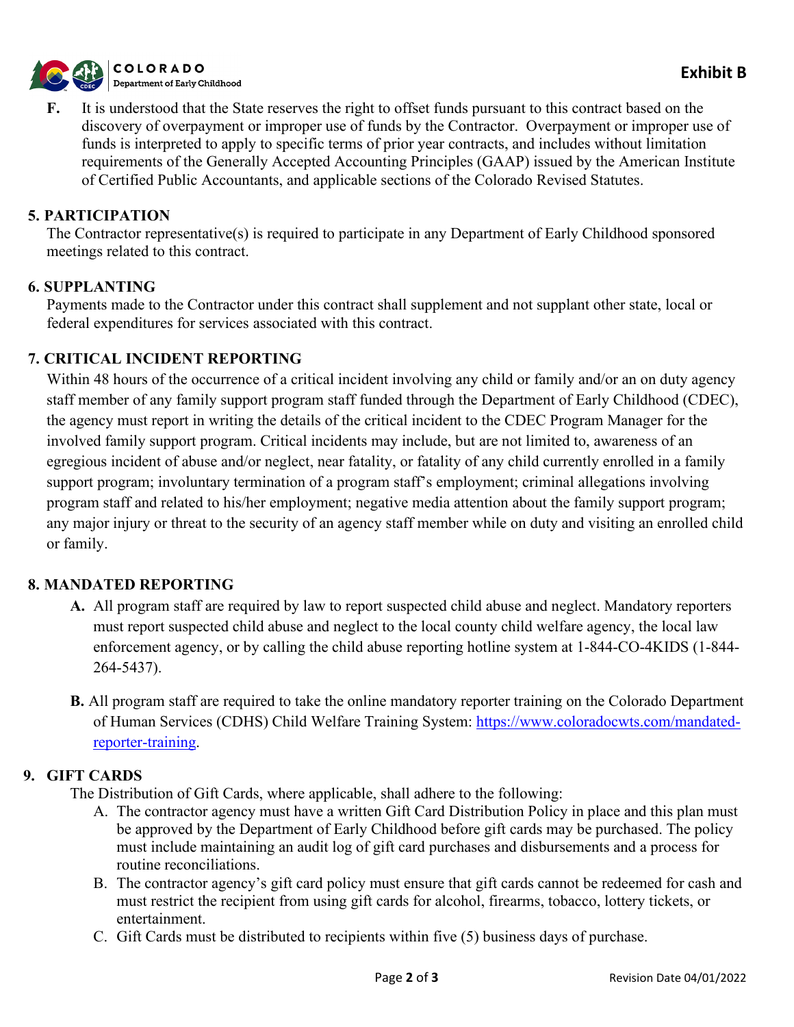**F.** It is understood that the State reserves the right to offset funds pursuant to this contract based on the discovery of overpayment or improper use of funds by the Contractor. Overpayment or improper use of funds is interpreted to apply to specific terms of prior year contracts, and includes without limitation requirements of the Generally Accepted Accounting Principles (GAAP) issued by the American Institute of Certified Public Accountants, and applicable sections of the Colorado Revised Statutes.

**5. PARTICIPATION**

The Contractor representative(s) is required to participate in any Department of Early Childhood sponsored meetings related to this contract.

**6. SUPPLANTING**

Payments made to the Contractor under this contract shall supplement and not supplant other state, local or federal expenditures for services associated with this contract.

**7. CRITICAL INCIDENT REPORTING**

Within 48 hours of the occurrence of a critical incident involving any child or family and/or an on duty agency staff member of any family support program staff funded through the Department of Early Childhood (CDEC), the agency must report in writing the details of the critical incident to the CDEC Program Manager for the involved family support program. Critical incidents may include, but are not limited to, awareness of an egregious incident of abuse and/or neglect, near fatality, or fatality of any child currently enrolled in a family support program; involuntary termination of a program staff's employment; criminal allegations involving program staff and related to his/her employment; negative media attention about the family support program; any major injury or threat to the security of an agency staff member while on duty and visiting an enrolled child or family.

**8. MANDATED REPORTING**

**A.** All program staff are required by law to report suspected child abuse and neglect. Mandatory reporters must report suspected child abuse and neglect to the local county child welfare agency, the local law enforcement agency, or by calling the child abuse reporting hotline system at 1-844-CO-4KIDS (1-844-264-5437).

**B.** All program staff are required to take the online mandatory reporter training on the Colorado Department of Human Services (CDHS) Child Welfare Training System: https://www.coloradocwts.com/mandated-reporter-training.

**9. GIFT CARDS**

The Distribution of Gift Cards, where applicable, shall adhere to the following:

A. The contractor agency must have a written Gift Card Distribution Policy in place and this plan must be approved by the Department of Early Childhood before gift cards may be purchased. The policy must include maintaining an audit log of gift card purchases and disbursements and a process for routine reconciliations.

B. The contractor agency's gift card policy must ensure that gift cards cannot be redeemed for cash and must restrict the recipient from using gift cards for alcohol, firearms, tobacco, lottery tickets, or entertainment.

C. Gift Cards must be distributed to recipients within five (5) business days of purchase.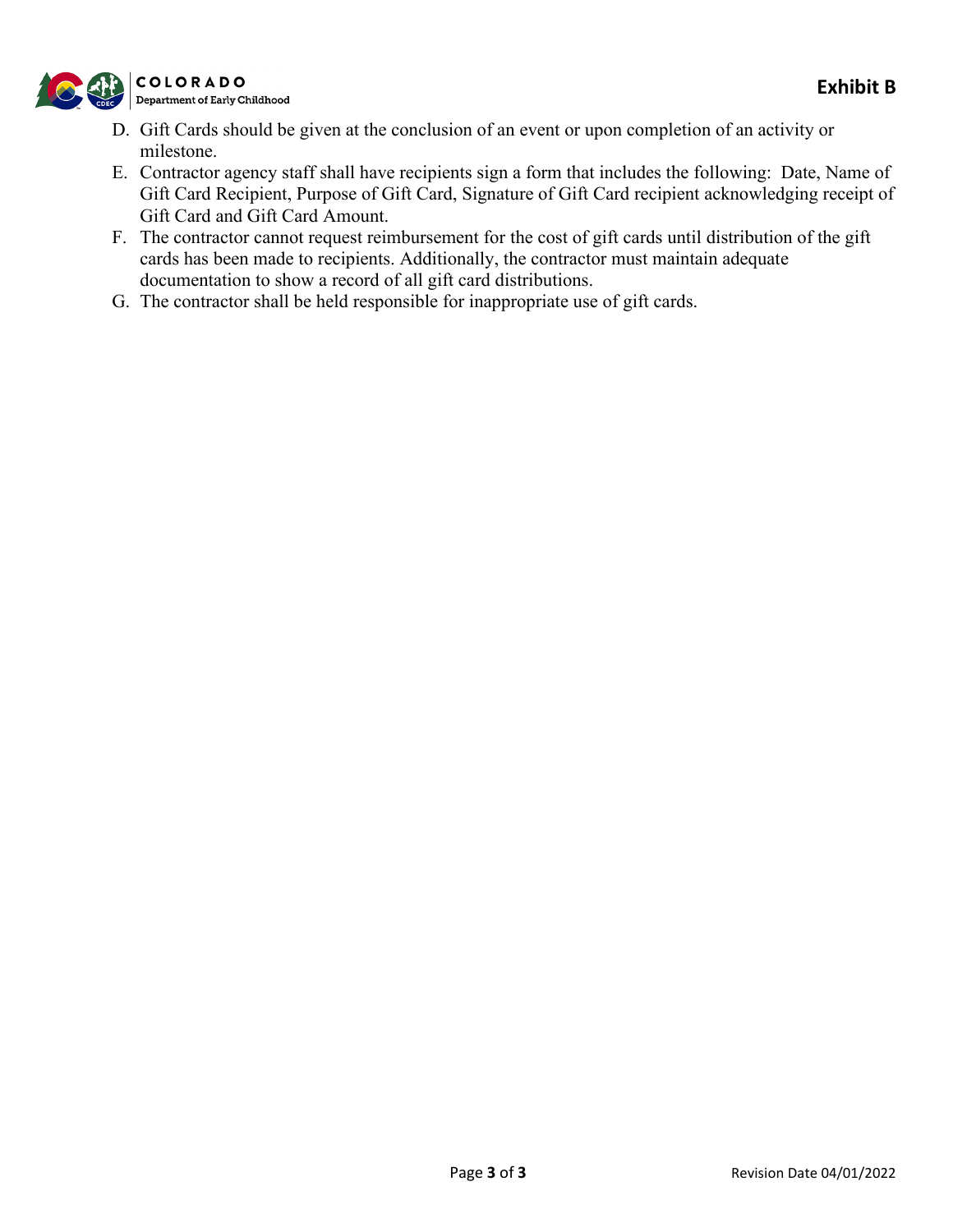D. Gift Cards should be given at the conclusion of an event or upon completion of an activity or milestone.
E. Contractor agency staff shall have recipients sign a form that includes the following: Date, Name of Gift Card Recipient, Purpose of Gift Card, Signature of Gift Card recipient acknowledging receipt of Gift Card and Gift Card Amount.
F. The contractor cannot request reimbursement for the cost of gift cards until distribution of the gift cards has been made to recipients. Additionally, the contractor must maintain adequate documentation to show a record of all gift card distributions.
G. The contractor shall be held responsible for inappropriate use of gift cards.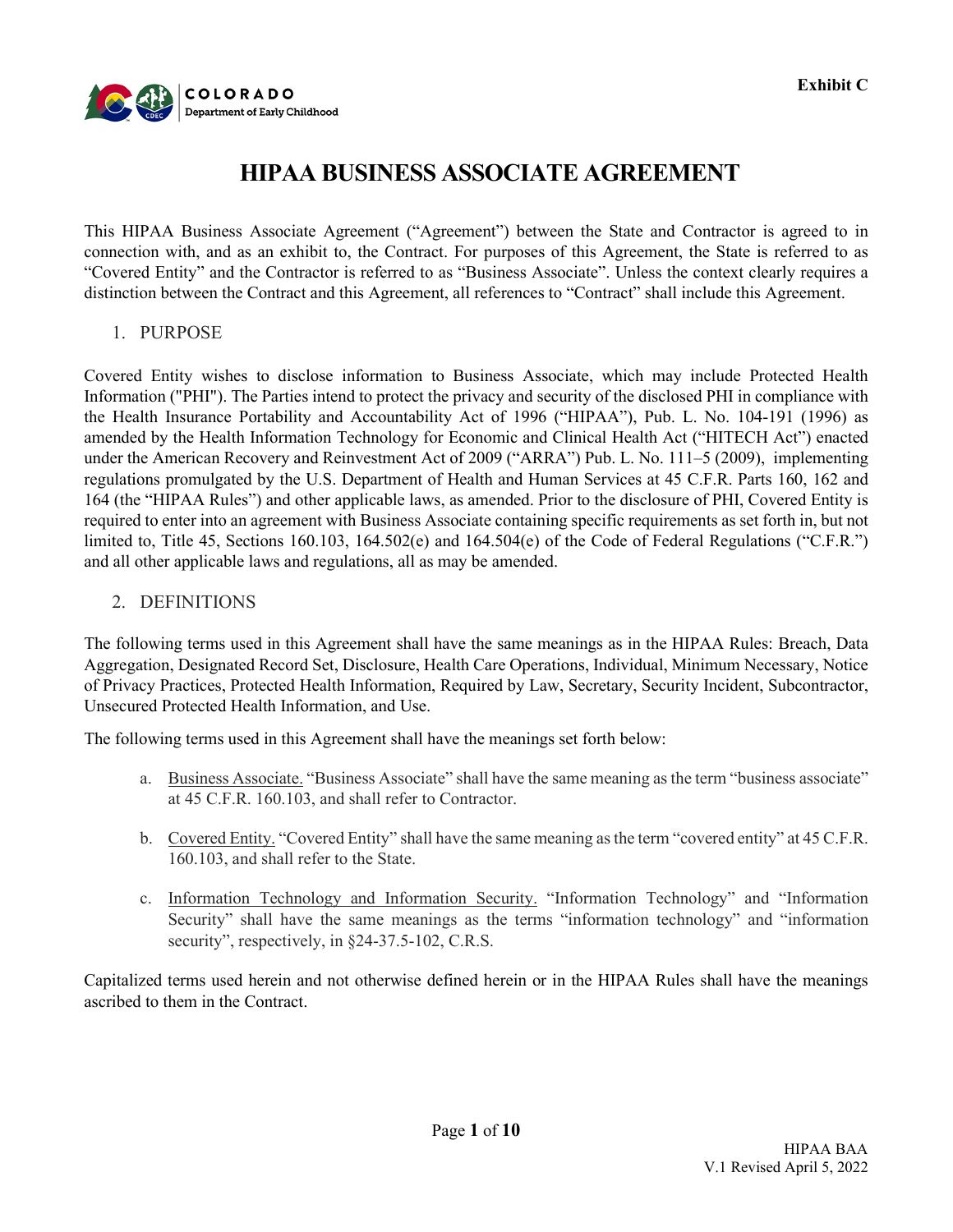Exhibit C

# HIPAA BUSINESS ASSOCIATE AGREEMENT

This HIPAA Business Associate Agreement (“Agreement”) between the State and Contractor is agreed to in connection with, and as an exhibit to, the Contract. For purposes of this Agreement, the State is referred to as “Covered Entity” and the Contractor is referred to as “Business Associate”. Unless the context clearly requires a distinction between the Contract and this Agreement, all references to “Contract” shall include this Agreement.

## 1. PURPOSE

Covered Entity wishes to disclose information to Business Associate, which may include Protected Health Information ("PHI"). The Parties intend to protect the privacy and security of the disclosed PHI in compliance with the Health Insurance Portability and Accountability Act of 1996 (“HIPAA”), Pub. L. No. 104-191 (1996) as amended by the Health Information Technology for Economic and Clinical Health Act (“HITECH Act”) enacted under the American Recovery and Reinvestment Act of 2009 (“ARRA”) Pub. L. No. 111–5 (2009), implementing regulations promulgated by the U.S. Department of Health and Human Services at 45 C.F.R. Parts 160, 162 and 164 (the “HIPAA Rules”) and other applicable laws, as amended. Prior to the disclosure of PHI, Covered Entity is required to enter into an agreement with Business Associate containing specific requirements as set forth in, but not limited to, Title 45, Sections 160.103, 164.502(e) and 164.504(e) of the Code of Federal Regulations (“C.F.R.”) and all other applicable laws and regulations, all as may be amended.

## 2. DEFINITIONS

The following terms used in this Agreement shall have the same meanings as in the HIPAA Rules: Breach, Data Aggregation, Designated Record Set, Disclosure, Health Care Operations, Individual, Minimum Necessary, Notice of Privacy Practices, Protected Health Information, Required by Law, Secretary, Security Incident, Subcontractor, Unsecured Protected Health Information, and Use.

The following terms used in this Agreement shall have the meanings set forth below:

a. Business Associate. “Business Associate” shall have the same meaning as the term “business associate” at 45 C.F.R. 160.103, and shall refer to Contractor.

b. Covered Entity. “Covered Entity” shall have the same meaning as the term “covered entity” at 45 C.F.R. 160.103, and shall refer to the State.

c. Information Technology and Information Security. “Information Technology” and “Information Security” shall have the same meanings as the terms “information technology” and “information security”, respectively, in §24-37.5-102, C.R.S.

Capitalized terms used herein and not otherwise defined herein or in the HIPAA Rules shall have the meanings ascribed to them in the Contract.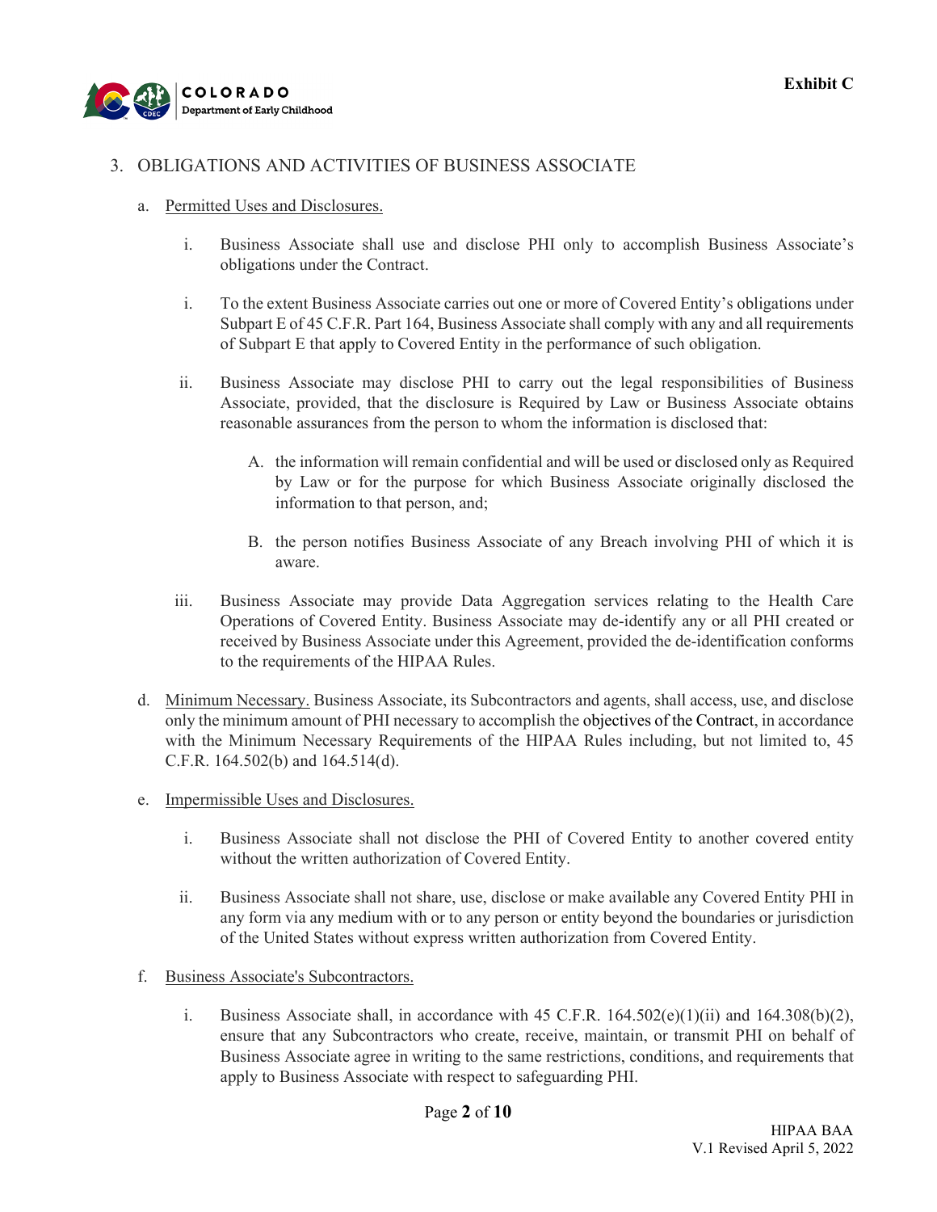3. OBLIGATIONS AND ACTIVITIES OF BUSINESS ASSOCIATE

a. Permitted Uses and Disclosures.

i. Business Associate shall use and disclose PHI only to accomplish Business Associate's obligations under the Contract.

i. To the extent Business Associate carries out one or more of Covered Entity's obligations under Subpart E of 45 C.F.R. Part 164, Business Associate shall comply with any and all requirements of Subpart E that apply to Covered Entity in the performance of such obligation.

ii. Business Associate may disclose PHI to carry out the legal responsibilities of Business Associate, provided, that the disclosure is Required by Law or Business Associate obtains reasonable assurances from the person to whom the information is disclosed that:

A. the information will remain confidential and will be used or disclosed only as Required by Law or for the purpose for which Business Associate originally disclosed the information to that person, and;

B. the person notifies Business Associate of any Breach involving PHI of which it is aware.

iii. Business Associate may provide Data Aggregation services relating to the Health Care Operations of Covered Entity. Business Associate may de-identify any or all PHI created or received by Business Associate under this Agreement, provided the de-identification conforms to the requirements of the HIPAA Rules.

d. Minimum Necessary. Business Associate, its Subcontractors and agents, shall access, use, and disclose only the minimum amount of PHI necessary to accomplish the objectives of the Contract, in accordance with the Minimum Necessary Requirements of the HIPAA Rules including, but not limited to, 45 C.F.R. 164.502(b) and 164.514(d).

e. Impermissible Uses and Disclosures.

i. Business Associate shall not disclose the PHI of Covered Entity to another covered entity without the written authorization of Covered Entity.

ii. Business Associate shall not share, use, disclose or make available any Covered Entity PHI in any form via any medium with or to any person or entity beyond the boundaries or jurisdiction of the United States without express written authorization from Covered Entity.

f. Business Associate's Subcontractors.

i. Business Associate shall, in accordance with 45 C.F.R. 164.502(e)(1)(ii) and 164.308(b)(2), ensure that any Subcontractors who create, receive, maintain, or transmit PHI on behalf of Business Associate agree in writing to the same restrictions, conditions, and requirements that apply to Business Associate with respect to safeguarding PHI.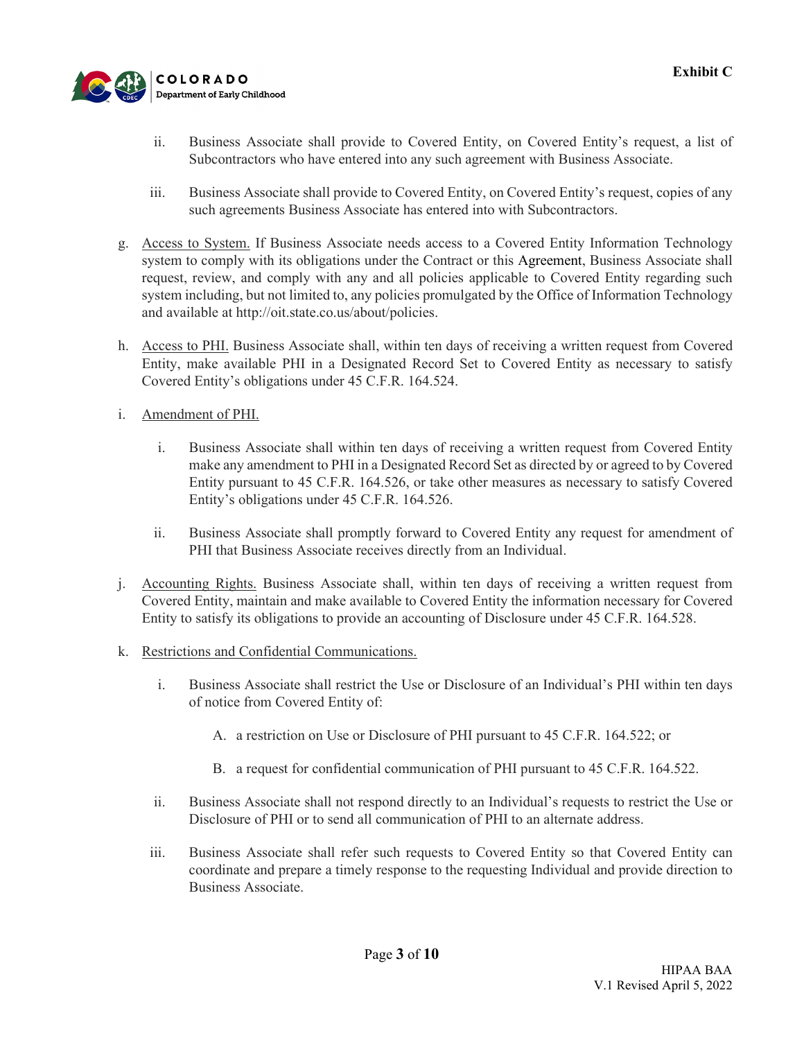ii. Business Associate shall provide to Covered Entity, on Covered Entity's request, a list of Subcontractors who have entered into any such agreement with Business Associate.

iii. Business Associate shall provide to Covered Entity, on Covered Entity's request, copies of any such agreements Business Associate has entered into with Subcontractors.

g. Access to System. If Business Associate needs access to a Covered Entity Information Technology system to comply with its obligations under the Contract or this Agreement, Business Associate shall request, review, and comply with any and all policies applicable to Covered Entity regarding such system including, but not limited to, any policies promulgated by the Office of Information Technology and available at http://oit.state.co.us/about/policies.

h. Access to PHI. Business Associate shall, within ten days of receiving a written request from Covered Entity, make available PHI in a Designated Record Set to Covered Entity as necessary to satisfy Covered Entity's obligations under 45 C.F.R. 164.524.

i. Amendment of PHI.

i. Business Associate shall within ten days of receiving a written request from Covered Entity make any amendment to PHI in a Designated Record Set as directed by or agreed to by Covered Entity pursuant to 45 C.F.R. 164.526, or take other measures as necessary to satisfy Covered Entity's obligations under 45 C.F.R. 164.526.

ii. Business Associate shall promptly forward to Covered Entity any request for amendment of PHI that Business Associate receives directly from an Individual.

j. Accounting Rights. Business Associate shall, within ten days of receiving a written request from Covered Entity, maintain and make available to Covered Entity the information necessary for Covered Entity to satisfy its obligations to provide an accounting of Disclosure under 45 C.F.R. 164.528.

k. Restrictions and Confidential Communications.

i. Business Associate shall restrict the Use or Disclosure of an Individual's PHI within ten days of notice from Covered Entity of:

A. a restriction on Use or Disclosure of PHI pursuant to 45 C.F.R. 164.522; or

B. a request for confidential communication of PHI pursuant to 45 C.F.R. 164.522.

ii. Business Associate shall not respond directly to an Individual's requests to restrict the Use or Disclosure of PHI or to send all communication of PHI to an alternate address.

iii. Business Associate shall refer such requests to Covered Entity so that Covered Entity can coordinate and prepare a timely response to the requesting Individual and provide direction to Business Associate.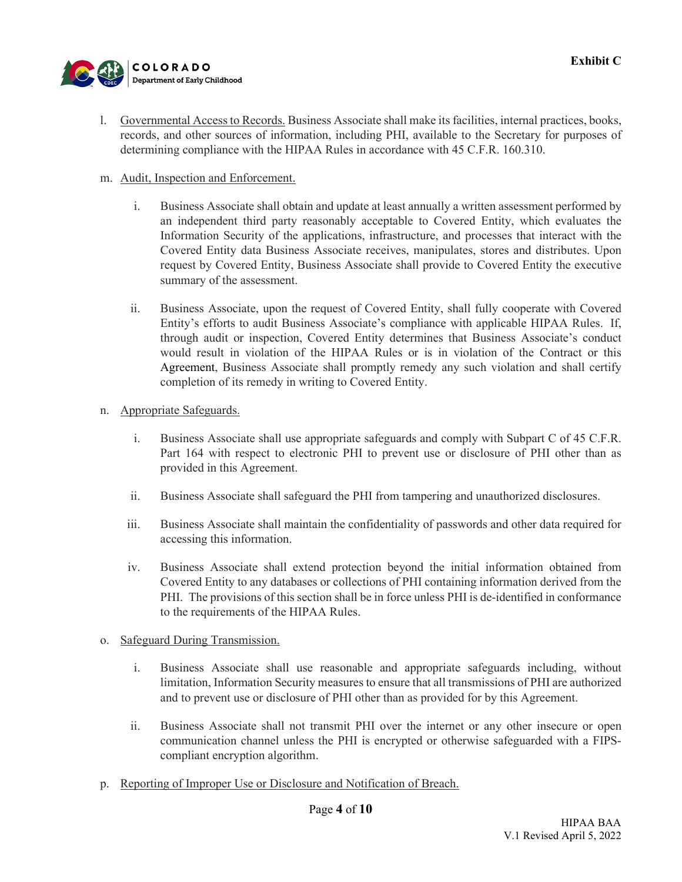l. Governmental Access to Records. Business Associate shall make its facilities, internal practices, books, records, and other sources of information, including PHI, available to the Secretary for purposes of determining compliance with the HIPAA Rules in accordance with 45 C.F.R. 160.310.

m. Audit, Inspection and Enforcement.

   i. Business Associate shall obtain and update at least annually a written assessment performed by an independent third party reasonably acceptable to Covered Entity, which evaluates the Information Security of the applications, infrastructure, and processes that interact with the Covered Entity data Business Associate receives, manipulates, stores and distributes. Upon request by Covered Entity, Business Associate shall provide to Covered Entity the executive summary of the assessment.

   ii. Business Associate, upon the request of Covered Entity, shall fully cooperate with Covered Entity's efforts to audit Business Associate's compliance with applicable HIPAA Rules. If, through audit or inspection, Covered Entity determines that Business Associate's conduct would result in violation of the HIPAA Rules or is in violation of the Contract or this Agreement, Business Associate shall promptly remedy any such violation and shall certify completion of its remedy in writing to Covered Entity.

n. Appropriate Safeguards.

   i. Business Associate shall use appropriate safeguards and comply with Subpart C of 45 C.F.R. Part 164 with respect to electronic PHI to prevent use or disclosure of PHI other than as provided in this Agreement.

   ii. Business Associate shall safeguard the PHI from tampering and unauthorized disclosures.

   iii. Business Associate shall maintain the confidentiality of passwords and other data required for accessing this information.

   iv. Business Associate shall extend protection beyond the initial information obtained from Covered Entity to any databases or collections of PHI containing information derived from the PHI. The provisions of this section shall be in force unless PHI is de-identified in conformance to the requirements of the HIPAA Rules.

o. Safeguard During Transmission.

   i. Business Associate shall use reasonable and appropriate safeguards including, without limitation, Information Security measures to ensure that all transmissions of PHI are authorized and to prevent use or disclosure of PHI other than as provided for by this Agreement.

   ii. Business Associate shall not transmit PHI over the internet or any other insecure or open communication channel unless the PHI is encrypted or otherwise safeguarded with a FIPS-compliant encryption algorithm.

p. Reporting of Improper Use or Disclosure and Notification of Breach.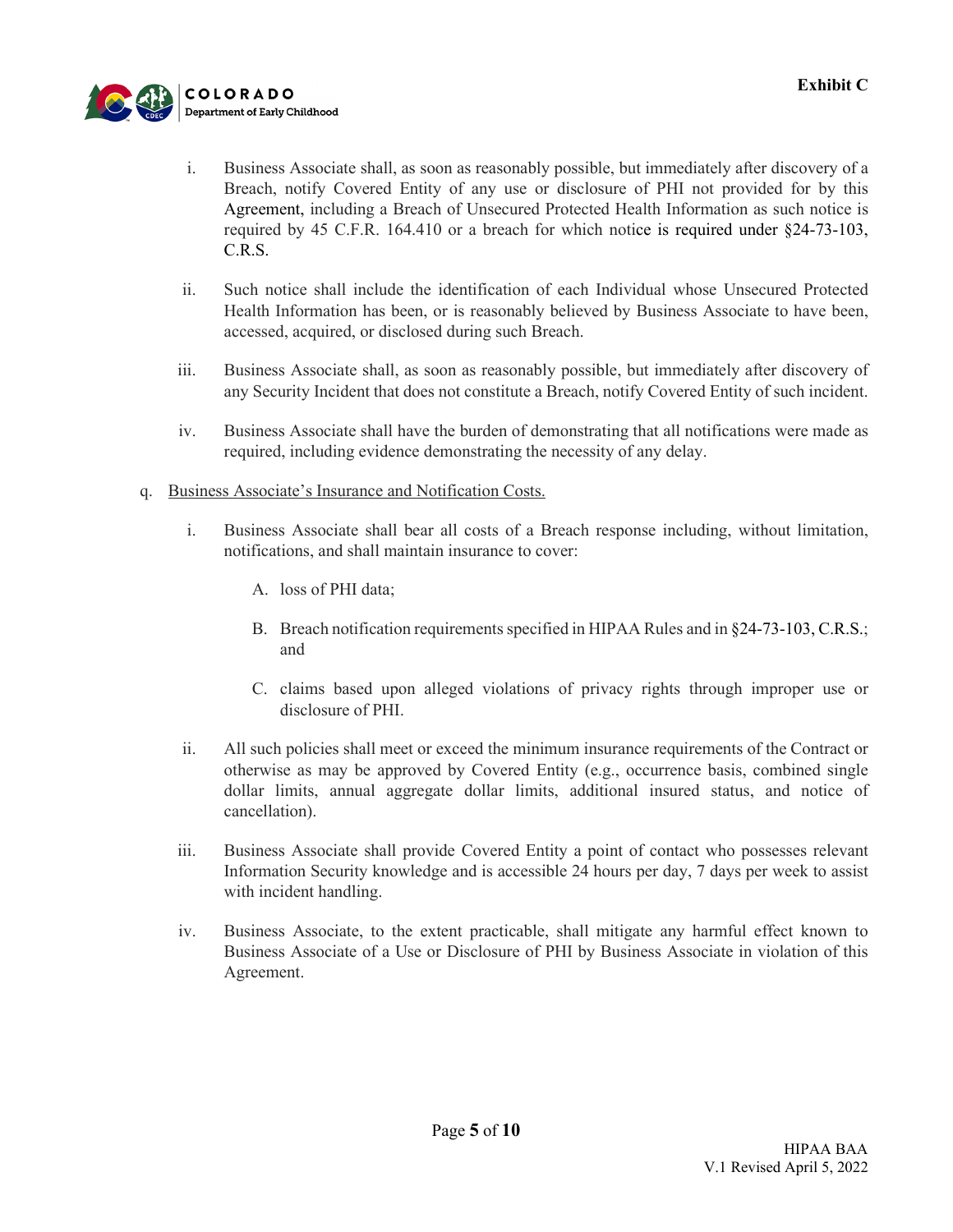i. Business Associate shall, as soon as reasonably possible, but immediately after discovery of a Breach, notify Covered Entity of any use or disclosure of PHI not provided for by this Agreement, including a Breach of Unsecured Protected Health Information as such notice is required by 45 C.F.R. 164.410 or a breach for which notice is required under §24-73-103, C.R.S.

ii. Such notice shall include the identification of each Individual whose Unsecured Protected Health Information has been, or is reasonably believed by Business Associate to have been, accessed, acquired, or disclosed during such Breach.

iii. Business Associate shall, as soon as reasonably possible, but immediately after discovery of any Security Incident that does not constitute a Breach, notify Covered Entity of such incident.

iv. Business Associate shall have the burden of demonstrating that all notifications were made as required, including evidence demonstrating the necessity of any delay.

q. Business Associate's Insurance and Notification Costs.

i. Business Associate shall bear all costs of a Breach response including, without limitation, notifications, and shall maintain insurance to cover:

A. loss of PHI data;

B. Breach notification requirements specified in HIPAA Rules and in §24-73-103, C.R.S.; and

C. claims based upon alleged violations of privacy rights through improper use or disclosure of PHI.

ii. All such policies shall meet or exceed the minimum insurance requirements of the Contract or otherwise as may be approved by Covered Entity (e.g., occurrence basis, combined single dollar limits, annual aggregate dollar limits, additional insured status, and notice of cancellation).

iii. Business Associate shall provide Covered Entity a point of contact who possesses relevant Information Security knowledge and is accessible 24 hours per day, 7 days per week to assist with incident handling.

iv. Business Associate, to the extent practicable, shall mitigate any harmful effect known to Business Associate of a Use or Disclosure of PHI by Business Associate in violation of this Agreement.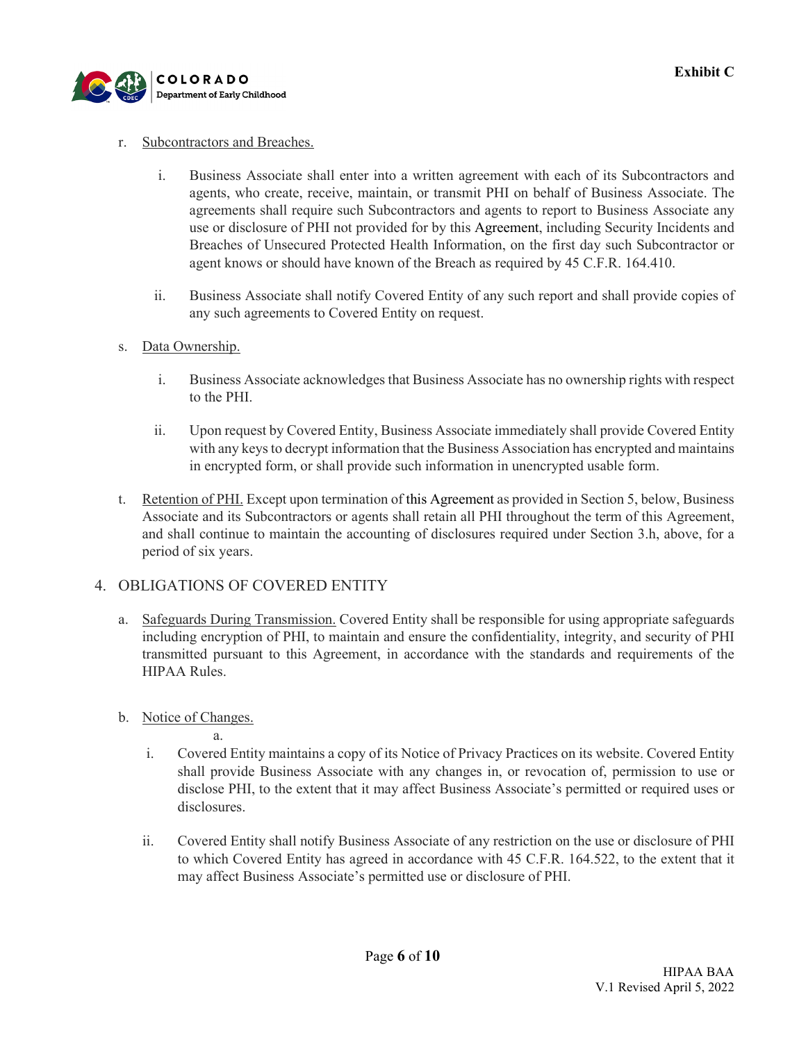r. Subcontractors and Breaches.

   i. Business Associate shall enter into a written agreement with each of its Subcontractors and agents, who create, receive, maintain, or transmit PHI on behalf of Business Associate. The agreements shall require such Subcontractors and agents to report to Business Associate any use or disclosure of PHI not provided for by this Agreement, including Security Incidents and Breaches of Unsecured Protected Health Information, on the first day such Subcontractor or agent knows or should have known of the Breach as required by 45 C.F.R. 164.410.

   ii. Business Associate shall notify Covered Entity of any such report and shall provide copies of any such agreements to Covered Entity on request.

s. Data Ownership.

   i. Business Associate acknowledges that Business Associate has no ownership rights with respect to the PHI.

   ii. Upon request by Covered Entity, Business Associate immediately shall provide Covered Entity with any keys to decrypt information that the Business Association has encrypted and maintains in encrypted form, or shall provide such information in unencrypted usable form.

t. Retention of PHI. Except upon termination of this Agreement as provided in Section 5, below, Business Associate and its Subcontractors or agents shall retain all PHI throughout the term of this Agreement, and shall continue to maintain the accounting of disclosures required under Section 3.h, above, for a period of six years.

## 4. OBLIGATIONS OF COVERED ENTITY

a. Safeguards During Transmission. Covered Entity shall be responsible for using appropriate safeguards including encryption of PHI, to maintain and ensure the confidentiality, integrity, and security of PHI transmitted pursuant to this Agreement, in accordance with the standards and requirements of the HIPAA Rules.

b. Notice of Changes.

   a.

   i. Covered Entity maintains a copy of its Notice of Privacy Practices on its website. Covered Entity shall provide Business Associate with any changes in, or revocation of, permission to use or disclose PHI, to the extent that it may affect Business Associate's permitted or required uses or disclosures.

   ii. Covered Entity shall notify Business Associate of any restriction on the use or disclosure of PHI to which Covered Entity has agreed in accordance with 45 C.F.R. 164.522, to the extent that it may affect Business Associate's permitted use or disclosure of PHI.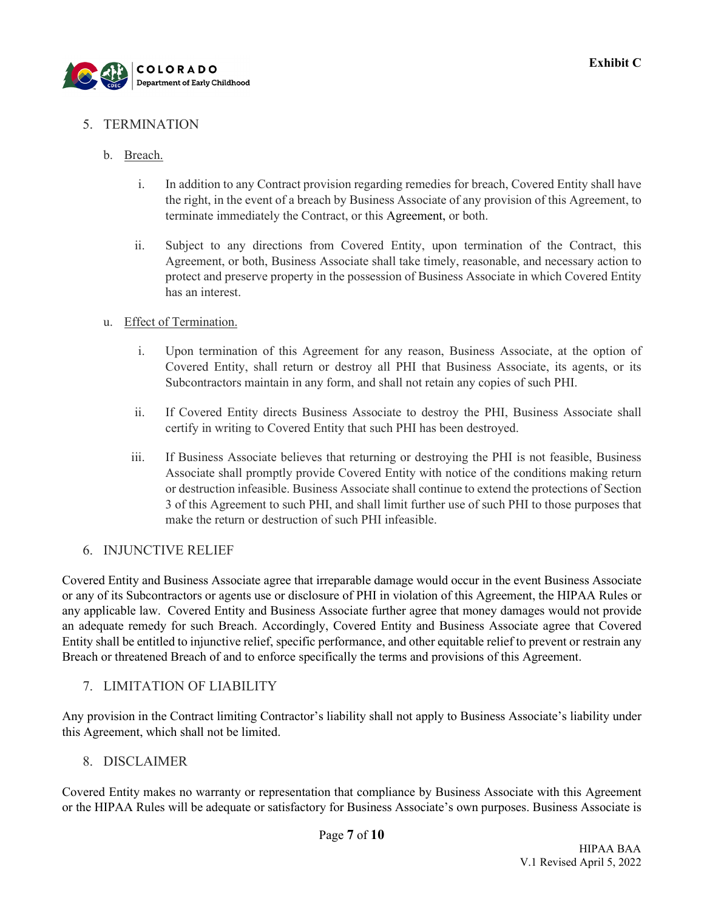## 5. TERMINATION

b. Breach.

i. In addition to any Contract provision regarding remedies for breach, Covered Entity shall have the right, in the event of a breach by Business Associate of any provision of this Agreement, to terminate immediately the Contract, or this Agreement, or both.

ii. Subject to any directions from Covered Entity, upon termination of the Contract, this Agreement, or both, Business Associate shall take timely, reasonable, and necessary action to protect and preserve property in the possession of Business Associate in which Covered Entity has an interest.

u. Effect of Termination.

i. Upon termination of this Agreement for any reason, Business Associate, at the option of Covered Entity, shall return or destroy all PHI that Business Associate, its agents, or its Subcontractors maintain in any form, and shall not retain any copies of such PHI.

ii. If Covered Entity directs Business Associate to destroy the PHI, Business Associate shall certify in writing to Covered Entity that such PHI has been destroyed.

iii. If Business Associate believes that returning or destroying the PHI is not feasible, Business Associate shall promptly provide Covered Entity with notice of the conditions making return or destruction infeasible. Business Associate shall continue to extend the protections of Section 3 of this Agreement to such PHI, and shall limit further use of such PHI to those purposes that make the return or destruction of such PHI infeasible.

## 6. INJUNCTIVE RELIEF

Covered Entity and Business Associate agree that irreparable damage would occur in the event Business Associate or any of its Subcontractors or agents use or disclosure of PHI in violation of this Agreement, the HIPAA Rules or any applicable law. Covered Entity and Business Associate further agree that money damages would not provide an adequate remedy for such Breach. Accordingly, Covered Entity and Business Associate agree that Covered Entity shall be entitled to injunctive relief, specific performance, and other equitable relief to prevent or restrain any Breach or threatened Breach of and to enforce specifically the terms and provisions of this Agreement.

## 7. LIMITATION OF LIABILITY

Any provision in the Contract limiting Contractor's liability shall not apply to Business Associate's liability under this Agreement, which shall not be limited.

## 8. DISCLAIMER

Covered Entity makes no warranty or representation that compliance by Business Associate with this Agreement or the HIPAA Rules will be adequate or satisfactory for Business Associate's own purposes. Business Associate is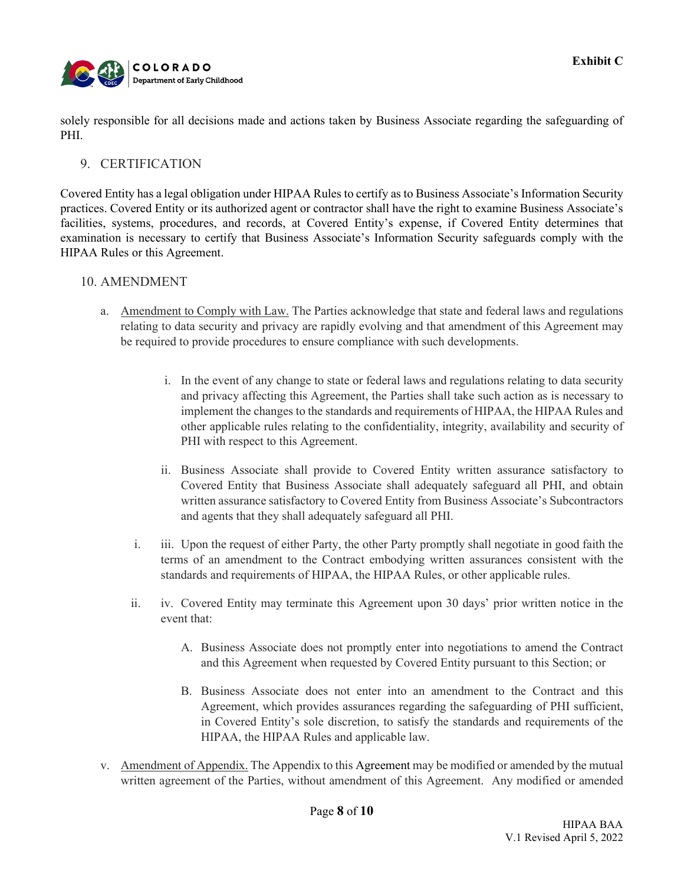solely responsible for all decisions made and actions taken by Business Associate regarding the safeguarding of PHI.

## 9. CERTIFICATION

Covered Entity has a legal obligation under HIPAA Rules to certify as to Business Associate's Information Security practices. Covered Entity or its authorized agent or contractor shall have the right to examine Business Associate's facilities, systems, procedures, and records, at Covered Entity's expense, if Covered Entity determines that examination is necessary to certify that Business Associate's Information Security safeguards comply with the HIPAA Rules or this Agreement.

## 10. AMENDMENT

a. Amendment to Comply with Law. The Parties acknowledge that state and federal laws and regulations relating to data security and privacy are rapidly evolving and that amendment of this Agreement may be required to provide procedures to ensure compliance with such developments.

   i. In the event of any change to state or federal laws and regulations relating to data security and privacy affecting this Agreement, the Parties shall take such action as is necessary to implement the changes to the standards and requirements of HIPAA, the HIPAA Rules and other applicable rules relating to the confidentiality, integrity, availability and security of PHI with respect to this Agreement.

   ii. Business Associate shall provide to Covered Entity written assurance satisfactory to Covered Entity that Business Associate shall adequately safeguard all PHI, and obtain written assurance satisfactory to Covered Entity from Business Associate's Subcontractors and agents that they shall adequately safeguard all PHI.

   i. iii. Upon the request of either Party, the other Party promptly shall negotiate in good faith the terms of an amendment to the Contract embodying written assurances consistent with the standards and requirements of HIPAA, the HIPAA Rules, or other applicable rules.

   ii. iv. Covered Entity may terminate this Agreement upon 30 days' prior written notice in the event that:

      A. Business Associate does not promptly enter into negotiations to amend the Contract and this Agreement when requested by Covered Entity pursuant to this Section; or

      B. Business Associate does not enter into an amendment to the Contract and this Agreement, which provides assurances regarding the safeguarding of PHI sufficient, in Covered Entity's sole discretion, to satisfy the standards and requirements of the HIPAA, the HIPAA Rules and applicable law.

v. Amendment of Appendix. The Appendix to this Agreement may be modified or amended by the mutual written agreement of the Parties, without amendment of this Agreement. Any modified or amended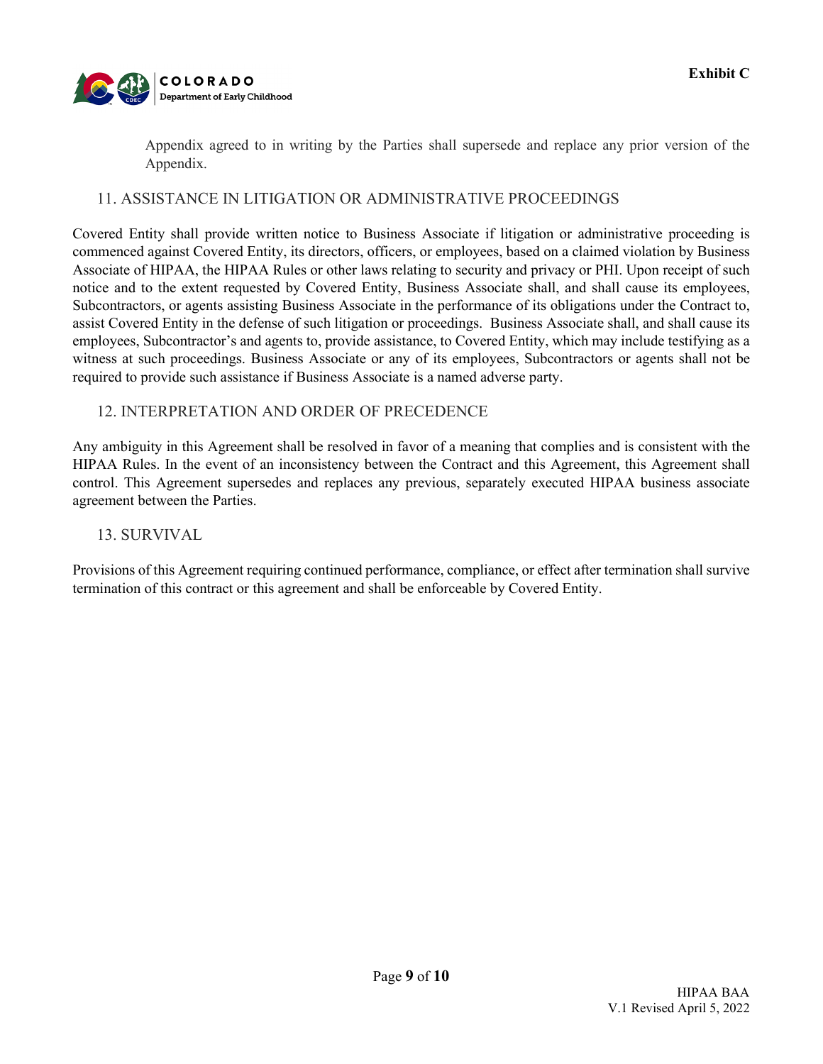Appendix agreed to in writing by the Parties shall supersede and replace any prior version of the Appendix.

## 11. ASSISTANCE IN LITIGATION OR ADMINISTRATIVE PROCEEDINGS

Covered Entity shall provide written notice to Business Associate if litigation or administrative proceeding is commenced against Covered Entity, its directors, officers, or employees, based on a claimed violation by Business Associate of HIPAA, the HIPAA Rules or other laws relating to security and privacy or PHI. Upon receipt of such notice and to the extent requested by Covered Entity, Business Associate shall, and shall cause its employees, Subcontractors, or agents assisting Business Associate in the performance of its obligations under the Contract to, assist Covered Entity in the defense of such litigation or proceedings. Business Associate shall, and shall cause its employees, Subcontractor's and agents to, provide assistance, to Covered Entity, which may include testifying as a witness at such proceedings. Business Associate or any of its employees, Subcontractors or agents shall not be required to provide such assistance if Business Associate is a named adverse party.

## 12. INTERPRETATION AND ORDER OF PRECEDENCE

Any ambiguity in this Agreement shall be resolved in favor of a meaning that complies and is consistent with the HIPAA Rules. In the event of an inconsistency between the Contract and this Agreement, this Agreement shall control. This Agreement supersedes and replaces any previous, separately executed HIPAA business associate agreement between the Parties.

## 13. SURVIVAL

Provisions of this Agreement requiring continued performance, compliance, or effect after termination shall survive termination of this contract or this agreement and shall be enforceable by Covered Entity.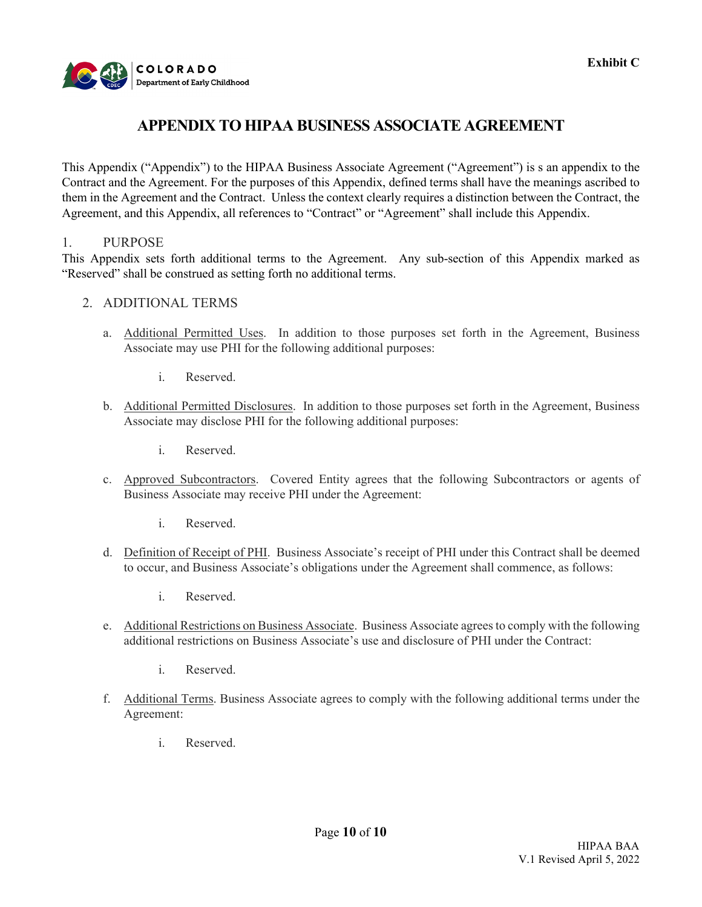**Exhibit C**

COLORADO
Department of Early Childhood

# APPENDIX TO HIPAA BUSINESS ASSOCIATE AGREEMENT

This Appendix ("Appendix") to the HIPAA Business Associate Agreement ("Agreement") is s an appendix to the Contract and the Agreement. For the purposes of this Appendix, defined terms shall have the meanings ascribed to them in the Agreement and the Contract. Unless the context clearly requires a distinction between the Contract, the Agreement, and this Appendix, all references to "Contract" or "Agreement" shall include this Appendix.

1. PURPOSE

This Appendix sets forth additional terms to the Agreement. Any sub-section of this Appendix marked as "Reserved" shall be construed as setting forth no additional terms.

2. ADDITIONAL TERMS

   a. Additional Permitted Uses. In addition to those purposes set forth in the Agreement, Business Associate may use PHI for the following additional purposes:

      i. Reserved.

   b. Additional Permitted Disclosures. In addition to those purposes set forth in the Agreement, Business Associate may disclose PHI for the following additional purposes:

      i. Reserved.

   c. Approved Subcontractors. Covered Entity agrees that the following Subcontractors or agents of Business Associate may receive PHI under the Agreement:

      i. Reserved.

   d. Definition of Receipt of PHI. Business Associate's receipt of PHI under this Contract shall be deemed to occur, and Business Associate's obligations under the Agreement shall commence, as follows:

      i. Reserved.

   e. Additional Restrictions on Business Associate. Business Associate agrees to comply with the following additional restrictions on Business Associate's use and disclosure of PHI under the Contract:

      i. Reserved.

   f. Additional Terms. Business Associate agrees to comply with the following additional terms under the Agreement:

      i. Reserved.